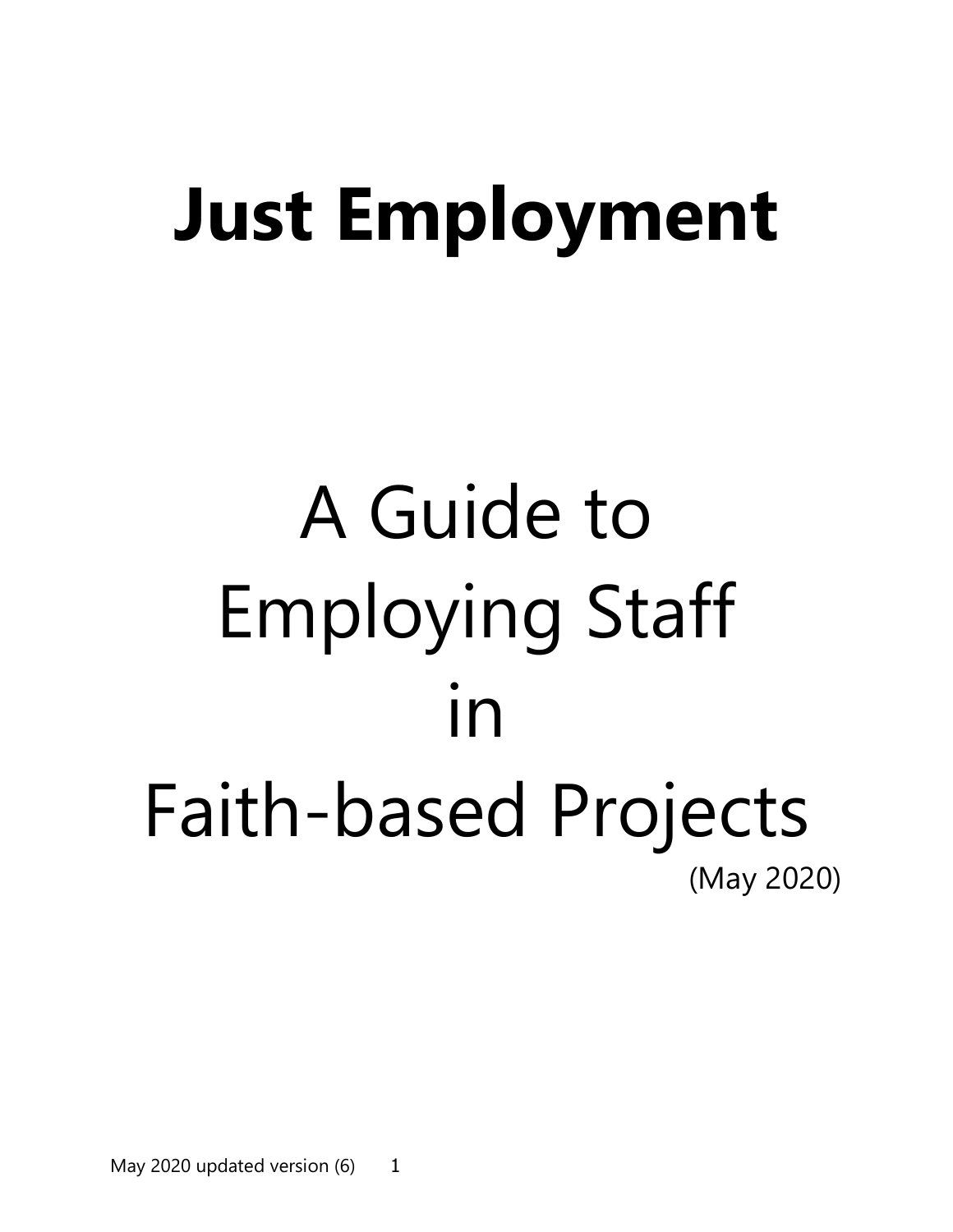# Just Employment

A Guide to
Employing Staff
in
Faith-based Projects

(May 2020)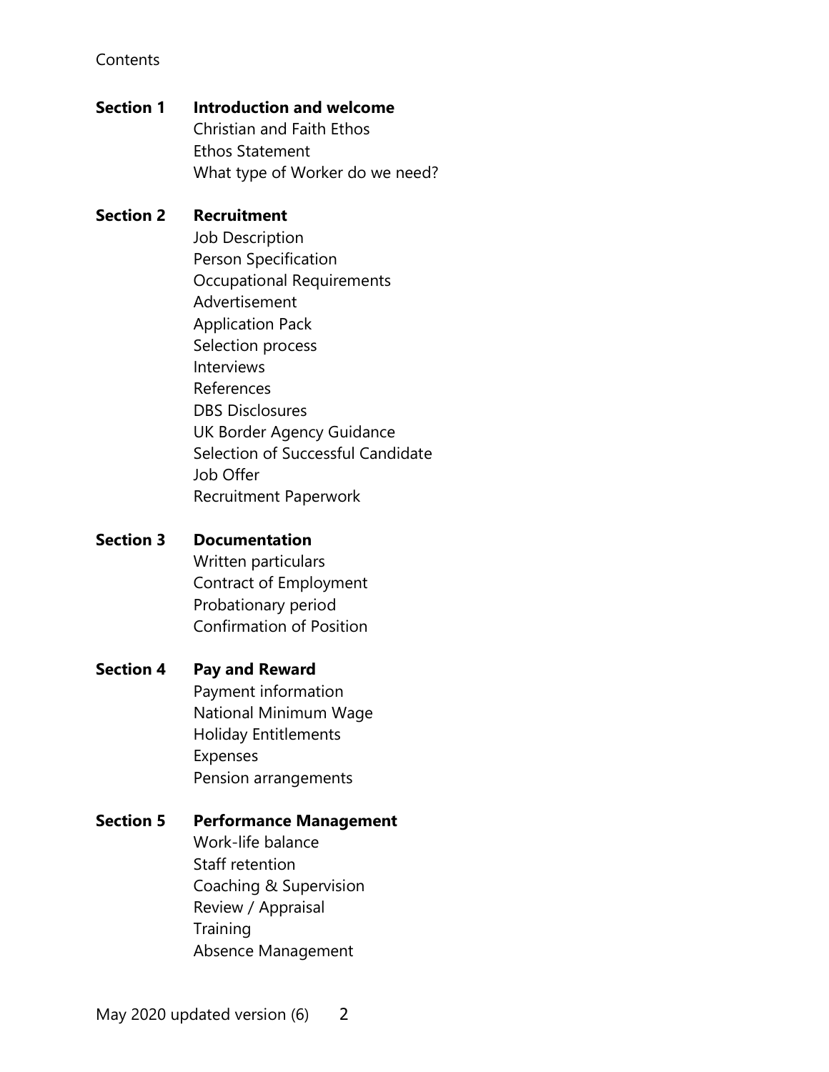Contents

**Section 1 Introduction and welcome**
Christian and Faith Ethos
Ethos Statement
What type of Worker do we need?

**Section 2 Recruitment**
Job Description
Person Specification
Occupational Requirements
Advertisement
Application Pack
Selection process
Interviews
References
DBS Disclosures
UK Border Agency Guidance
Selection of Successful Candidate
Job Offer
Recruitment Paperwork

**Section 3 Documentation**
Written particulars
Contract of Employment
Probationary period
Confirmation of Position

**Section 4 Pay and Reward**
Payment information
National Minimum Wage
Holiday Entitlements
Expenses
Pension arrangements

**Section 5 Performance Management**
Work-life balance
Staff retention
Coaching & Supervision
Review / Appraisal
Training
Absence Management

May 2020 updated version (6)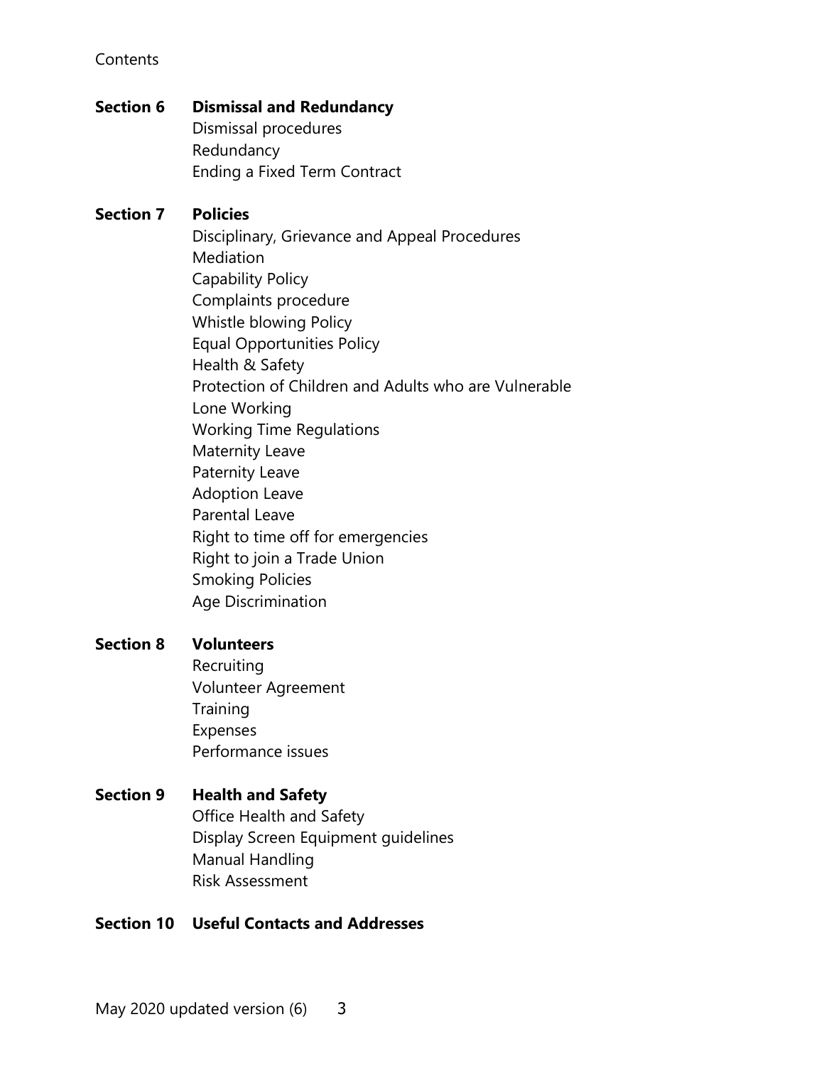Contents

**Section 6 Dismissal and Redundancy**

Dismissal procedures
Redundancy
Ending a Fixed Term Contract

**Section 7 Policies**

Disciplinary, Grievance and Appeal Procedures
Mediation
Capability Policy
Complaints procedure
Whistle blowing Policy
Equal Opportunities Policy
Health & Safety
Protection of Children and Adults who are Vulnerable
Lone Working
Working Time Regulations
Maternity Leave
Paternity Leave
Adoption Leave
Parental Leave
Right to time off for emergencies
Right to join a Trade Union
Smoking Policies
Age Discrimination

**Section 8 Volunteers**

Recruiting
Volunteer Agreement
Training
Expenses
Performance issues

**Section 9 Health and Safety**

Office Health and Safety
Display Screen Equipment guidelines
Manual Handling
Risk Assessment

**Section 10 Useful Contacts and Addresses**

May 2020 updated version (6)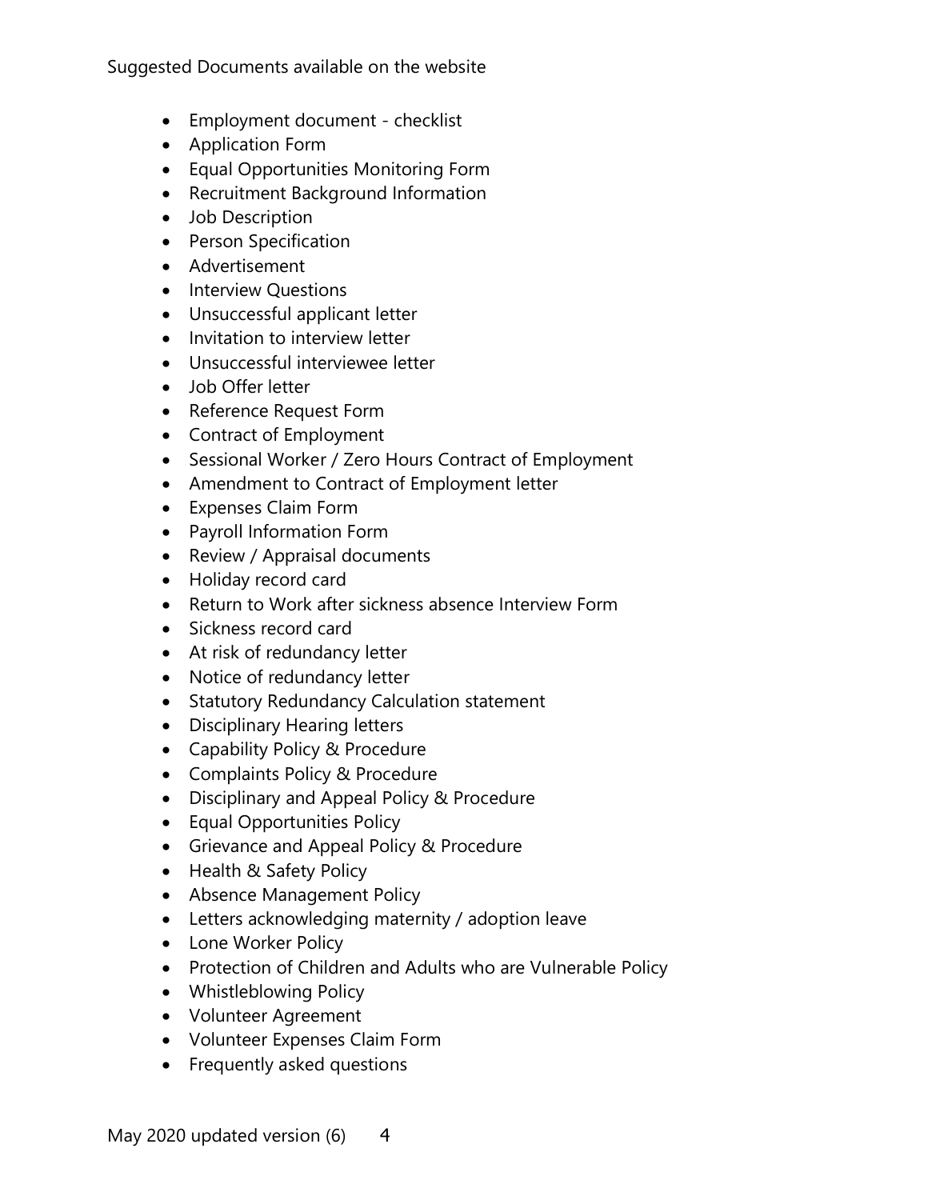Suggested Documents available on the website

- Employment document - checklist
- Application Form
- Equal Opportunities Monitoring Form
- Recruitment Background Information
- Job Description
- Person Specification
- Advertisement
- Interview Questions
- Unsuccessful applicant letter
- Invitation to interview letter
- Unsuccessful interviewee letter
- Job Offer letter
- Reference Request Form
- Contract of Employment
- Sessional Worker / Zero Hours Contract of Employment
- Amendment to Contract of Employment letter
- Expenses Claim Form
- Payroll Information Form
- Review / Appraisal documents
- Holiday record card
- Return to Work after sickness absence Interview Form
- Sickness record card
- At risk of redundancy letter
- Notice of redundancy letter
- Statutory Redundancy Calculation statement
- Disciplinary Hearing letters
- Capability Policy & Procedure
- Complaints Policy & Procedure
- Disciplinary and Appeal Policy & Procedure
- Equal Opportunities Policy
- Grievance and Appeal Policy & Procedure
- Health & Safety Policy
- Absence Management Policy
- Letters acknowledging maternity / adoption leave
- Lone Worker Policy
- Protection of Children and Adults who are Vulnerable Policy
- Whistleblowing Policy
- Volunteer Agreement
- Volunteer Expenses Claim Form
- Frequently asked questions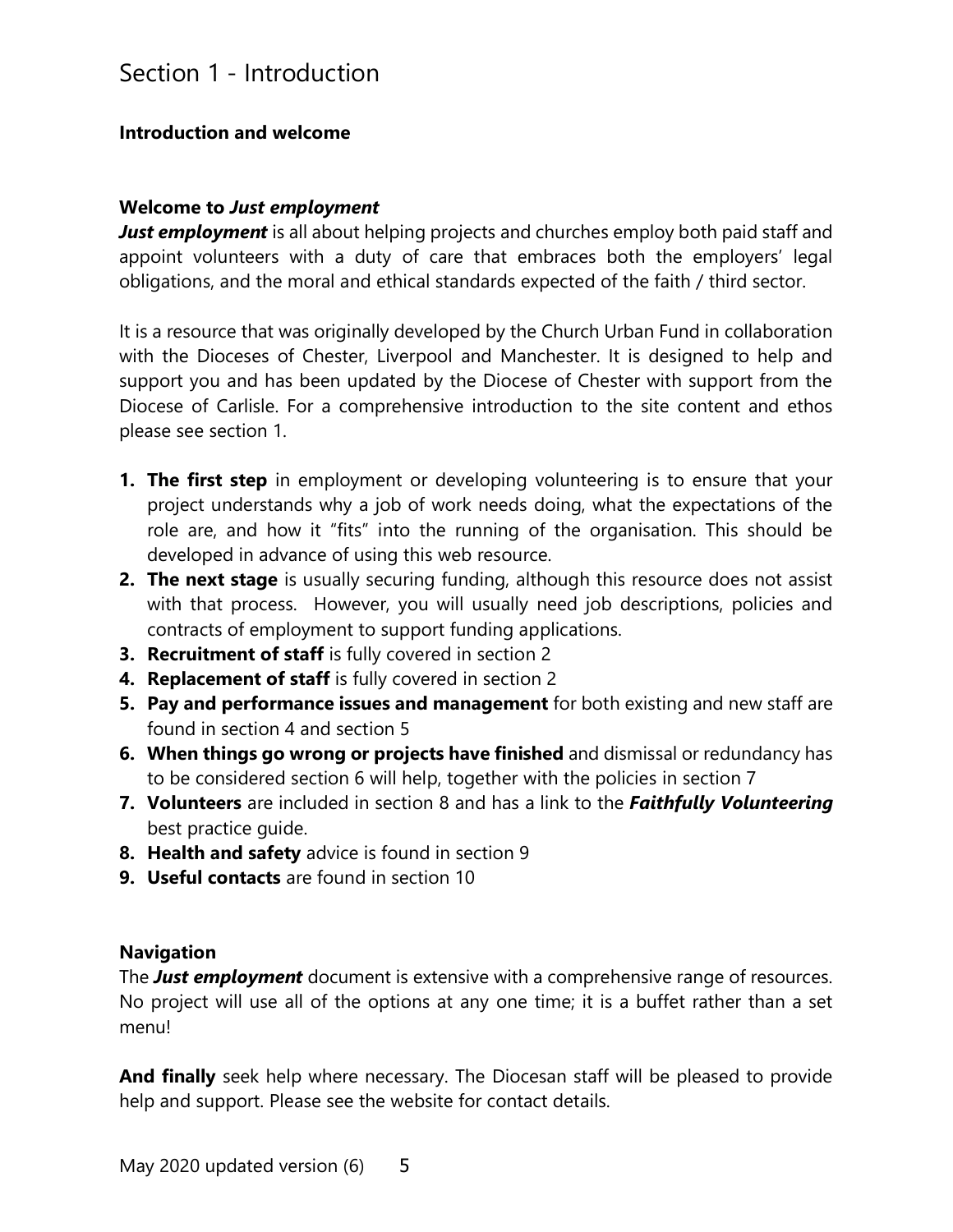# Section 1 - Introduction

**Introduction and welcome**

**Welcome to *Just employment***

***Just employment*** is all about helping projects and churches employ both paid staff and appoint volunteers with a duty of care that embraces both the employers' legal obligations, and the moral and ethical standards expected of the faith / third sector.

It is a resource that was originally developed by the Church Urban Fund in collaboration with the Dioceses of Chester, Liverpool and Manchester. It is designed to help and support you and has been updated by the Diocese of Chester with support from the Diocese of Carlisle. For a comprehensive introduction to the site content and ethos please see section 1.

1. **The first step** in employment or developing volunteering is to ensure that your project understands why a job of work needs doing, what the expectations of the role are, and how it "fits" into the running of the organisation. This should be developed in advance of using this web resource.
2. **The next stage** is usually securing funding, although this resource does not assist with that process. However, you will usually need job descriptions, policies and contracts of employment to support funding applications.
3. **Recruitment of staff** is fully covered in section 2
4. **Replacement of staff** is fully covered in section 2
5. **Pay and performance issues and management** for both existing and new staff are found in section 4 and section 5
6. **When things go wrong or projects have finished** and dismissal or redundancy has to be considered section 6 will help, together with the policies in section 7
7. **Volunteers** are included in section 8 and has a link to the ***Faithfully Volunteering*** best practice guide.
8. **Health and safety** advice is found in section 9
9. **Useful contacts** are found in section 10

**Navigation**

The ***Just employment*** document is extensive with a comprehensive range of resources. No project will use all of the options at any one time; it is a buffet rather than a set menu!

**And finally** seek help where necessary. The Diocesan staff will be pleased to provide help and support. Please see the website for contact details.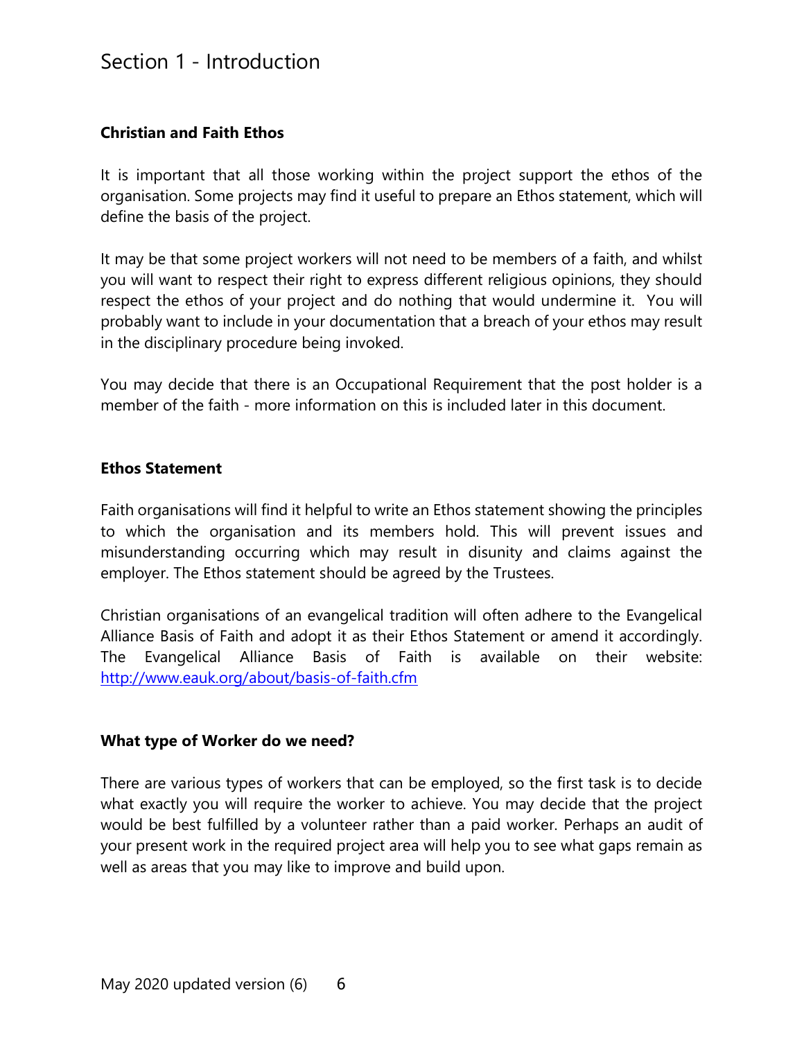# Section 1 - Introduction

**Christian and Faith Ethos**

It is important that all those working within the project support the ethos of the organisation. Some projects may find it useful to prepare an Ethos statement, which will define the basis of the project.

It may be that some project workers will not need to be members of a faith, and whilst you will want to respect their right to express different religious opinions, they should respect the ethos of your project and do nothing that would undermine it. You will probably want to include in your documentation that a breach of your ethos may result in the disciplinary procedure being invoked.

You may decide that there is an Occupational Requirement that the post holder is a member of the faith - more information on this is included later in this document.

**Ethos Statement**

Faith organisations will find it helpful to write an Ethos statement showing the principles to which the organisation and its members hold. This will prevent issues and misunderstanding occurring which may result in disunity and claims against the employer. The Ethos statement should be agreed by the Trustees.

Christian organisations of an evangelical tradition will often adhere to the Evangelical Alliance Basis of Faith and adopt it as their Ethos Statement or amend it accordingly. The Evangelical Alliance Basis of Faith is available on their website: http://www.eauk.org/about/basis-of-faith.cfm

**What type of Worker do we need?**

There are various types of workers that can be employed, so the first task is to decide what exactly you will require the worker to achieve. You may decide that the project would be best fulfilled by a volunteer rather than a paid worker. Perhaps an audit of your present work in the required project area will help you to see what gaps remain as well as areas that you may like to improve and build upon.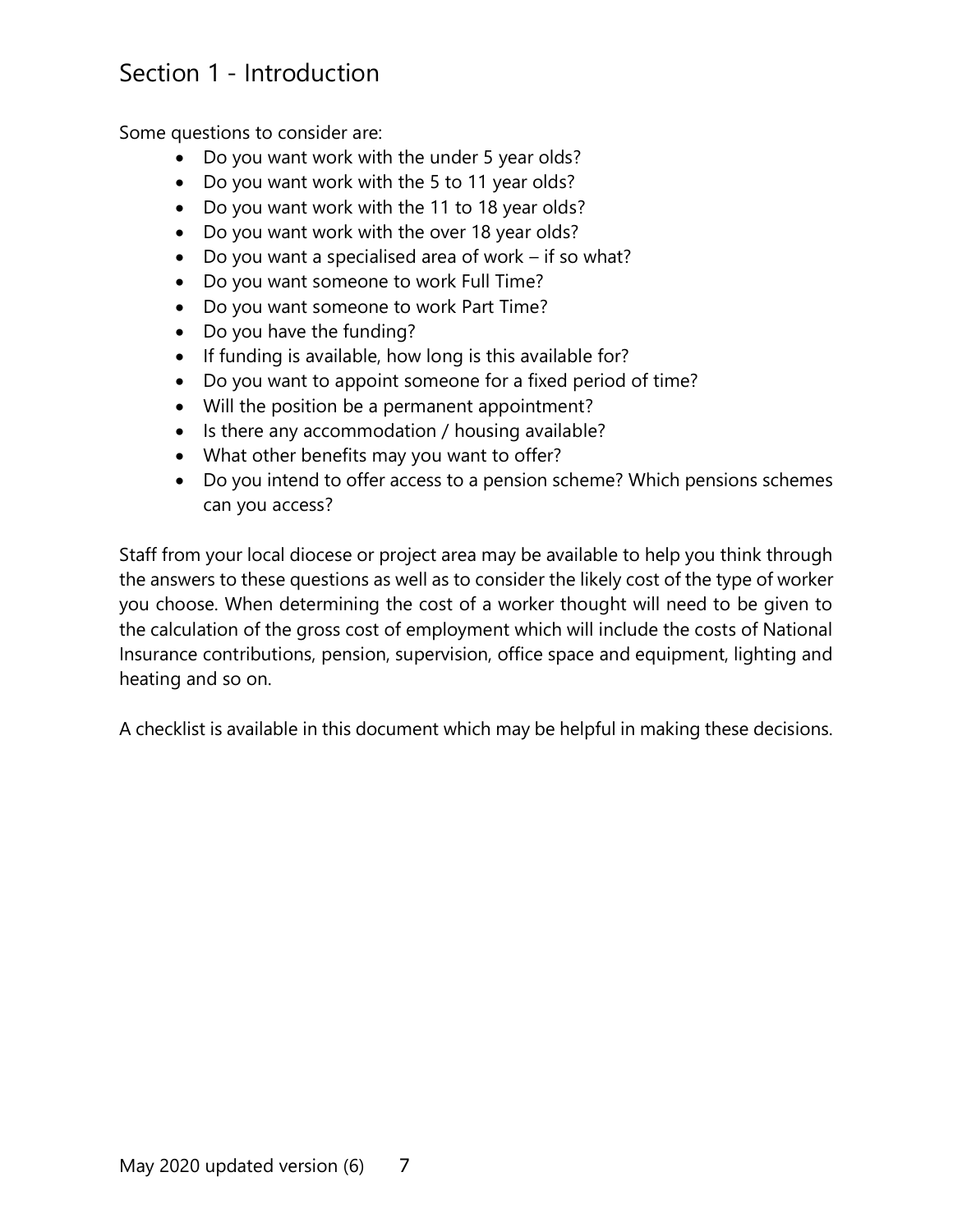## Section 1 - Introduction

Some questions to consider are:

- Do you want work with the under 5 year olds?
- Do you want work with the 5 to 11 year olds?
- Do you want work with the 11 to 18 year olds?
- Do you want work with the over 18 year olds?
- Do you want a specialised area of work – if so what?
- Do you want someone to work Full Time?
- Do you want someone to work Part Time?
- Do you have the funding?
- If funding is available, how long is this available for?
- Do you want to appoint someone for a fixed period of time?
- Will the position be a permanent appointment?
- Is there any accommodation / housing available?
- What other benefits may you want to offer?
- Do you intend to offer access to a pension scheme? Which pensions schemes can you access?

Staff from your local diocese or project area may be available to help you think through the answers to these questions as well as to consider the likely cost of the type of worker you choose. When determining the cost of a worker thought will need to be given to the calculation of the gross cost of employment which will include the costs of National Insurance contributions, pension, supervision, office space and equipment, lighting and heating and so on.

A checklist is available in this document which may be helpful in making these decisions.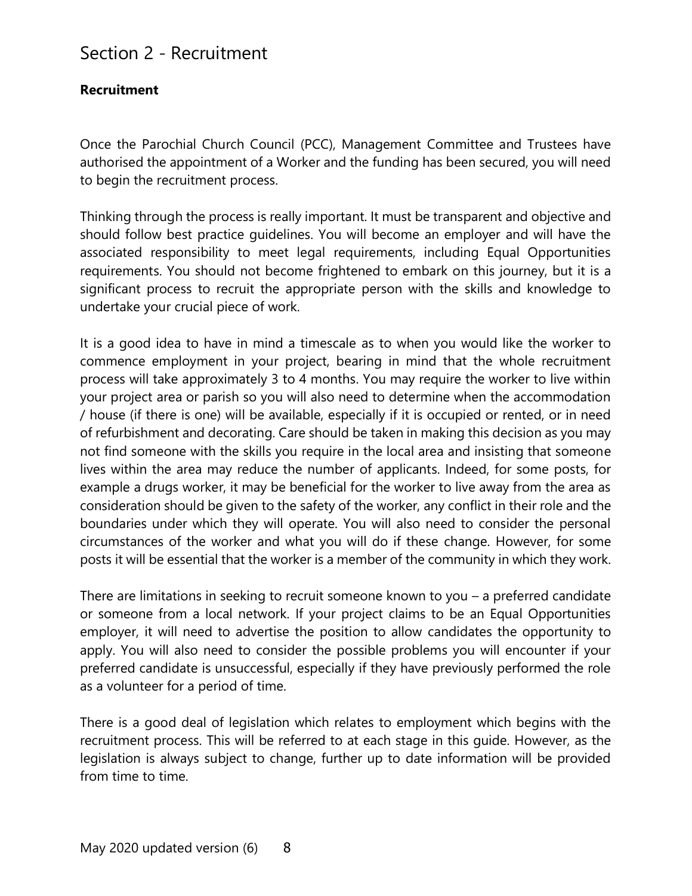# Section 2 - Recruitment

**Recruitment**

Once the Parochial Church Council (PCC), Management Committee and Trustees have authorised the appointment of a Worker and the funding has been secured, you will need to begin the recruitment process.

Thinking through the process is really important. It must be transparent and objective and should follow best practice guidelines. You will become an employer and will have the associated responsibility to meet legal requirements, including Equal Opportunities requirements. You should not become frightened to embark on this journey, but it is a significant process to recruit the appropriate person with the skills and knowledge to undertake your crucial piece of work.

It is a good idea to have in mind a timescale as to when you would like the worker to commence employment in your project, bearing in mind that the whole recruitment process will take approximately 3 to 4 months. You may require the worker to live within your project area or parish so you will also need to determine when the accommodation / house (if there is one) will be available, especially if it is occupied or rented, or in need of refurbishment and decorating. Care should be taken in making this decision as you may not find someone with the skills you require in the local area and insisting that someone lives within the area may reduce the number of applicants. Indeed, for some posts, for example a drugs worker, it may be beneficial for the worker to live away from the area as consideration should be given to the safety of the worker, any conflict in their role and the boundaries under which they will operate. You will also need to consider the personal circumstances of the worker and what you will do if these change. However, for some posts it will be essential that the worker is a member of the community in which they work.

There are limitations in seeking to recruit someone known to you – a preferred candidate or someone from a local network. If your project claims to be an Equal Opportunities employer, it will need to advertise the position to allow candidates the opportunity to apply. You will also need to consider the possible problems you will encounter if your preferred candidate is unsuccessful, especially if they have previously performed the role as a volunteer for a period of time.

There is a good deal of legislation which relates to employment which begins with the recruitment process. This will be referred to at each stage in this guide. However, as the legislation is always subject to change, further up to date information will be provided from time to time.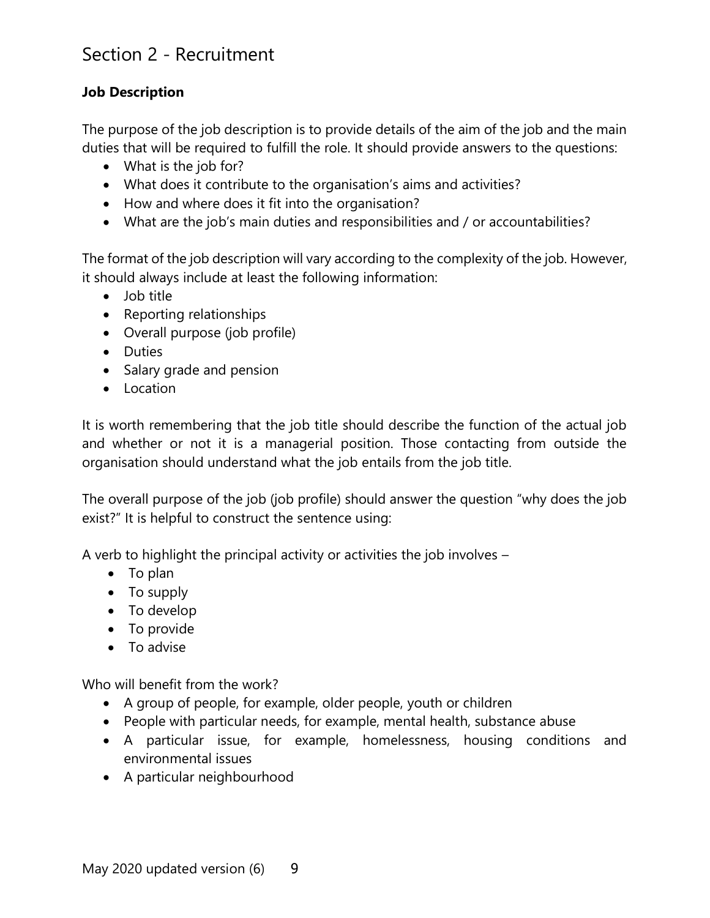## Section 2 - Recruitment

**Job Description**

The purpose of the job description is to provide details of the aim of the job and the main duties that will be required to fulfill the role. It should provide answers to the questions:

- What is the job for?
- What does it contribute to the organisation's aims and activities?
- How and where does it fit into the organisation?
- What are the job's main duties and responsibilities and / or accountabilities?

The format of the job description will vary according to the complexity of the job. However, it should always include at least the following information:

- Job title
- Reporting relationships
- Overall purpose (job profile)
- Duties
- Salary grade and pension
- Location

It is worth remembering that the job title should describe the function of the actual job and whether or not it is a managerial position. Those contacting from outside the organisation should understand what the job entails from the job title.

The overall purpose of the job (job profile) should answer the question "why does the job exist?" It is helpful to construct the sentence using:

A verb to highlight the principal activity or activities the job involves –

- To plan
- To supply
- To develop
- To provide
- To advise

Who will benefit from the work?

- A group of people, for example, older people, youth or children
- People with particular needs, for example, mental health, substance abuse
- A particular issue, for example, homelessness, housing conditions and environmental issues
- A particular neighbourhood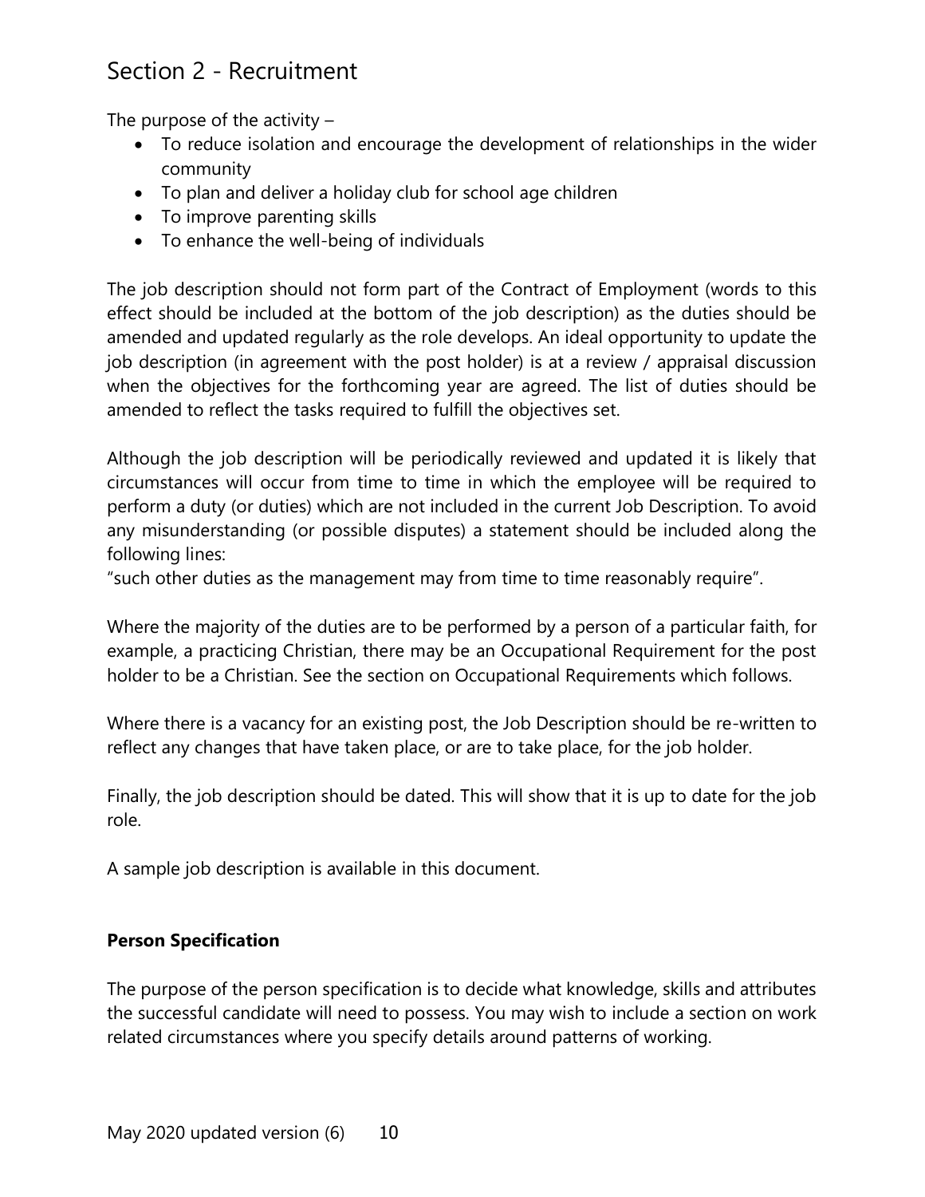## Section 2 - Recruitment

The purpose of the activity –

- To reduce isolation and encourage the development of relationships in the wider community
- To plan and deliver a holiday club for school age children
- To improve parenting skills
- To enhance the well-being of individuals

The job description should not form part of the Contract of Employment (words to this effect should be included at the bottom of the job description) as the duties should be amended and updated regularly as the role develops. An ideal opportunity to update the job description (in agreement with the post holder) is at a review / appraisal discussion when the objectives for the forthcoming year are agreed. The list of duties should be amended to reflect the tasks required to fulfill the objectives set.

Although the job description will be periodically reviewed and updated it is likely that circumstances will occur from time to time in which the employee will be required to perform a duty (or duties) which are not included in the current Job Description. To avoid any misunderstanding (or possible disputes) a statement should be included along the following lines:
"such other duties as the management may from time to time reasonably require".

Where the majority of the duties are to be performed by a person of a particular faith, for example, a practicing Christian, there may be an Occupational Requirement for the post holder to be a Christian. See the section on Occupational Requirements which follows.

Where there is a vacancy for an existing post, the Job Description should be re-written to reflect any changes that have taken place, or are to take place, for the job holder.

Finally, the job description should be dated. This will show that it is up to date for the job role.

A sample job description is available in this document.

**Person Specification**

The purpose of the person specification is to decide what knowledge, skills and attributes the successful candidate will need to possess. You may wish to include a section on work related circumstances where you specify details around patterns of working.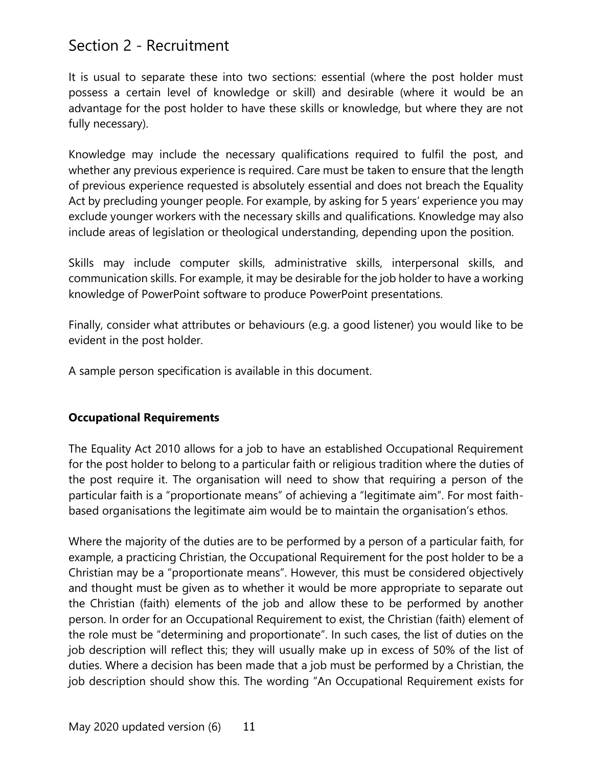## Section 2 - Recruitment

It is usual to separate these into two sections: essential (where the post holder must possess a certain level of knowledge or skill) and desirable (where it would be an advantage for the post holder to have these skills or knowledge, but where they are not fully necessary).

Knowledge may include the necessary qualifications required to fulfil the post, and whether any previous experience is required. Care must be taken to ensure that the length of previous experience requested is absolutely essential and does not breach the Equality Act by precluding younger people. For example, by asking for 5 years' experience you may exclude younger workers with the necessary skills and qualifications. Knowledge may also include areas of legislation or theological understanding, depending upon the position.

Skills may include computer skills, administrative skills, interpersonal skills, and communication skills. For example, it may be desirable for the job holder to have a working knowledge of PowerPoint software to produce PowerPoint presentations.

Finally, consider what attributes or behaviours (e.g. a good listener) you would like to be evident in the post holder.

A sample person specification is available in this document.

**Occupational Requirements**

The Equality Act 2010 allows for a job to have an established Occupational Requirement for the post holder to belong to a particular faith or religious tradition where the duties of the post require it. The organisation will need to show that requiring a person of the particular faith is a "proportionate means" of achieving a "legitimate aim". For most faith-based organisations the legitimate aim would be to maintain the organisation's ethos.

Where the majority of the duties are to be performed by a person of a particular faith, for example, a practicing Christian, the Occupational Requirement for the post holder to be a Christian may be a "proportionate means". However, this must be considered objectively and thought must be given as to whether it would be more appropriate to separate out the Christian (faith) elements of the job and allow these to be performed by another person. In order for an Occupational Requirement to exist, the Christian (faith) element of the role must be "determining and proportionate". In such cases, the list of duties on the job description will reflect this; they will usually make up in excess of 50% of the list of duties. Where a decision has been made that a job must be performed by a Christian, the job description should show this. The wording "An Occupational Requirement exists for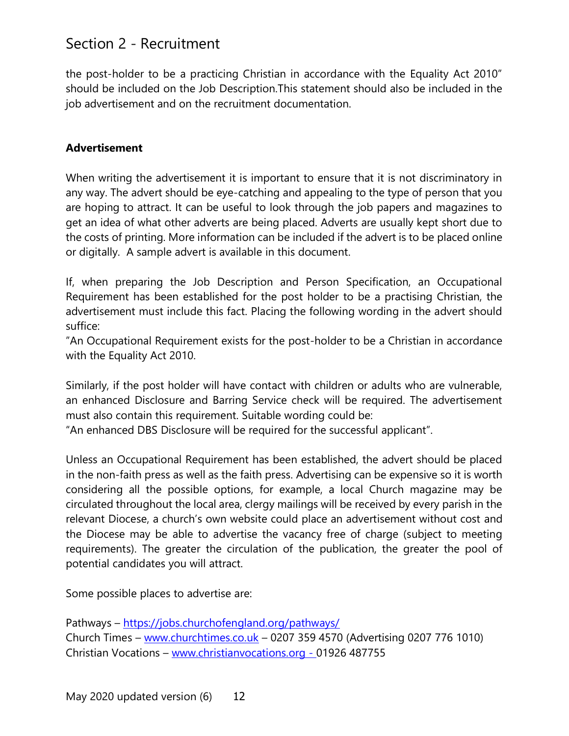the post-holder to be a practicing Christian in accordance with the Equality Act 2010" should be included on the Job Description.This statement should also be included in the job advertisement and on the recruitment documentation.

**Advertisement**

When writing the advertisement it is important to ensure that it is not discriminatory in any way. The advert should be eye-catching and appealing to the type of person that you are hoping to attract. It can be useful to look through the job papers and magazines to get an idea of what other adverts are being placed. Adverts are usually kept short due to the costs of printing. More information can be included if the advert is to be placed online or digitally. A sample advert is available in this document.

If, when preparing the Job Description and Person Specification, an Occupational Requirement has been established for the post holder to be a practising Christian, the advertisement must include this fact. Placing the following wording in the advert should suffice:
"An Occupational Requirement exists for the post-holder to be a Christian in accordance with the Equality Act 2010.

Similarly, if the post holder will have contact with children or adults who are vulnerable, an enhanced Disclosure and Barring Service check will be required. The advertisement must also contain this requirement. Suitable wording could be:
"An enhanced DBS Disclosure will be required for the successful applicant".

Unless an Occupational Requirement has been established, the advert should be placed in the non-faith press as well as the faith press. Advertising can be expensive so it is worth considering all the possible options, for example, a local Church magazine may be circulated throughout the local area, clergy mailings will be received by every parish in the relevant Diocese, a church's own website could place an advertisement without cost and the Diocese may be able to advertise the vacancy free of charge (subject to meeting requirements). The greater the circulation of the publication, the greater the pool of potential candidates you will attract.

Some possible places to advertise are:

Pathways – https://jobs.churchofengland.org/pathways/
Church Times – www.churchtimes.co.uk – 0207 359 4570 (Advertising 0207 776 1010)
Christian Vocations – www.christianvocations.org - 01926 487755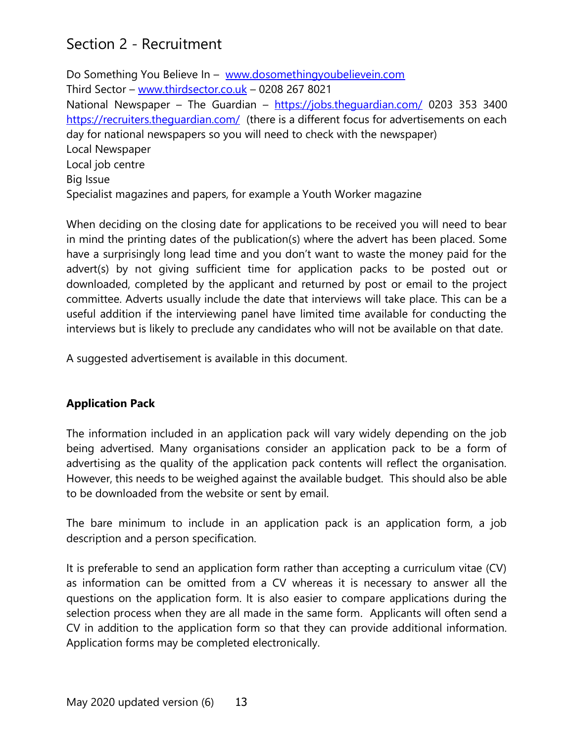# Section 2 - Recruitment

Do Something You Believe In – www.dosomethingyoubelievein.com
Third Sector – www.thirdsector.co.uk – 0208 267 8021
National Newspaper – The Guardian – https://jobs.theguardian.com/ 0203 353 3400 https://recruiters.theguardian.com/ (there is a different focus for advertisements on each day for national newspapers so you will need to check with the newspaper)
Local Newspaper
Local job centre
Big Issue
Specialist magazines and papers, for example a Youth Worker magazine

When deciding on the closing date for applications to be received you will need to bear in mind the printing dates of the publication(s) where the advert has been placed. Some have a surprisingly long lead time and you don't want to waste the money paid for the advert(s) by not giving sufficient time for application packs to be posted out or downloaded, completed by the applicant and returned by post or email to the project committee. Adverts usually include the date that interviews will take place. This can be a useful addition if the interviewing panel have limited time available for conducting the interviews but is likely to preclude any candidates who will not be available on that date.

A suggested advertisement is available in this document.

**Application Pack**

The information included in an application pack will vary widely depending on the job being advertised. Many organisations consider an application pack to be a form of advertising as the quality of the application pack contents will reflect the organisation. However, this needs to be weighed against the available budget. This should also be able to be downloaded from the website or sent by email.

The bare minimum to include in an application pack is an application form, a job description and a person specification.

It is preferable to send an application form rather than accepting a curriculum vitae (CV) as information can be omitted from a CV whereas it is necessary to answer all the questions on the application form. It is also easier to compare applications during the selection process when they are all made in the same form. Applicants will often send a CV in addition to the application form so that they can provide additional information. Application forms may be completed electronically.

May 2020 updated version (6)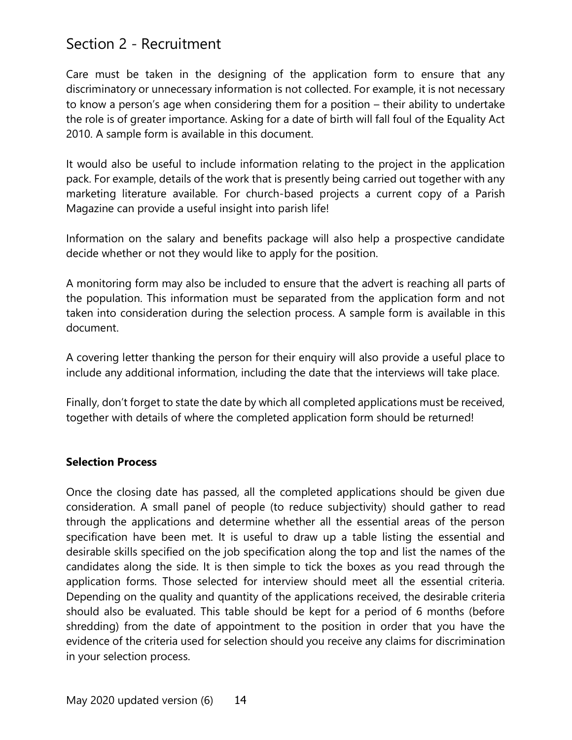## Section 2 - Recruitment

Care must be taken in the designing of the application form to ensure that any discriminatory or unnecessary information is not collected. For example, it is not necessary to know a person's age when considering them for a position – their ability to undertake the role is of greater importance. Asking for a date of birth will fall foul of the Equality Act 2010. A sample form is available in this document.

It would also be useful to include information relating to the project in the application pack. For example, details of the work that is presently being carried out together with any marketing literature available. For church-based projects a current copy of a Parish Magazine can provide a useful insight into parish life!

Information on the salary and benefits package will also help a prospective candidate decide whether or not they would like to apply for the position.

A monitoring form may also be included to ensure that the advert is reaching all parts of the population. This information must be separated from the application form and not taken into consideration during the selection process. A sample form is available in this document.

A covering letter thanking the person for their enquiry will also provide a useful place to include any additional information, including the date that the interviews will take place.

Finally, don't forget to state the date by which all completed applications must be received, together with details of where the completed application form should be returned!

### Selection Process

Once the closing date has passed, all the completed applications should be given due consideration. A small panel of people (to reduce subjectivity) should gather to read through the applications and determine whether all the essential areas of the person specification have been met. It is useful to draw up a table listing the essential and desirable skills specified on the job specification along the top and list the names of the candidates along the side. It is then simple to tick the boxes as you read through the application forms. Those selected for interview should meet all the essential criteria. Depending on the quality and quantity of the applications received, the desirable criteria should also be evaluated. This table should be kept for a period of 6 months (before shredding) from the date of appointment to the position in order that you have the evidence of the criteria used for selection should you receive any claims for discrimination in your selection process.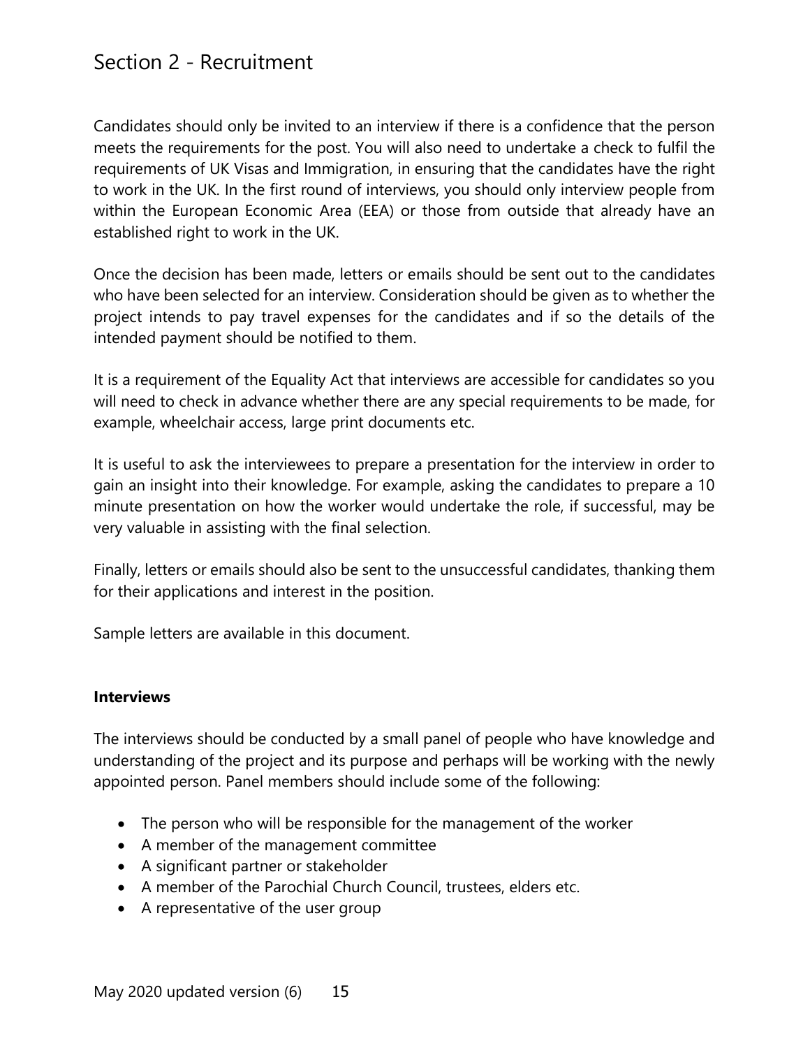# Section 2 - Recruitment

Candidates should only be invited to an interview if there is a confidence that the person meets the requirements for the post. You will also need to undertake a check to fulfil the requirements of UK Visas and Immigration, in ensuring that the candidates have the right to work in the UK. In the first round of interviews, you should only interview people from within the European Economic Area (EEA) or those from outside that already have an established right to work in the UK.

Once the decision has been made, letters or emails should be sent out to the candidates who have been selected for an interview. Consideration should be given as to whether the project intends to pay travel expenses for the candidates and if so the details of the intended payment should be notified to them.

It is a requirement of the Equality Act that interviews are accessible for candidates so you will need to check in advance whether there are any special requirements to be made, for example, wheelchair access, large print documents etc.

It is useful to ask the interviewees to prepare a presentation for the interview in order to gain an insight into their knowledge. For example, asking the candidates to prepare a 10 minute presentation on how the worker would undertake the role, if successful, may be very valuable in assisting with the final selection.

Finally, letters or emails should also be sent to the unsuccessful candidates, thanking them for their applications and interest in the position.

Sample letters are available in this document.

**Interviews**

The interviews should be conducted by a small panel of people who have knowledge and understanding of the project and its purpose and perhaps will be working with the newly appointed person. Panel members should include some of the following:

- The person who will be responsible for the management of the worker
- A member of the management committee
- A significant partner or stakeholder
- A member of the Parochial Church Council, trustees, elders etc.
- A representative of the user group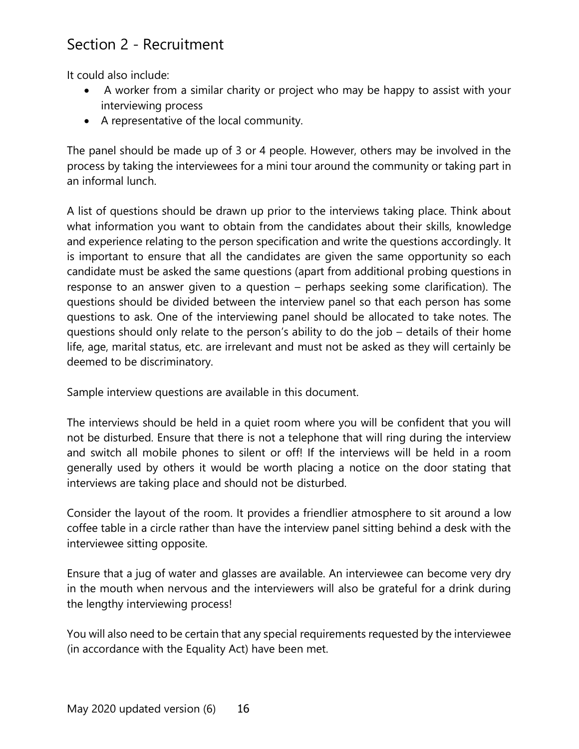## Section 2 - Recruitment

It could also include:

- A worker from a similar charity or project who may be happy to assist with your interviewing process
- A representative of the local community.

The panel should be made up of 3 or 4 people. However, others may be involved in the process by taking the interviewees for a mini tour around the community or taking part in an informal lunch.

A list of questions should be drawn up prior to the interviews taking place. Think about what information you want to obtain from the candidates about their skills, knowledge and experience relating to the person specification and write the questions accordingly. It is important to ensure that all the candidates are given the same opportunity so each candidate must be asked the same questions (apart from additional probing questions in response to an answer given to a question – perhaps seeking some clarification). The questions should be divided between the interview panel so that each person has some questions to ask. One of the interviewing panel should be allocated to take notes. The questions should only relate to the person's ability to do the job – details of their home life, age, marital status, etc. are irrelevant and must not be asked as they will certainly be deemed to be discriminatory.

Sample interview questions are available in this document.

The interviews should be held in a quiet room where you will be confident that you will not be disturbed. Ensure that there is not a telephone that will ring during the interview and switch all mobile phones to silent or off! If the interviews will be held in a room generally used by others it would be worth placing a notice on the door stating that interviews are taking place and should not be disturbed.

Consider the layout of the room. It provides a friendlier atmosphere to sit around a low coffee table in a circle rather than have the interview panel sitting behind a desk with the interviewee sitting opposite.

Ensure that a jug of water and glasses are available. An interviewee can become very dry in the mouth when nervous and the interviewers will also be grateful for a drink during the lengthy interviewing process!

You will also need to be certain that any special requirements requested by the interviewee (in accordance with the Equality Act) have been met.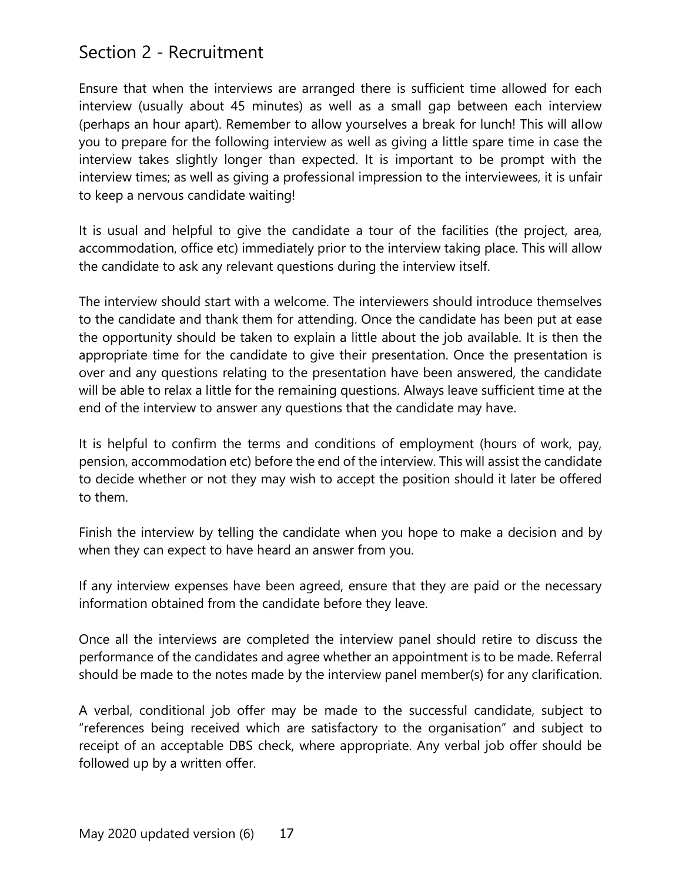## Section 2 - Recruitment

Ensure that when the interviews are arranged there is sufficient time allowed for each interview (usually about 45 minutes) as well as a small gap between each interview (perhaps an hour apart). Remember to allow yourselves a break for lunch! This will allow you to prepare for the following interview as well as giving a little spare time in case the interview takes slightly longer than expected. It is important to be prompt with the interview times; as well as giving a professional impression to the interviewees, it is unfair to keep a nervous candidate waiting!

It is usual and helpful to give the candidate a tour of the facilities (the project, area, accommodation, office etc) immediately prior to the interview taking place. This will allow the candidate to ask any relevant questions during the interview itself.

The interview should start with a welcome. The interviewers should introduce themselves to the candidate and thank them for attending. Once the candidate has been put at ease the opportunity should be taken to explain a little about the job available. It is then the appropriate time for the candidate to give their presentation. Once the presentation is over and any questions relating to the presentation have been answered, the candidate will be able to relax a little for the remaining questions. Always leave sufficient time at the end of the interview to answer any questions that the candidate may have.

It is helpful to confirm the terms and conditions of employment (hours of work, pay, pension, accommodation etc) before the end of the interview. This will assist the candidate to decide whether or not they may wish to accept the position should it later be offered to them.

Finish the interview by telling the candidate when you hope to make a decision and by when they can expect to have heard an answer from you.

If any interview expenses have been agreed, ensure that they are paid or the necessary information obtained from the candidate before they leave.

Once all the interviews are completed the interview panel should retire to discuss the performance of the candidates and agree whether an appointment is to be made. Referral should be made to the notes made by the interview panel member(s) for any clarification.

A verbal, conditional job offer may be made to the successful candidate, subject to "references being received which are satisfactory to the organisation" and subject to receipt of an acceptable DBS check, where appropriate. Any verbal job offer should be followed up by a written offer.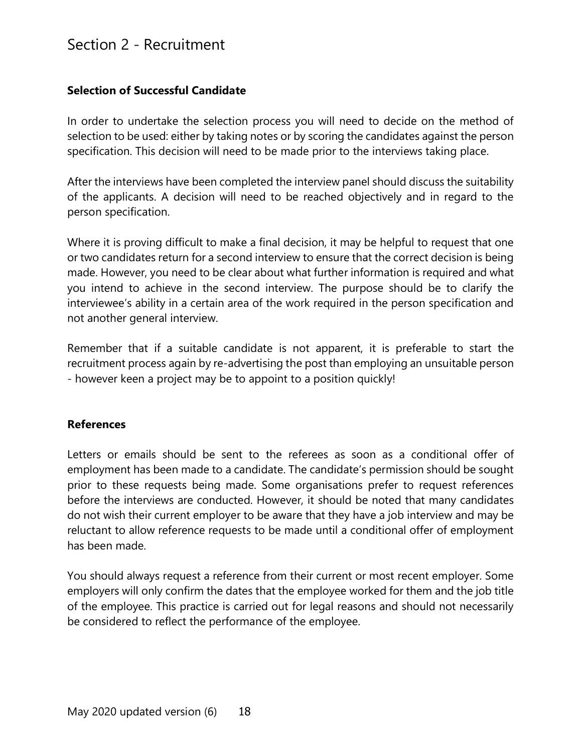# Section 2 - Recruitment

## Selection of Successful Candidate

In order to undertake the selection process you will need to decide on the method of selection to be used: either by taking notes or by scoring the candidates against the person specification. This decision will need to be made prior to the interviews taking place.

After the interviews have been completed the interview panel should discuss the suitability of the applicants. A decision will need to be reached objectively and in regard to the person specification.

Where it is proving difficult to make a final decision, it may be helpful to request that one or two candidates return for a second interview to ensure that the correct decision is being made. However, you need to be clear about what further information is required and what you intend to achieve in the second interview. The purpose should be to clarify the interviewee's ability in a certain area of the work required in the person specification and not another general interview.

Remember that if a suitable candidate is not apparent, it is preferable to start the recruitment process again by re-advertising the post than employing an unsuitable person - however keen a project may be to appoint to a position quickly!

## References

Letters or emails should be sent to the referees as soon as a conditional offer of employment has been made to a candidate. The candidate's permission should be sought prior to these requests being made. Some organisations prefer to request references before the interviews are conducted. However, it should be noted that many candidates do not wish their current employer to be aware that they have a job interview and may be reluctant to allow reference requests to be made until a conditional offer of employment has been made.

You should always request a reference from their current or most recent employer. Some employers will only confirm the dates that the employee worked for them and the job title of the employee. This practice is carried out for legal reasons and should not necessarily be considered to reflect the performance of the employee.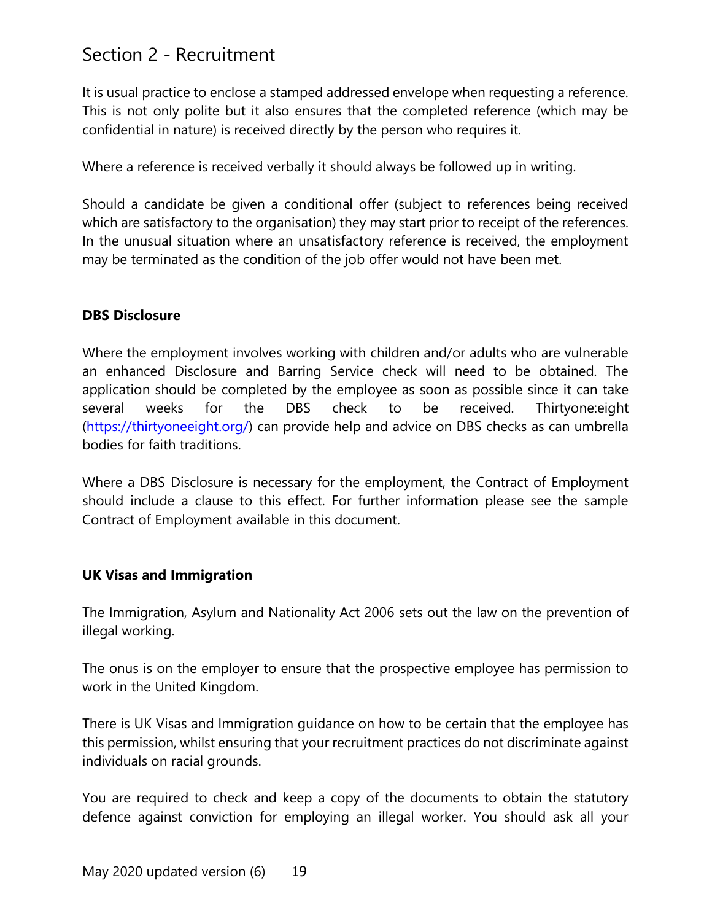## Section 2 - Recruitment

It is usual practice to enclose a stamped addressed envelope when requesting a reference. This is not only polite but it also ensures that the completed reference (which may be confidential in nature) is received directly by the person who requires it.

Where a reference is received verbally it should always be followed up in writing.

Should a candidate be given a conditional offer (subject to references being received which are satisfactory to the organisation) they may start prior to receipt of the references. In the unusual situation where an unsatisfactory reference is received, the employment may be terminated as the condition of the job offer would not have been met.

**DBS Disclosure**

Where the employment involves working with children and/or adults who are vulnerable an enhanced Disclosure and Barring Service check will need to be obtained. The application should be completed by the employee as soon as possible since it can take several weeks for the DBS check to be received. Thirtyone:eight ([https://thirtyoneeight.org/](https://thirtyoneeight.org/)) can provide help and advice on DBS checks as can umbrella bodies for faith traditions.

Where a DBS Disclosure is necessary for the employment, the Contract of Employment should include a clause to this effect. For further information please see the sample Contract of Employment available in this document.

**UK Visas and Immigration**

The Immigration, Asylum and Nationality Act 2006 sets out the law on the prevention of illegal working.

The onus is on the employer to ensure that the prospective employee has permission to work in the United Kingdom.

There is UK Visas and Immigration guidance on how to be certain that the employee has this permission, whilst ensuring that your recruitment practices do not discriminate against individuals on racial grounds.

You are required to check and keep a copy of the documents to obtain the statutory defence against conviction for employing an illegal worker. You should ask all your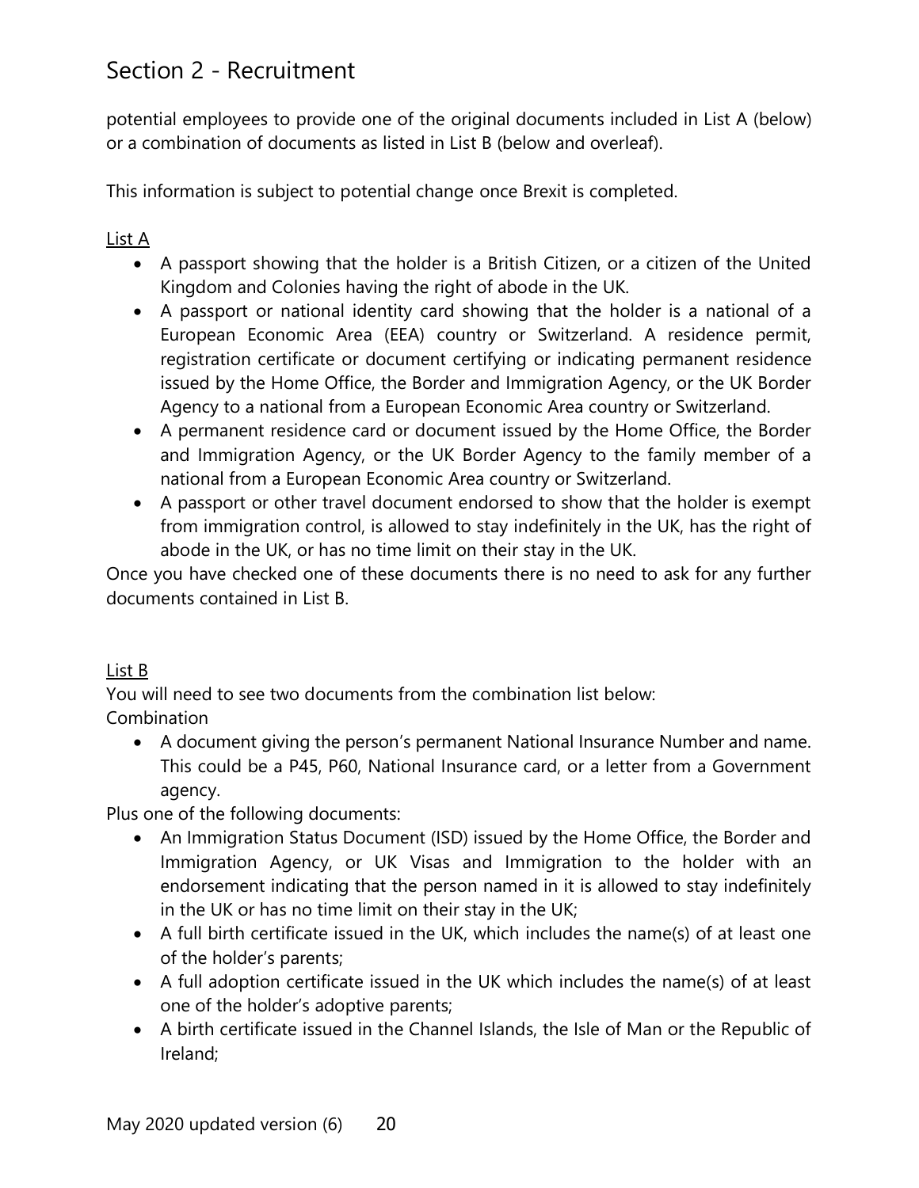# Section 2 - Recruitment

potential employees to provide one of the original documents included in List A (below) or a combination of documents as listed in List B (below and overleaf).

This information is subject to potential change once Brexit is completed.

List A

- A passport showing that the holder is a British Citizen, or a citizen of the United Kingdom and Colonies having the right of abode in the UK.
- A passport or national identity card showing that the holder is a national of a European Economic Area (EEA) country or Switzerland. A residence permit, registration certificate or document certifying or indicating permanent residence issued by the Home Office, the Border and Immigration Agency, or the UK Border Agency to a national from a European Economic Area country or Switzerland.
- A permanent residence card or document issued by the Home Office, the Border and Immigration Agency, or the UK Border Agency to the family member of a national from a European Economic Area country or Switzerland.
- A passport or other travel document endorsed to show that the holder is exempt from immigration control, is allowed to stay indefinitely in the UK, has the right of abode in the UK, or has no time limit on their stay in the UK.

Once you have checked one of these documents there is no need to ask for any further documents contained in List B.

List B

You will need to see two documents from the combination list below:

Combination

- A document giving the person's permanent National Insurance Number and name. This could be a P45, P60, National Insurance card, or a letter from a Government agency.

Plus one of the following documents:

- An Immigration Status Document (ISD) issued by the Home Office, the Border and Immigration Agency, or UK Visas and Immigration to the holder with an endorsement indicating that the person named in it is allowed to stay indefinitely in the UK or has no time limit on their stay in the UK;
- A full birth certificate issued in the UK, which includes the name(s) of at least one of the holder's parents;
- A full adoption certificate issued in the UK which includes the name(s) of at least one of the holder's adoptive parents;
- A birth certificate issued in the Channel Islands, the Isle of Man or the Republic of Ireland;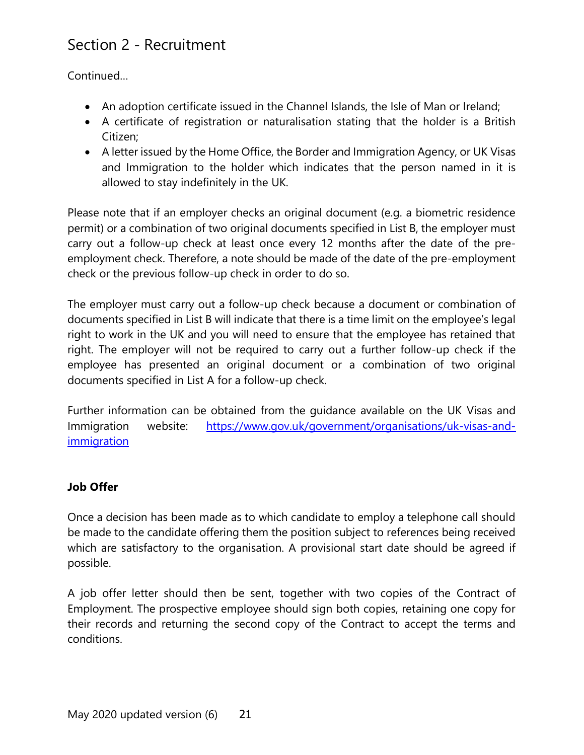# Section 2 - Recruitment

Continued…

- An adoption certificate issued in the Channel Islands, the Isle of Man or Ireland;
- A certificate of registration or naturalisation stating that the holder is a British Citizen;
- A letter issued by the Home Office, the Border and Immigration Agency, or UK Visas and Immigration to the holder which indicates that the person named in it is allowed to stay indefinitely in the UK.

Please note that if an employer checks an original document (e.g. a biometric residence permit) or a combination of two original documents specified in List B, the employer must carry out a follow-up check at least once every 12 months after the date of the pre-employment check. Therefore, a note should be made of the date of the pre-employment check or the previous follow-up check in order to do so.

The employer must carry out a follow-up check because a document or combination of documents specified in List B will indicate that there is a time limit on the employee's legal right to work in the UK and you will need to ensure that the employee has retained that right. The employer will not be required to carry out a further follow-up check if the employee has presented an original document or a combination of two original documents specified in List A for a follow-up check.

Further information can be obtained from the guidance available on the UK Visas and Immigration website: [https://www.gov.uk/government/organisations/uk-visas-and-immigration](https://www.gov.uk/government/organisations/uk-visas-and-immigration)

**Job Offer**

Once a decision has been made as to which candidate to employ a telephone call should be made to the candidate offering them the position subject to references being received which are satisfactory to the organisation. A provisional start date should be agreed if possible.

A job offer letter should then be sent, together with two copies of the Contract of Employment. The prospective employee should sign both copies, retaining one copy for their records and returning the second copy of the Contract to accept the terms and conditions.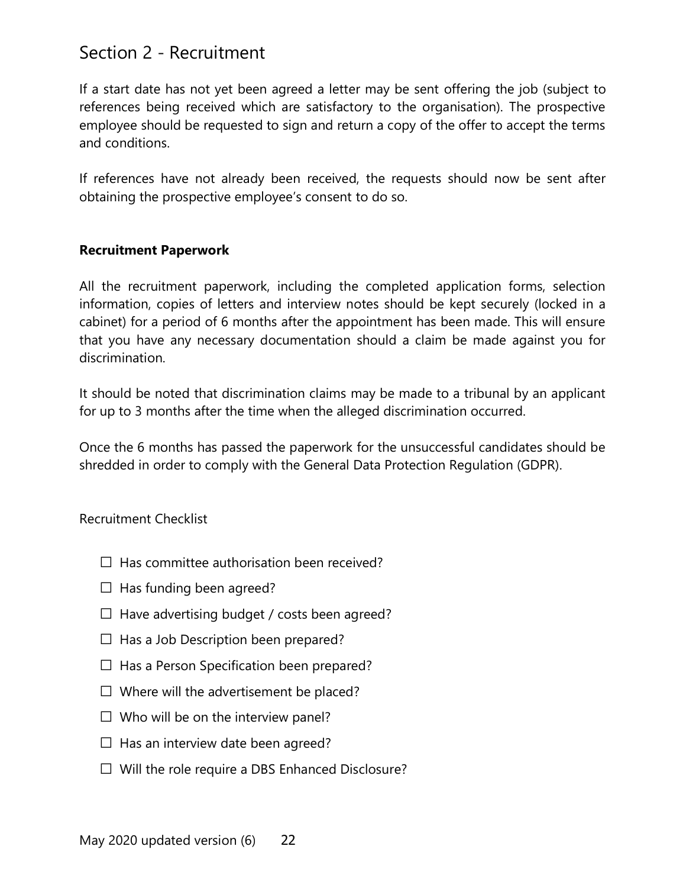## Section 2 - Recruitment

If a start date has not yet been agreed a letter may be sent offering the job (subject to references being received which are satisfactory to the organisation). The prospective employee should be requested to sign and return a copy of the offer to accept the terms and conditions.

If references have not already been received, the requests should now be sent after obtaining the prospective employee's consent to do so.

**Recruitment Paperwork**

All the recruitment paperwork, including the completed application forms, selection information, copies of letters and interview notes should be kept securely (locked in a cabinet) for a period of 6 months after the appointment has been made. This will ensure that you have any necessary documentation should a claim be made against you for discrimination.

It should be noted that discrimination claims may be made to a tribunal by an applicant for up to 3 months after the time when the alleged discrimination occurred.

Once the 6 months has passed the paperwork for the unsuccessful candidates should be shredded in order to comply with the General Data Protection Regulation (GDPR).

Recruitment Checklist

- ☐ Has committee authorisation been received?
- ☐ Has funding been agreed?
- ☐ Have advertising budget / costs been agreed?
- ☐ Has a Job Description been prepared?
- ☐ Has a Person Specification been prepared?
- ☐ Where will the advertisement be placed?
- ☐ Who will be on the interview panel?
- ☐ Has an interview date been agreed?
- ☐ Will the role require a DBS Enhanced Disclosure?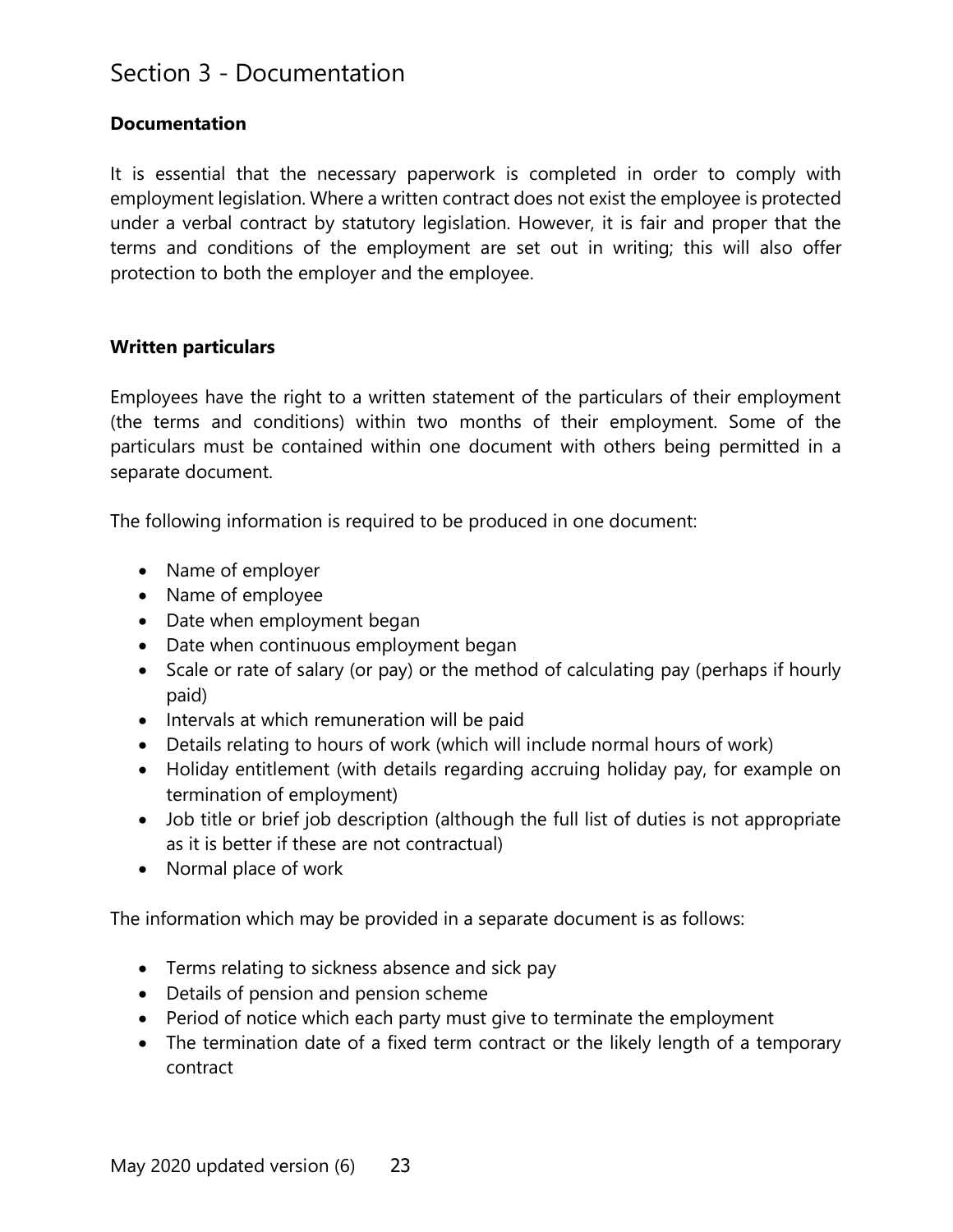# Section 3 - Documentation

**Documentation**

It is essential that the necessary paperwork is completed in order to comply with employment legislation. Where a written contract does not exist the employee is protected under a verbal contract by statutory legislation. However, it is fair and proper that the terms and conditions of the employment are set out in writing; this will also offer protection to both the employer and the employee.

**Written particulars**

Employees have the right to a written statement of the particulars of their employment (the terms and conditions) within two months of their employment. Some of the particulars must be contained within one document with others being permitted in a separate document.

The following information is required to be produced in one document:

- Name of employer
- Name of employee
- Date when employment began
- Date when continuous employment began
- Scale or rate of salary (or pay) or the method of calculating pay (perhaps if hourly paid)
- Intervals at which remuneration will be paid
- Details relating to hours of work (which will include normal hours of work)
- Holiday entitlement (with details regarding accruing holiday pay, for example on termination of employment)
- Job title or brief job description (although the full list of duties is not appropriate as it is better if these are not contractual)
- Normal place of work

The information which may be provided in a separate document is as follows:

- Terms relating to sickness absence and sick pay
- Details of pension and pension scheme
- Period of notice which each party must give to terminate the employment
- The termination date of a fixed term contract or the likely length of a temporary contract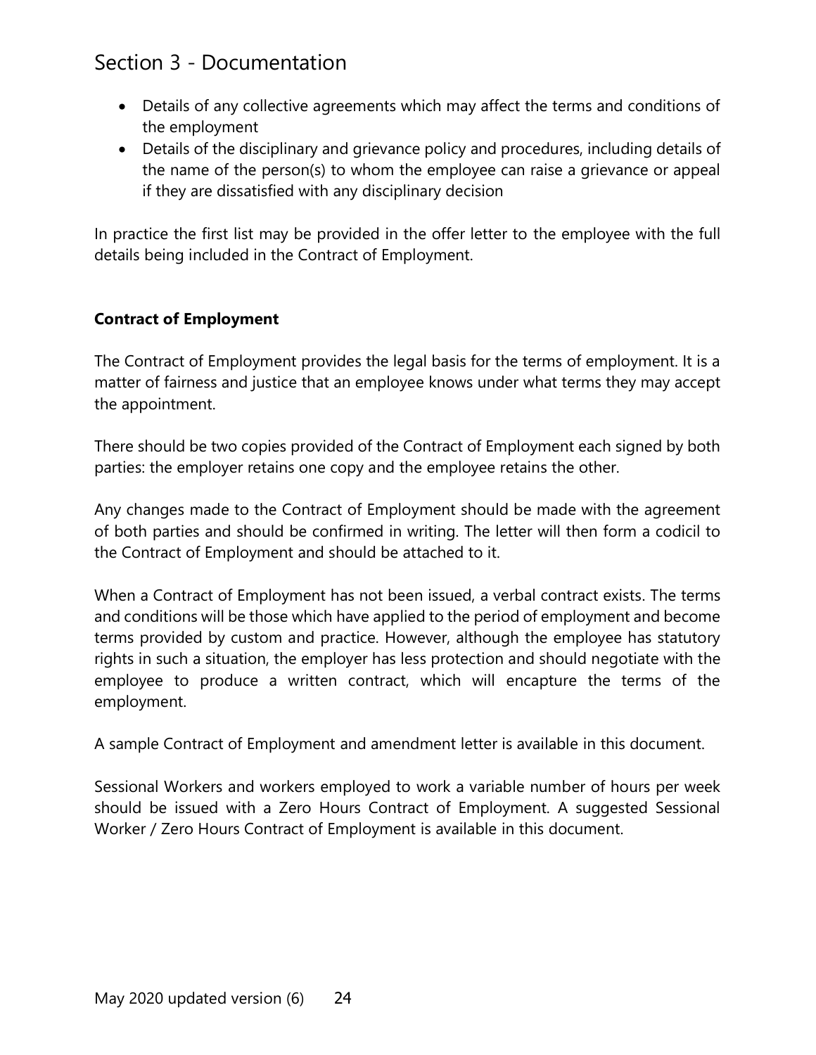- Details of any collective agreements which may affect the terms and conditions of the employment
- Details of the disciplinary and grievance policy and procedures, including details of the name of the person(s) to whom the employee can raise a grievance or appeal if they are dissatisfied with any disciplinary decision

In practice the first list may be provided in the offer letter to the employee with the full details being included in the Contract of Employment.

**Contract of Employment**

The Contract of Employment provides the legal basis for the terms of employment. It is a matter of fairness and justice that an employee knows under what terms they may accept the appointment.

There should be two copies provided of the Contract of Employment each signed by both parties: the employer retains one copy and the employee retains the other.

Any changes made to the Contract of Employment should be made with the agreement of both parties and should be confirmed in writing. The letter will then form a codicil to the Contract of Employment and should be attached to it.

When a Contract of Employment has not been issued, a verbal contract exists. The terms and conditions will be those which have applied to the period of employment and become terms provided by custom and practice. However, although the employee has statutory rights in such a situation, the employer has less protection and should negotiate with the employee to produce a written contract, which will encapture the terms of the employment.

A sample Contract of Employment and amendment letter is available in this document.

Sessional Workers and workers employed to work a variable number of hours per week should be issued with a Zero Hours Contract of Employment. A suggested Sessional Worker / Zero Hours Contract of Employment is available in this document.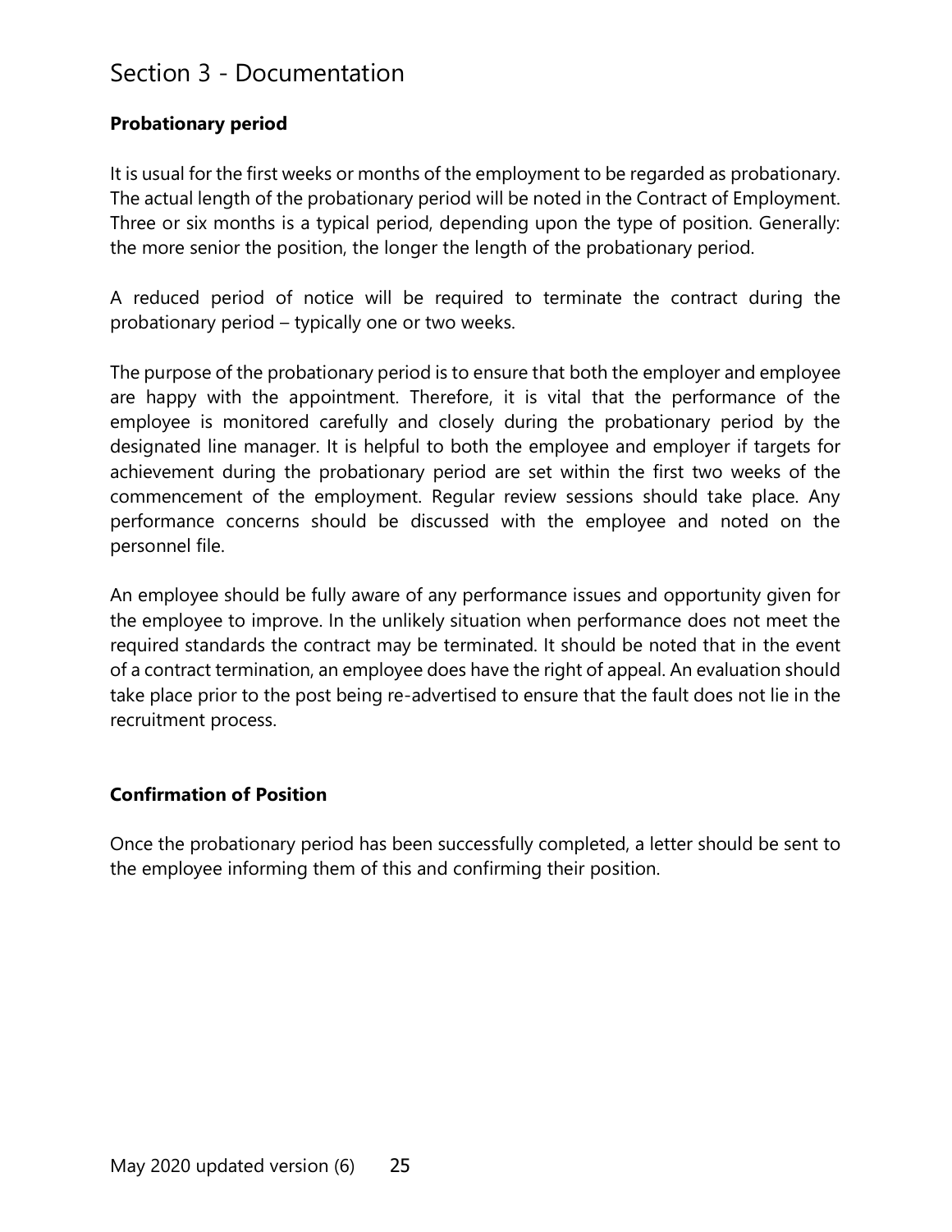## Section 3 - Documentation

**Probationary period**

It is usual for the first weeks or months of the employment to be regarded as probationary. The actual length of the probationary period will be noted in the Contract of Employment. Three or six months is a typical period, depending upon the type of position. Generally: the more senior the position, the longer the length of the probationary period.

A reduced period of notice will be required to terminate the contract during the probationary period – typically one or two weeks.

The purpose of the probationary period is to ensure that both the employer and employee are happy with the appointment. Therefore, it is vital that the performance of the employee is monitored carefully and closely during the probationary period by the designated line manager. It is helpful to both the employee and employer if targets for achievement during the probationary period are set within the first two weeks of the commencement of the employment. Regular review sessions should take place. Any performance concerns should be discussed with the employee and noted on the personnel file.

An employee should be fully aware of any performance issues and opportunity given for the employee to improve. In the unlikely situation when performance does not meet the required standards the contract may be terminated. It should be noted that in the event of a contract termination, an employee does have the right of appeal. An evaluation should take place prior to the post being re-advertised to ensure that the fault does not lie in the recruitment process.

**Confirmation of Position**

Once the probationary period has been successfully completed, a letter should be sent to the employee informing them of this and confirming their position.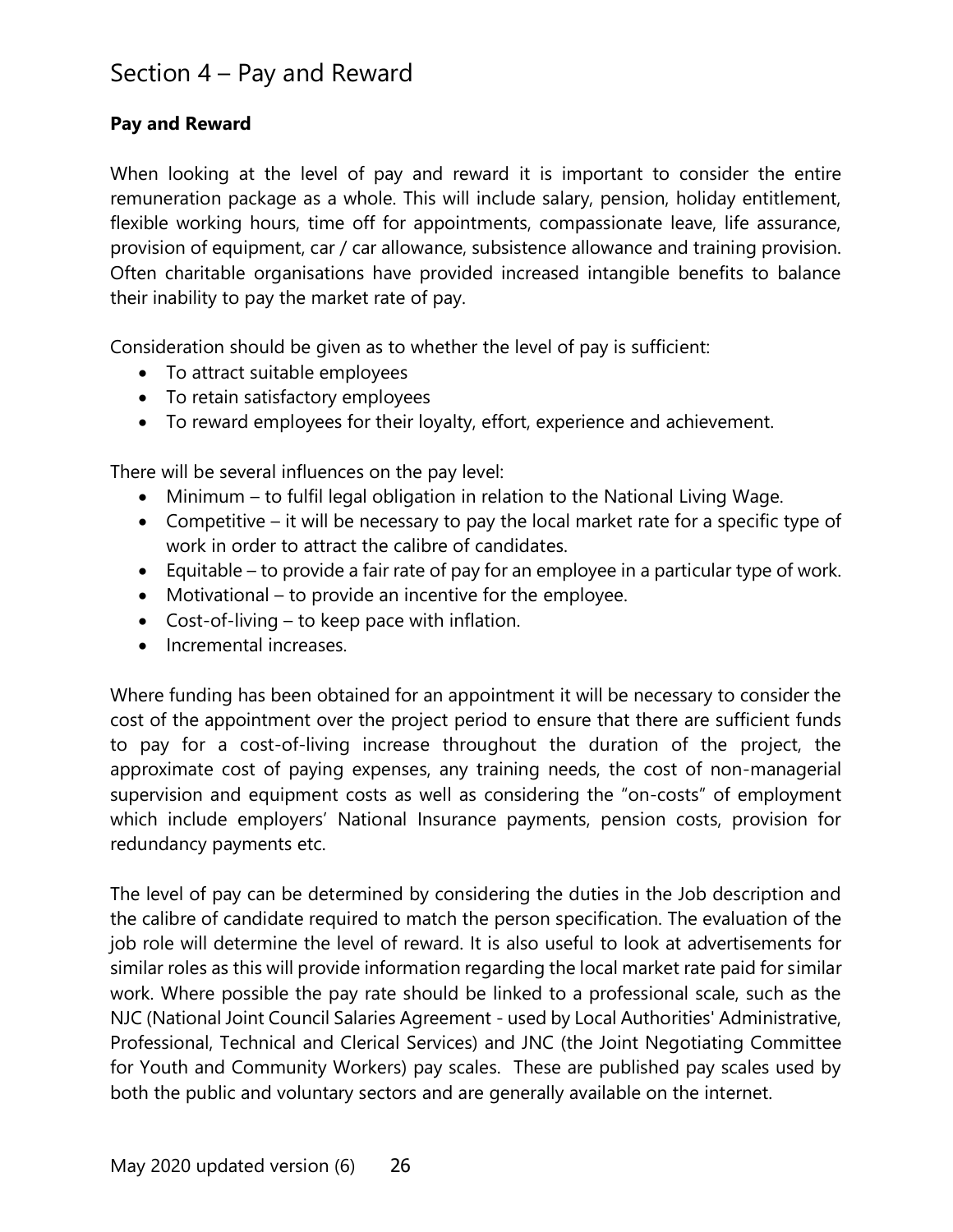# Section 4 – Pay and Reward

**Pay and Reward**

When looking at the level of pay and reward it is important to consider the entire remuneration package as a whole. This will include salary, pension, holiday entitlement, flexible working hours, time off for appointments, compassionate leave, life assurance, provision of equipment, car / car allowance, subsistence allowance and training provision. Often charitable organisations have provided increased intangible benefits to balance their inability to pay the market rate of pay.

Consideration should be given as to whether the level of pay is sufficient:

- To attract suitable employees
- To retain satisfactory employees
- To reward employees for their loyalty, effort, experience and achievement.

There will be several influences on the pay level:

- Minimum – to fulfil legal obligation in relation to the National Living Wage.
- Competitive – it will be necessary to pay the local market rate for a specific type of work in order to attract the calibre of candidates.
- Equitable – to provide a fair rate of pay for an employee in a particular type of work.
- Motivational – to provide an incentive for the employee.
- Cost-of-living – to keep pace with inflation.
- Incremental increases.

Where funding has been obtained for an appointment it will be necessary to consider the cost of the appointment over the project period to ensure that there are sufficient funds to pay for a cost-of-living increase throughout the duration of the project, the approximate cost of paying expenses, any training needs, the cost of non-managerial supervision and equipment costs as well as considering the "on-costs" of employment which include employers' National Insurance payments, pension costs, provision for redundancy payments etc.

The level of pay can be determined by considering the duties in the Job description and the calibre of candidate required to match the person specification. The evaluation of the job role will determine the level of reward. It is also useful to look at advertisements for similar roles as this will provide information regarding the local market rate paid for similar work. Where possible the pay rate should be linked to a professional scale, such as the NJC (National Joint Council Salaries Agreement - used by Local Authorities' Administrative, Professional, Technical and Clerical Services) and JNC (the Joint Negotiating Committee for Youth and Community Workers) pay scales. These are published pay scales used by both the public and voluntary sectors and are generally available on the internet.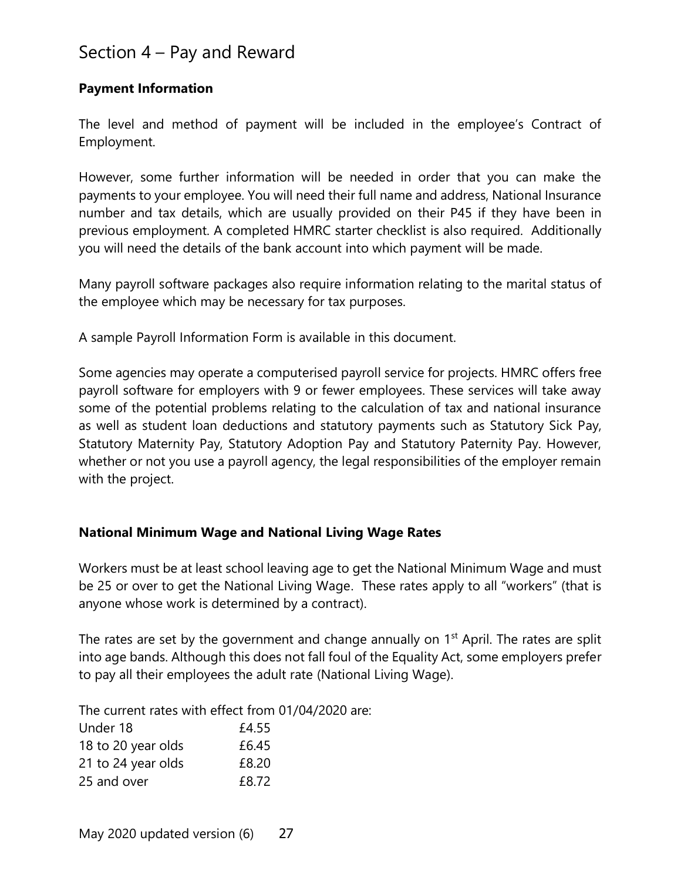## Section 4 – Pay and Reward

### Payment Information

The level and method of payment will be included in the employee's Contract of Employment.

However, some further information will be needed in order that you can make the payments to your employee. You will need their full name and address, National Insurance number and tax details, which are usually provided on their P45 if they have been in previous employment. A completed HMRC starter checklist is also required. Additionally you will need the details of the bank account into which payment will be made.

Many payroll software packages also require information relating to the marital status of the employee which may be necessary for tax purposes.

A sample Payroll Information Form is available in this document.

Some agencies may operate a computerised payroll service for projects. HMRC offers free payroll software for employers with 9 or fewer employees. These services will take away some of the potential problems relating to the calculation of tax and national insurance as well as student loan deductions and statutory payments such as Statutory Sick Pay, Statutory Maternity Pay, Statutory Adoption Pay and Statutory Paternity Pay. However, whether or not you use a payroll agency, the legal responsibilities of the employer remain with the project.

### National Minimum Wage and National Living Wage Rates

Workers must be at least school leaving age to get the National Minimum Wage and must be 25 or over to get the National Living Wage. These rates apply to all "workers" (that is anyone whose work is determined by a contract).

The rates are set by the government and change annually on 1st April. The rates are split into age bands. Although this does not fall foul of the Equality Act, some employers prefer to pay all their employees the adult rate (National Living Wage).

The current rates with effect from 01/04/2020 are:

| | |
|---|---|
| Under 18 | £4.55 |
| 18 to 20 year olds | £6.45 |
| 21 to 24 year olds | £8.20 |
| 25 and over | £8.72 |

May 2020 updated version (6)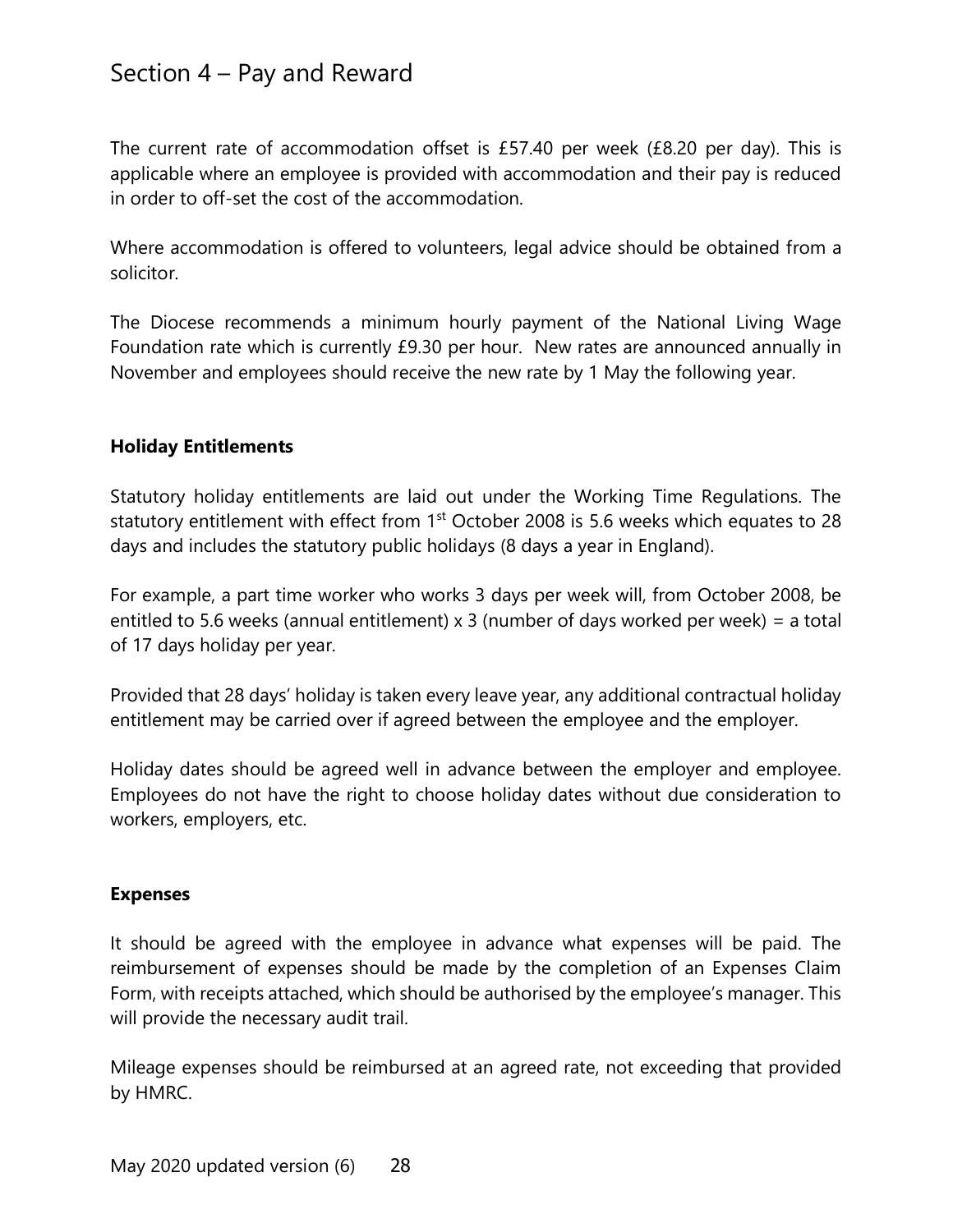# Section 4 – Pay and Reward

The current rate of accommodation offset is £57.40 per week (£8.20 per day). This is applicable where an employee is provided with accommodation and their pay is reduced in order to off-set the cost of the accommodation.

Where accommodation is offered to volunteers, legal advice should be obtained from a solicitor.

The Diocese recommends a minimum hourly payment of the National Living Wage Foundation rate which is currently £9.30 per hour. New rates are announced annually in November and employees should receive the new rate by 1 May the following year.

**Holiday Entitlements**

Statutory holiday entitlements are laid out under the Working Time Regulations. The statutory entitlement with effect from 1st October 2008 is 5.6 weeks which equates to 28 days and includes the statutory public holidays (8 days a year in England).

For example, a part time worker who works 3 days per week will, from October 2008, be entitled to 5.6 weeks (annual entitlement) x 3 (number of days worked per week) = a total of 17 days holiday per year.

Provided that 28 days' holiday is taken every leave year, any additional contractual holiday entitlement may be carried over if agreed between the employee and the employer.

Holiday dates should be agreed well in advance between the employer and employee. Employees do not have the right to choose holiday dates without due consideration to workers, employers, etc.

**Expenses**

It should be agreed with the employee in advance what expenses will be paid. The reimbursement of expenses should be made by the completion of an Expenses Claim Form, with receipts attached, which should be authorised by the employee's manager. This will provide the necessary audit trail.

Mileage expenses should be reimbursed at an agreed rate, not exceeding that provided by HMRC.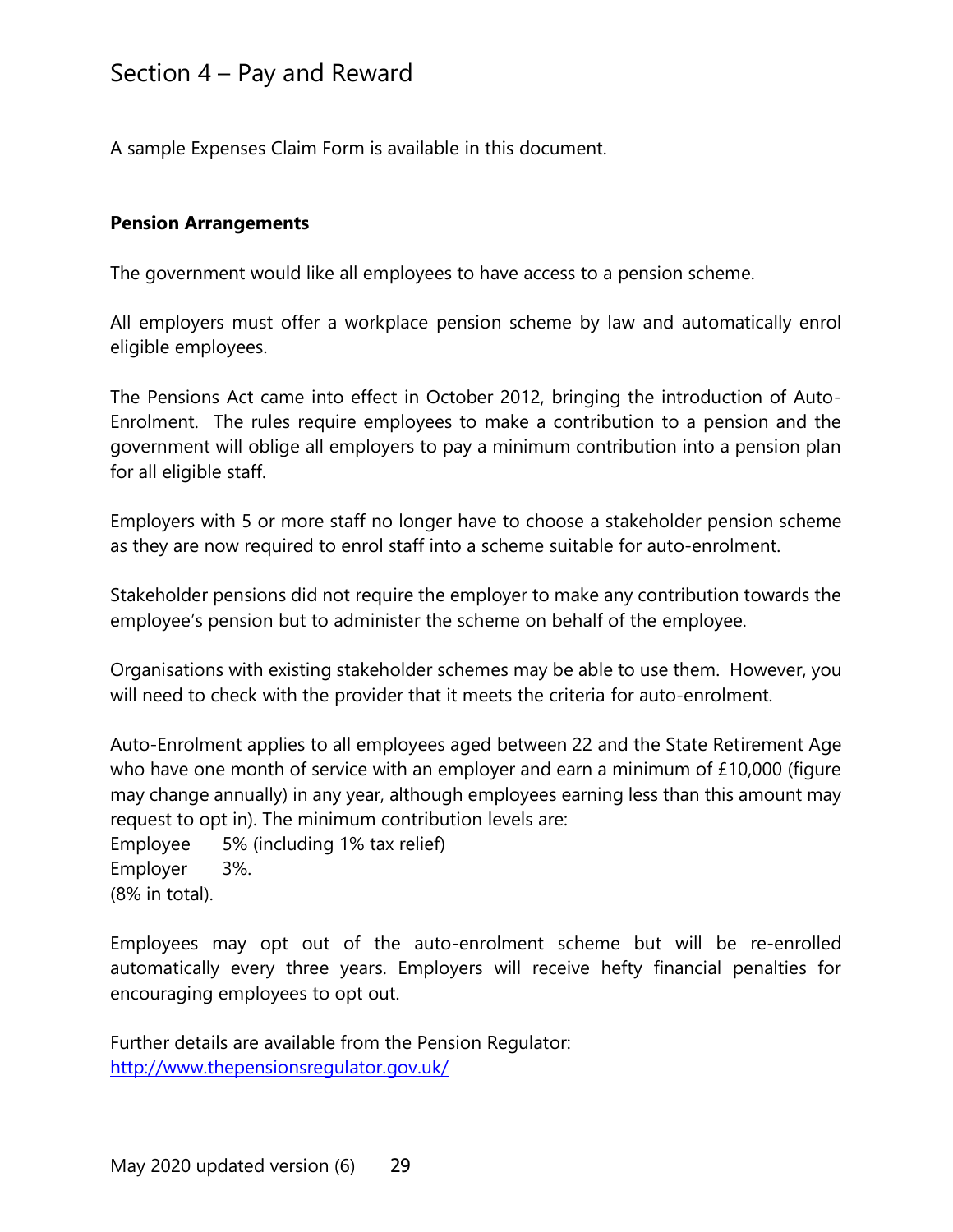# Section 4 – Pay and Reward

A sample Expenses Claim Form is available in this document.

**Pension Arrangements**

The government would like all employees to have access to a pension scheme.

All employers must offer a workplace pension scheme by law and automatically enrol eligible employees.

The Pensions Act came into effect in October 2012, bringing the introduction of Auto-Enrolment. The rules require employees to make a contribution to a pension and the government will oblige all employers to pay a minimum contribution into a pension plan for all eligible staff.

Employers with 5 or more staff no longer have to choose a stakeholder pension scheme as they are now required to enrol staff into a scheme suitable for auto-enrolment.

Stakeholder pensions did not require the employer to make any contribution towards the employee's pension but to administer the scheme on behalf of the employee.

Organisations with existing stakeholder schemes may be able to use them. However, you will need to check with the provider that it meets the criteria for auto-enrolment.

Auto-Enrolment applies to all employees aged between 22 and the State Retirement Age who have one month of service with an employer and earn a minimum of £10,000 (figure may change annually) in any year, although employees earning less than this amount may request to opt in). The minimum contribution levels are:
Employee 5% (including 1% tax relief)
Employer 3%.
(8% in total).

Employees may opt out of the auto-enrolment scheme but will be re-enrolled automatically every three years. Employers will receive hefty financial penalties for encouraging employees to opt out.

Further details are available from the Pension Regulator:
http://www.thepensionsregulator.gov.uk/

May 2020 updated version (6)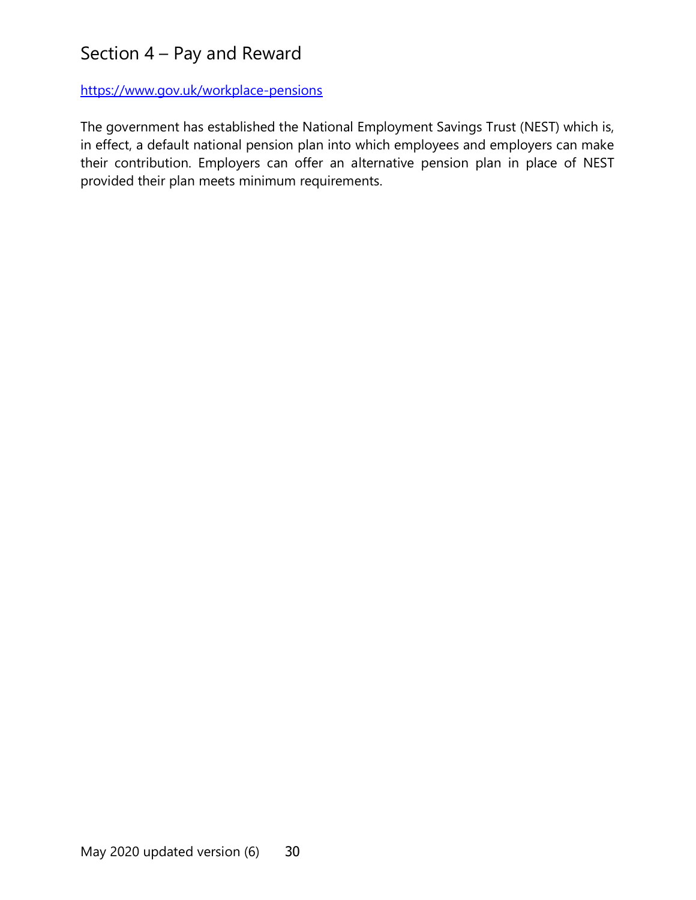https://www.gov.uk/workplace-pensions

The government has established the National Employment Savings Trust (NEST) which is, in effect, a default national pension plan into which employees and employers can make their contribution. Employers can offer an alternative pension plan in place of NEST provided their plan meets minimum requirements.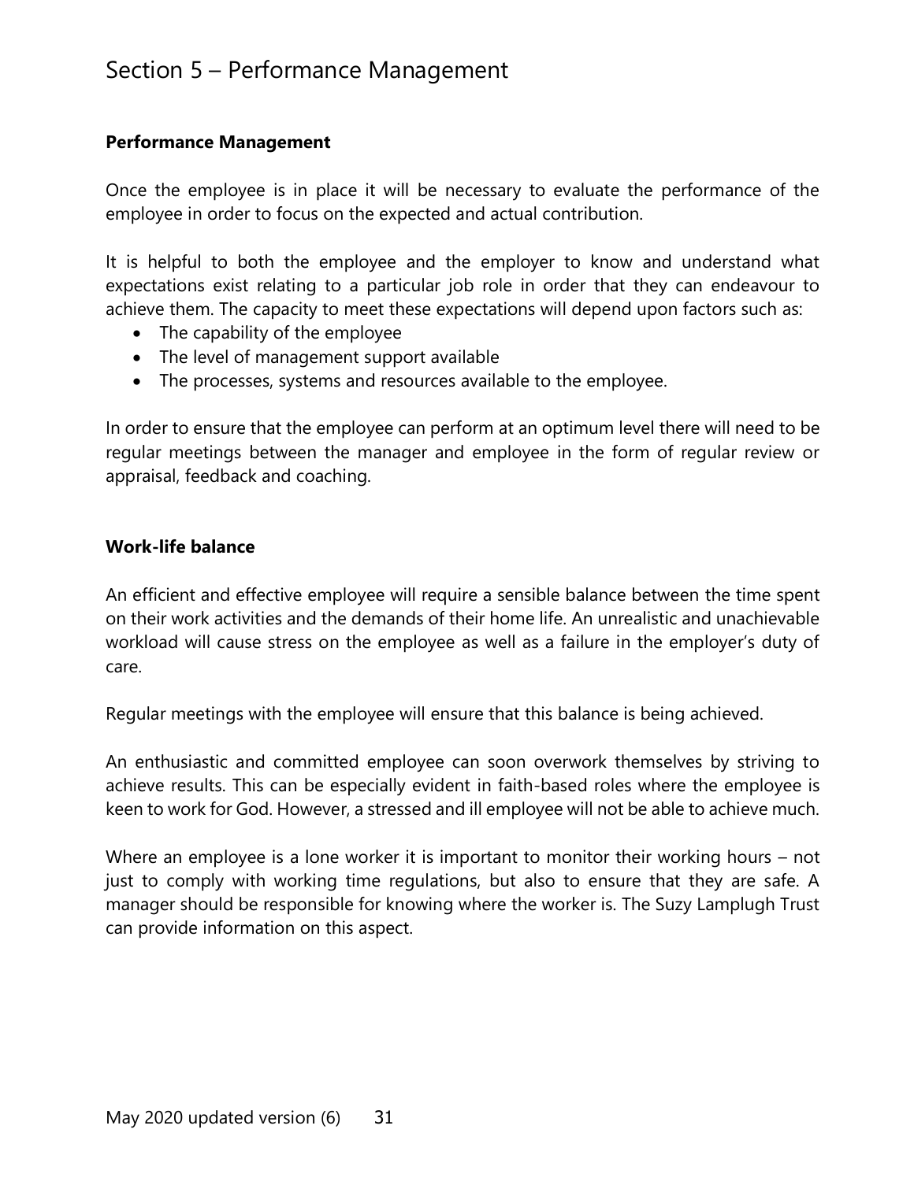# Section 5 – Performance Management

### Performance Management

Once the employee is in place it will be necessary to evaluate the performance of the employee in order to focus on the expected and actual contribution.

It is helpful to both the employee and the employer to know and understand what expectations exist relating to a particular job role in order that they can endeavour to achieve them. The capacity to meet these expectations will depend upon factors such as:

- The capability of the employee
- The level of management support available
- The processes, systems and resources available to the employee.

In order to ensure that the employee can perform at an optimum level there will need to be regular meetings between the manager and employee in the form of regular review or appraisal, feedback and coaching.

### Work-life balance

An efficient and effective employee will require a sensible balance between the time spent on their work activities and the demands of their home life. An unrealistic and unachievable workload will cause stress on the employee as well as a failure in the employer's duty of care.

Regular meetings with the employee will ensure that this balance is being achieved.

An enthusiastic and committed employee can soon overwork themselves by striving to achieve results. This can be especially evident in faith-based roles where the employee is keen to work for God. However, a stressed and ill employee will not be able to achieve much.

Where an employee is a lone worker it is important to monitor their working hours – not just to comply with working time regulations, but also to ensure that they are safe. A manager should be responsible for knowing where the worker is. The Suzy Lamplugh Trust can provide information on this aspect.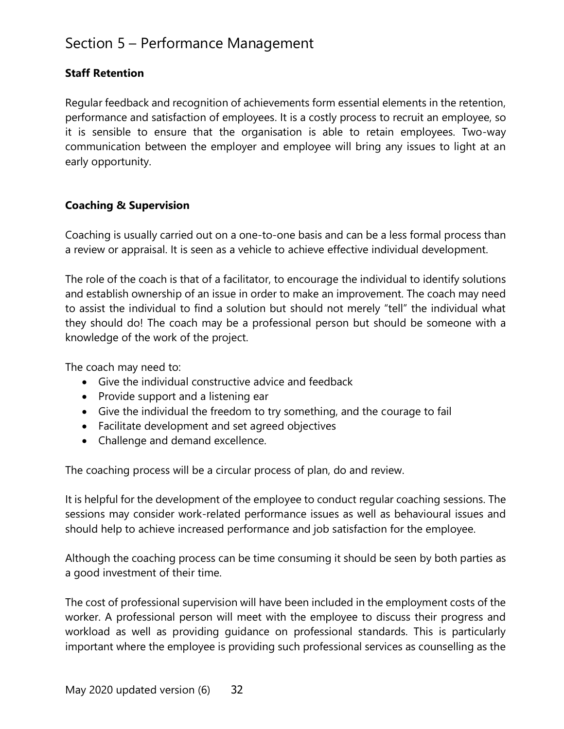# Section 5 – Performance Management

**Staff Retention**

Regular feedback and recognition of achievements form essential elements in the retention, performance and satisfaction of employees. It is a costly process to recruit an employee, so it is sensible to ensure that the organisation is able to retain employees. Two-way communication between the employer and employee will bring any issues to light at an early opportunity.

**Coaching & Supervision**

Coaching is usually carried out on a one-to-one basis and can be a less formal process than a review or appraisal. It is seen as a vehicle to achieve effective individual development.

The role of the coach is that of a facilitator, to encourage the individual to identify solutions and establish ownership of an issue in order to make an improvement. The coach may need to assist the individual to find a solution but should not merely "tell" the individual what they should do! The coach may be a professional person but should be someone with a knowledge of the work of the project.

The coach may need to:

- Give the individual constructive advice and feedback
- Provide support and a listening ear
- Give the individual the freedom to try something, and the courage to fail
- Facilitate development and set agreed objectives
- Challenge and demand excellence.

The coaching process will be a circular process of plan, do and review.

It is helpful for the development of the employee to conduct regular coaching sessions. The sessions may consider work-related performance issues as well as behavioural issues and should help to achieve increased performance and job satisfaction for the employee.

Although the coaching process can be time consuming it should be seen by both parties as a good investment of their time.

The cost of professional supervision will have been included in the employment costs of the worker. A professional person will meet with the employee to discuss their progress and workload as well as providing guidance on professional standards. This is particularly important where the employee is providing such professional services as counselling as the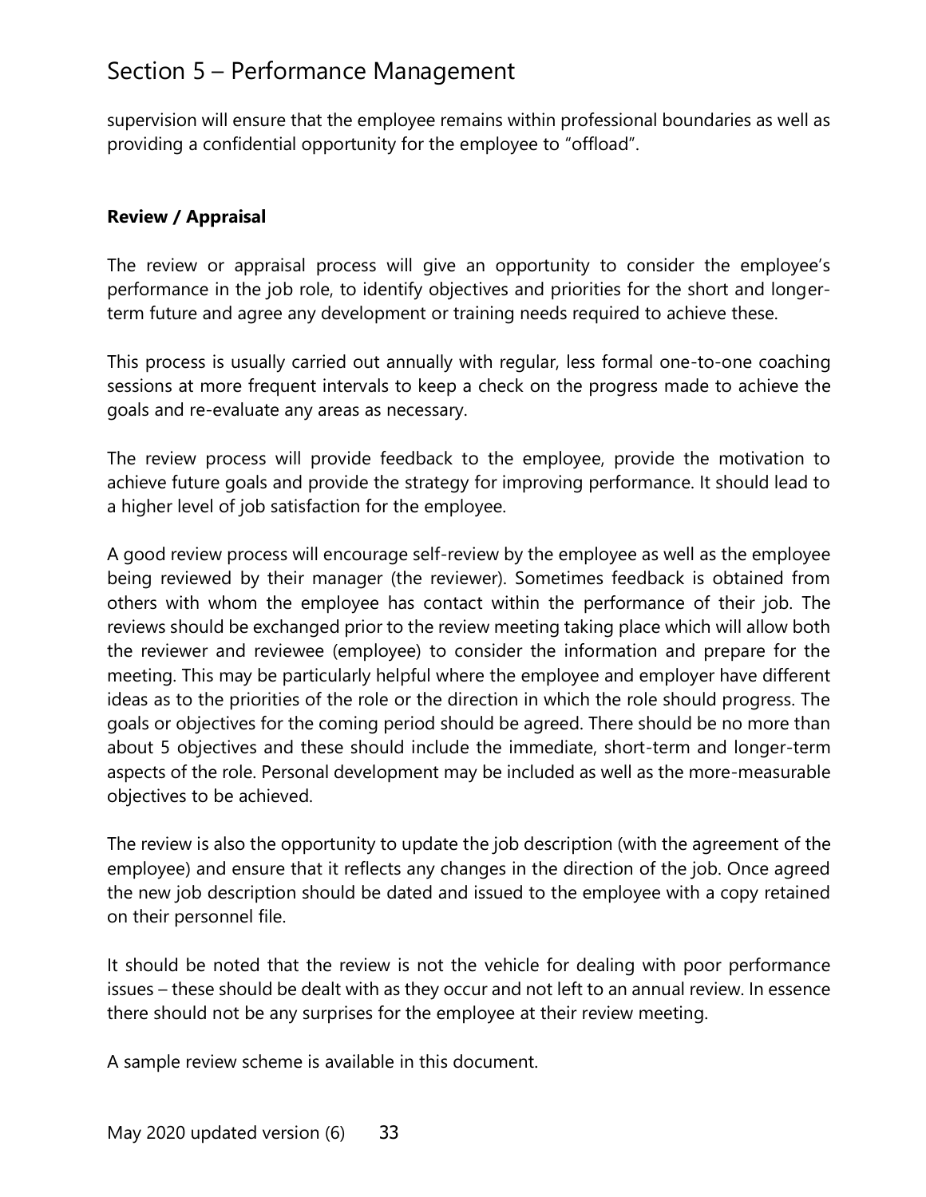supervision will ensure that the employee remains within professional boundaries as well as providing a confidential opportunity for the employee to "offload".

**Review / Appraisal**

The review or appraisal process will give an opportunity to consider the employee's performance in the job role, to identify objectives and priorities for the short and longer-term future and agree any development or training needs required to achieve these.

This process is usually carried out annually with regular, less formal one-to-one coaching sessions at more frequent intervals to keep a check on the progress made to achieve the goals and re-evaluate any areas as necessary.

The review process will provide feedback to the employee, provide the motivation to achieve future goals and provide the strategy for improving performance. It should lead to a higher level of job satisfaction for the employee.

A good review process will encourage self-review by the employee as well as the employee being reviewed by their manager (the reviewer). Sometimes feedback is obtained from others with whom the employee has contact within the performance of their job. The reviews should be exchanged prior to the review meeting taking place which will allow both the reviewer and reviewee (employee) to consider the information and prepare for the meeting. This may be particularly helpful where the employee and employer have different ideas as to the priorities of the role or the direction in which the role should progress. The goals or objectives for the coming period should be agreed. There should be no more than about 5 objectives and these should include the immediate, short-term and longer-term aspects of the role. Personal development may be included as well as the more-measurable objectives to be achieved.

The review is also the opportunity to update the job description (with the agreement of the employee) and ensure that it reflects any changes in the direction of the job. Once agreed the new job description should be dated and issued to the employee with a copy retained on their personnel file.

It should be noted that the review is not the vehicle for dealing with poor performance issues – these should be dealt with as they occur and not left to an annual review. In essence there should not be any surprises for the employee at their review meeting.

A sample review scheme is available in this document.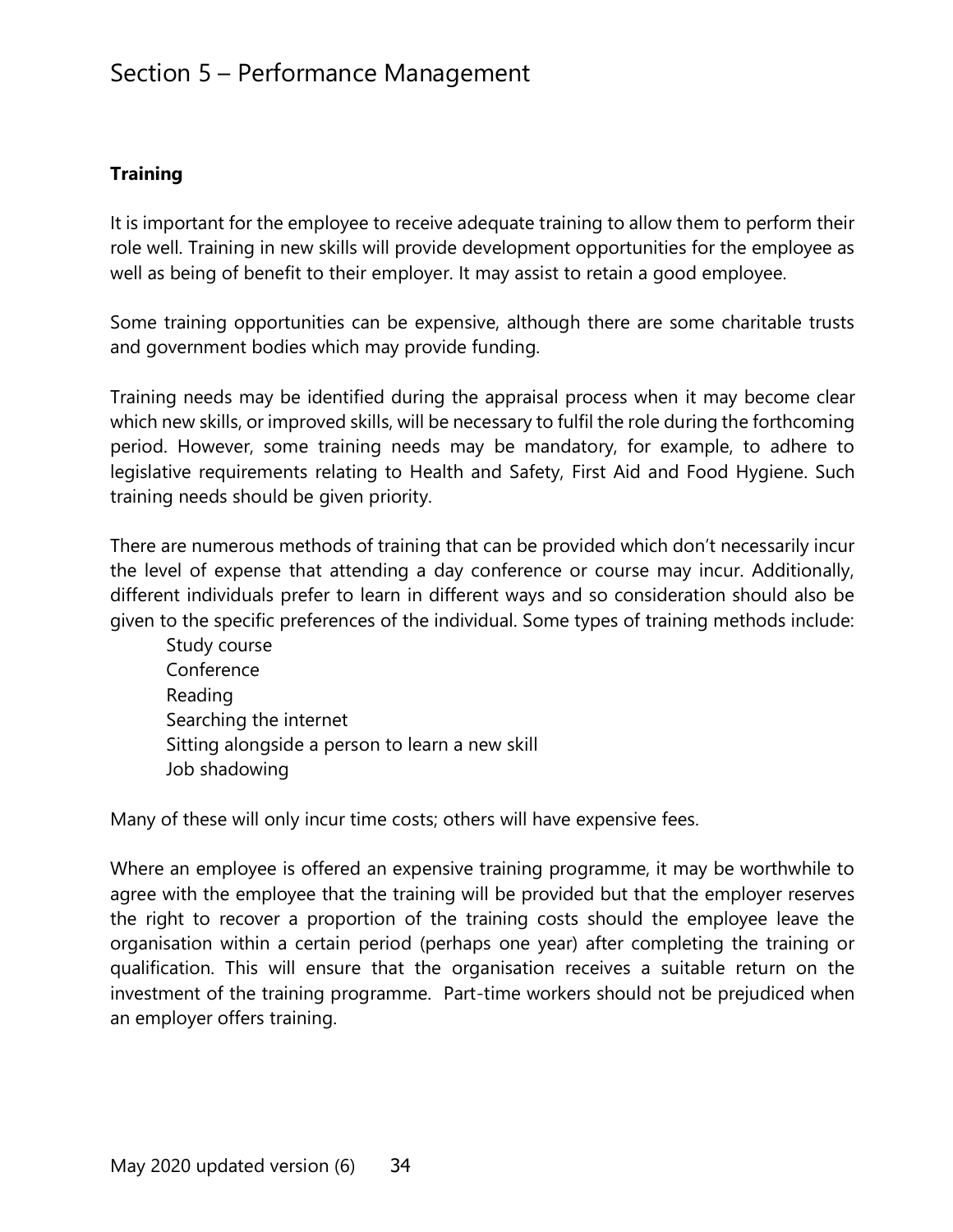# Section 5 – Performance Management

**Training**

It is important for the employee to receive adequate training to allow them to perform their role well. Training in new skills will provide development opportunities for the employee as well as being of benefit to their employer. It may assist to retain a good employee.

Some training opportunities can be expensive, although there are some charitable trusts and government bodies which may provide funding.

Training needs may be identified during the appraisal process when it may become clear which new skills, or improved skills, will be necessary to fulfil the role during the forthcoming period. However, some training needs may be mandatory, for example, to adhere to legislative requirements relating to Health and Safety, First Aid and Food Hygiene. Such training needs should be given priority.

There are numerous methods of training that can be provided which don't necessarily incur the level of expense that attending a day conference or course may incur. Additionally, different individuals prefer to learn in different ways and so consideration should also be given to the specific preferences of the individual. Some types of training methods include:

- Study course
- Conference
- Reading
- Searching the internet
- Sitting alongside a person to learn a new skill
- Job shadowing

Many of these will only incur time costs; others will have expensive fees.

Where an employee is offered an expensive training programme, it may be worthwhile to agree with the employee that the training will be provided but that the employer reserves the right to recover a proportion of the training costs should the employee leave the organisation within a certain period (perhaps one year) after completing the training or qualification. This will ensure that the organisation receives a suitable return on the investment of the training programme. Part-time workers should not be prejudiced when an employer offers training.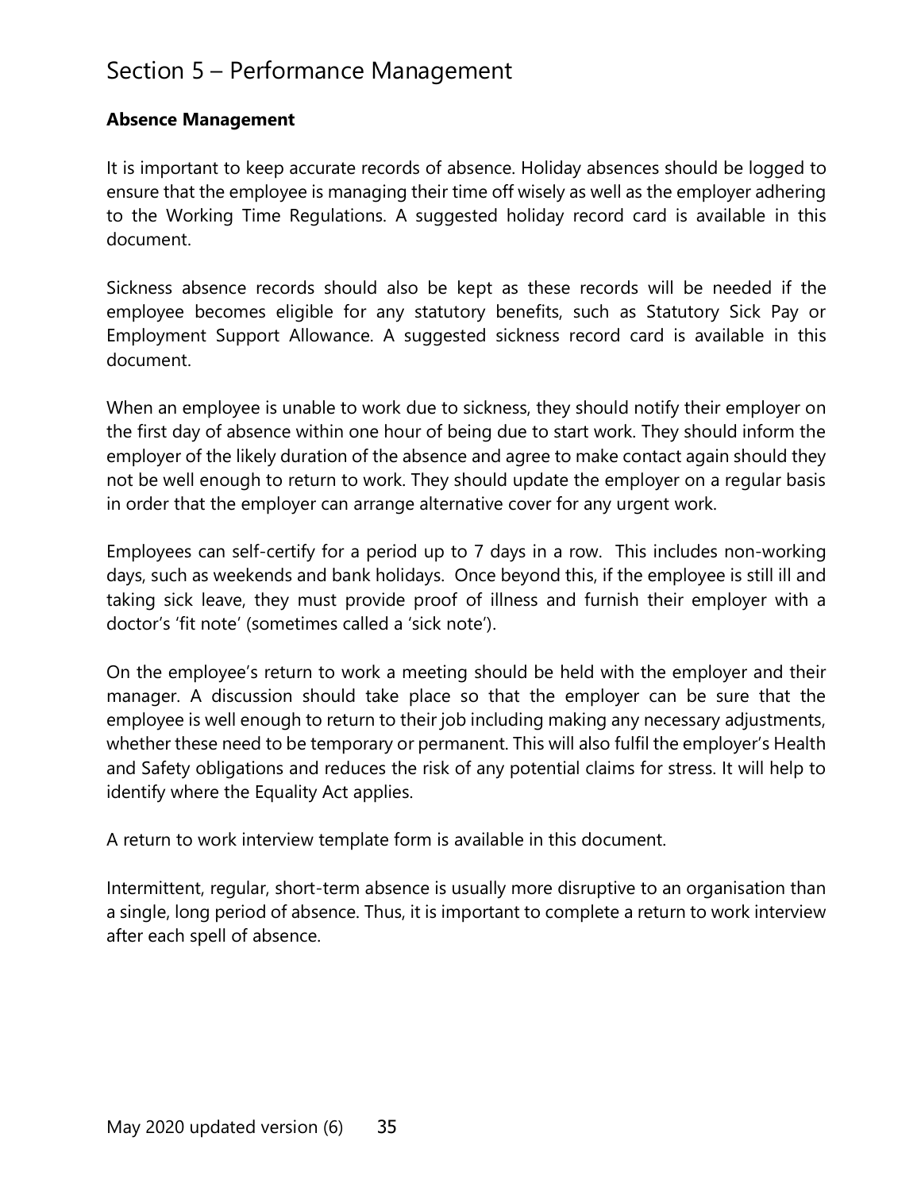## Section 5 – Performance Management

**Absence Management**

It is important to keep accurate records of absence. Holiday absences should be logged to ensure that the employee is managing their time off wisely as well as the employer adhering to the Working Time Regulations. A suggested holiday record card is available in this document.

Sickness absence records should also be kept as these records will be needed if the employee becomes eligible for any statutory benefits, such as Statutory Sick Pay or Employment Support Allowance. A suggested sickness record card is available in this document.

When an employee is unable to work due to sickness, they should notify their employer on the first day of absence within one hour of being due to start work. They should inform the employer of the likely duration of the absence and agree to make contact again should they not be well enough to return to work. They should update the employer on a regular basis in order that the employer can arrange alternative cover for any urgent work.

Employees can self-certify for a period up to 7 days in a row. This includes non-working days, such as weekends and bank holidays. Once beyond this, if the employee is still ill and taking sick leave, they must provide proof of illness and furnish their employer with a doctor's 'fit note' (sometimes called a 'sick note').

On the employee's return to work a meeting should be held with the employer and their manager. A discussion should take place so that the employer can be sure that the employee is well enough to return to their job including making any necessary adjustments, whether these need to be temporary or permanent. This will also fulfil the employer's Health and Safety obligations and reduces the risk of any potential claims for stress. It will help to identify where the Equality Act applies.

A return to work interview template form is available in this document.

Intermittent, regular, short-term absence is usually more disruptive to an organisation than a single, long period of absence. Thus, it is important to complete a return to work interview after each spell of absence.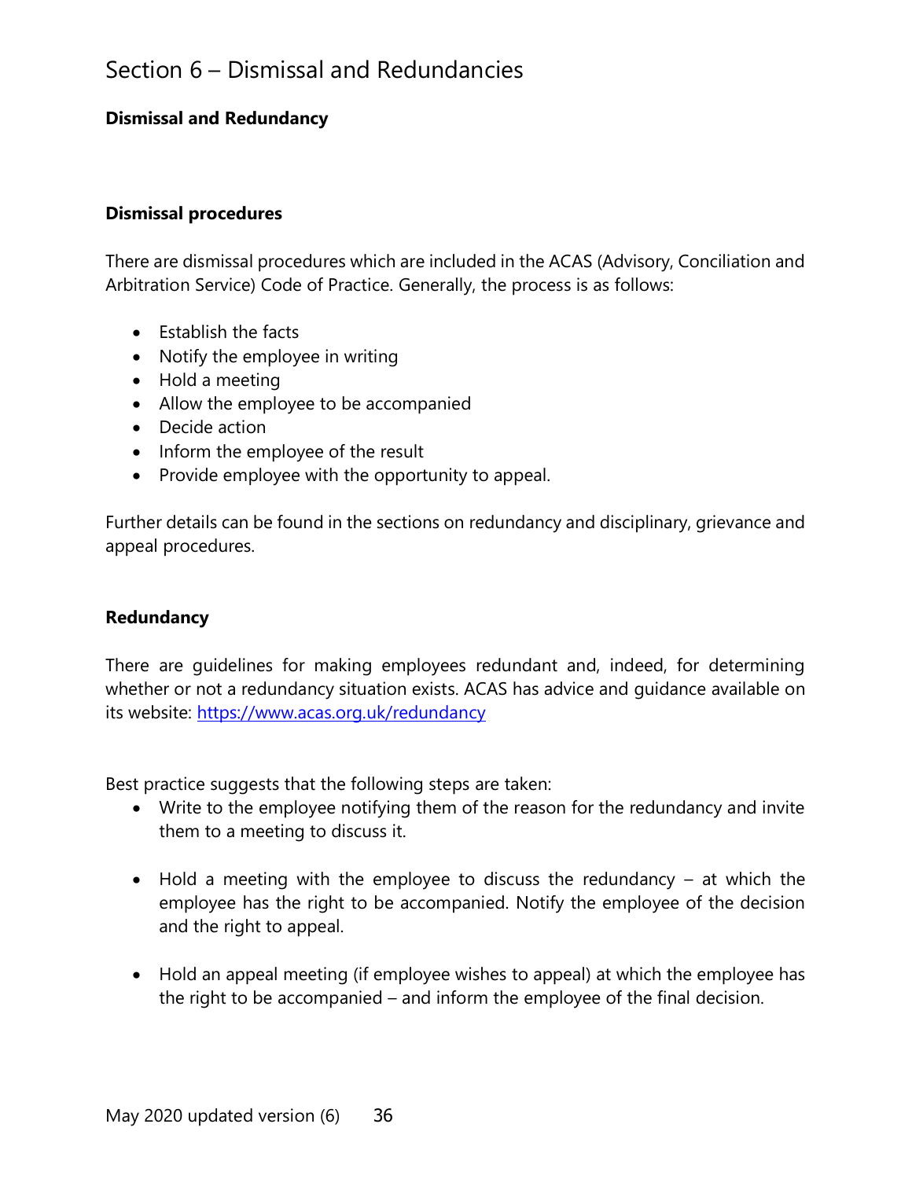# Section 6 – Dismissal and Redundancies

**Dismissal and Redundancy**

**Dismissal procedures**

There are dismissal procedures which are included in the ACAS (Advisory, Conciliation and Arbitration Service) Code of Practice. Generally, the process is as follows:

- Establish the facts
- Notify the employee in writing
- Hold a meeting
- Allow the employee to be accompanied
- Decide action
- Inform the employee of the result
- Provide employee with the opportunity to appeal.

Further details can be found in the sections on redundancy and disciplinary, grievance and appeal procedures.

**Redundancy**

There are guidelines for making employees redundant and, indeed, for determining whether or not a redundancy situation exists. ACAS has advice and guidance available on its website: [https://www.acas.org.uk/redundancy](https://www.acas.org.uk/redundancy)

Best practice suggests that the following steps are taken:

- Write to the employee notifying them of the reason for the redundancy and invite them to a meeting to discuss it.
- Hold a meeting with the employee to discuss the redundancy – at which the employee has the right to be accompanied. Notify the employee of the decision and the right to appeal.
- Hold an appeal meeting (if employee wishes to appeal) at which the employee has the right to be accompanied – and inform the employee of the final decision.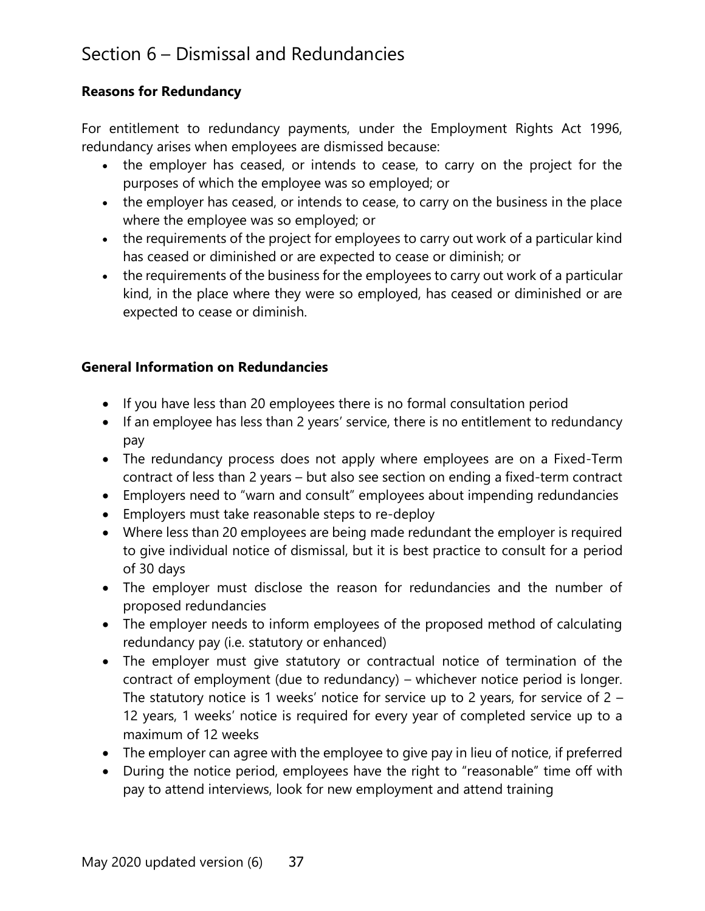# Section 6 – Dismissal and Redundancies

**Reasons for Redundancy**

For entitlement to redundancy payments, under the Employment Rights Act 1996, redundancy arises when employees are dismissed because:

- the employer has ceased, or intends to cease, to carry on the project for the purposes of which the employee was so employed; or
- the employer has ceased, or intends to cease, to carry on the business in the place where the employee was so employed; or
- the requirements of the project for employees to carry out work of a particular kind has ceased or diminished or are expected to cease or diminish; or
- the requirements of the business for the employees to carry out work of a particular kind, in the place where they were so employed, has ceased or diminished or are expected to cease or diminish.

**General Information on Redundancies**

- If you have less than 20 employees there is no formal consultation period
- If an employee has less than 2 years' service, there is no entitlement to redundancy pay
- The redundancy process does not apply where employees are on a Fixed-Term contract of less than 2 years – but also see section on ending a fixed-term contract
- Employers need to "warn and consult" employees about impending redundancies
- Employers must take reasonable steps to re-deploy
- Where less than 20 employees are being made redundant the employer is required to give individual notice of dismissal, but it is best practice to consult for a period of 30 days
- The employer must disclose the reason for redundancies and the number of proposed redundancies
- The employer needs to inform employees of the proposed method of calculating redundancy pay (i.e. statutory or enhanced)
- The employer must give statutory or contractual notice of termination of the contract of employment (due to redundancy) – whichever notice period is longer. The statutory notice is 1 weeks' notice for service up to 2 years, for service of 2 – 12 years, 1 weeks' notice is required for every year of completed service up to a maximum of 12 weeks
- The employer can agree with the employee to give pay in lieu of notice, if preferred
- During the notice period, employees have the right to "reasonable" time off with pay to attend interviews, look for new employment and attend training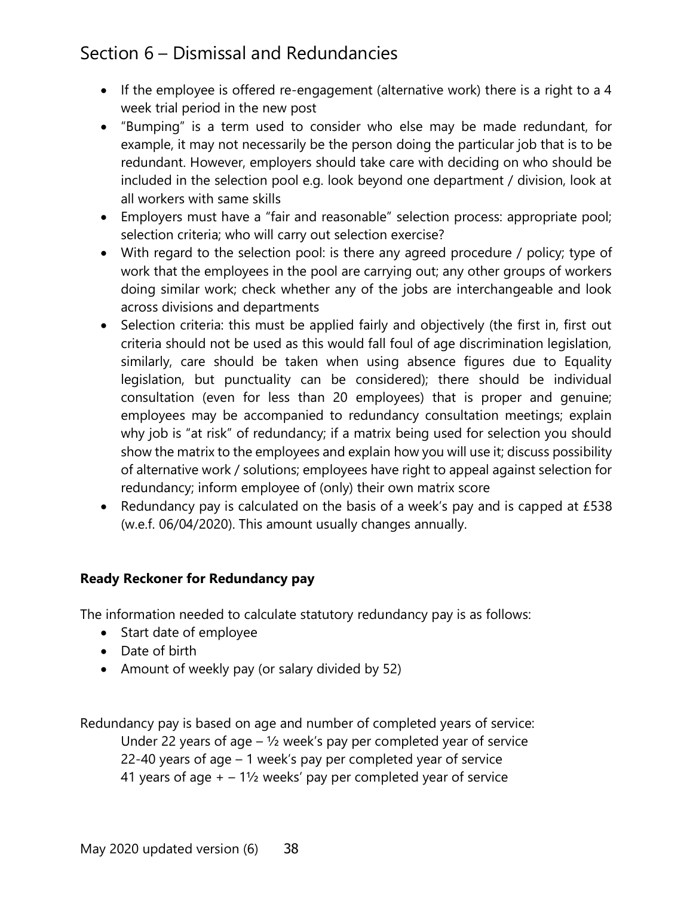# Section 6 – Dismissal and Redundancies

- If the employee is offered re-engagement (alternative work) there is a right to a 4 week trial period in the new post
- "Bumping" is a term used to consider who else may be made redundant, for example, it may not necessarily be the person doing the particular job that is to be redundant. However, employers should take care with deciding on who should be included in the selection pool e.g. look beyond one department / division, look at all workers with same skills
- Employers must have a "fair and reasonable" selection process: appropriate pool; selection criteria; who will carry out selection exercise?
- With regard to the selection pool: is there any agreed procedure / policy; type of work that the employees in the pool are carrying out; any other groups of workers doing similar work; check whether any of the jobs are interchangeable and look across divisions and departments
- Selection criteria: this must be applied fairly and objectively (the first in, first out criteria should not be used as this would fall foul of age discrimination legislation, similarly, care should be taken when using absence figures due to Equality legislation, but punctuality can be considered); there should be individual consultation (even for less than 20 employees) that is proper and genuine; employees may be accompanied to redundancy consultation meetings; explain why job is "at risk" of redundancy; if a matrix being used for selection you should show the matrix to the employees and explain how you will use it; discuss possibility of alternative work / solutions; employees have right to appeal against selection for redundancy; inform employee of (only) their own matrix score
- Redundancy pay is calculated on the basis of a week's pay and is capped at £538 (w.e.f. 06/04/2020). This amount usually changes annually.

**Ready Reckoner for Redundancy pay**

The information needed to calculate statutory redundancy pay is as follows:

- Start date of employee
- Date of birth
- Amount of weekly pay (or salary divided by 52)

Redundancy pay is based on age and number of completed years of service:

Under 22 years of age – ½ week's pay per completed year of service
22-40 years of age – 1 week's pay per completed year of service
41 years of age + – 1½ weeks' pay per completed year of service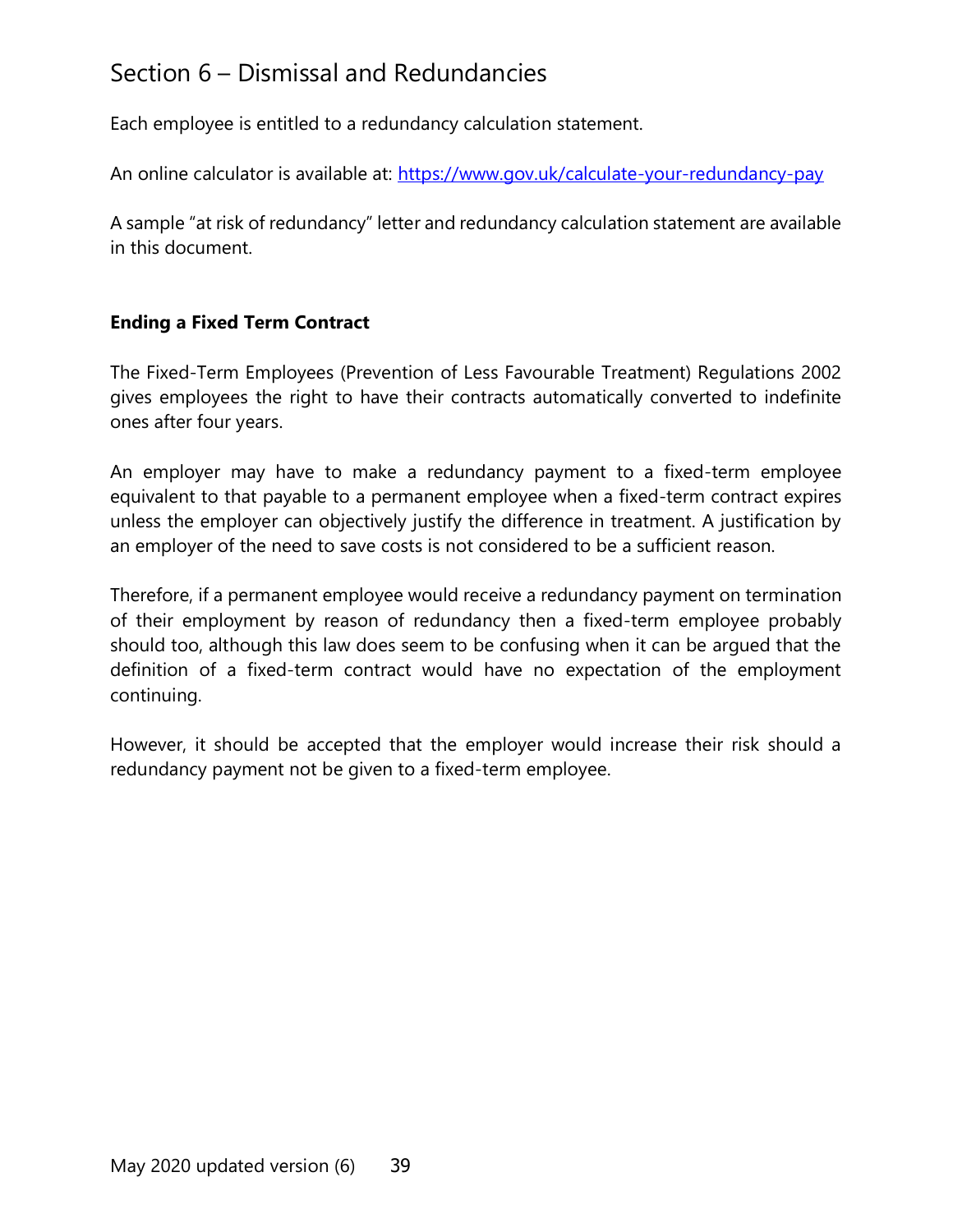## Section 6 – Dismissal and Redundancies

Each employee is entitled to a redundancy calculation statement.

An online calculator is available at: [https://www.gov.uk/calculate-your-redundancy-pay](https://www.gov.uk/calculate-your-redundancy-pay)

A sample "at risk of redundancy" letter and redundancy calculation statement are available in this document.

**Ending a Fixed Term Contract**

The Fixed-Term Employees (Prevention of Less Favourable Treatment) Regulations 2002 gives employees the right to have their contracts automatically converted to indefinite ones after four years.

An employer may have to make a redundancy payment to a fixed-term employee equivalent to that payable to a permanent employee when a fixed-term contract expires unless the employer can objectively justify the difference in treatment. A justification by an employer of the need to save costs is not considered to be a sufficient reason.

Therefore, if a permanent employee would receive a redundancy payment on termination of their employment by reason of redundancy then a fixed-term employee probably should too, although this law does seem to be confusing when it can be argued that the definition of a fixed-term contract would have no expectation of the employment continuing.

However, it should be accepted that the employer would increase their risk should a redundancy payment not be given to a fixed-term employee.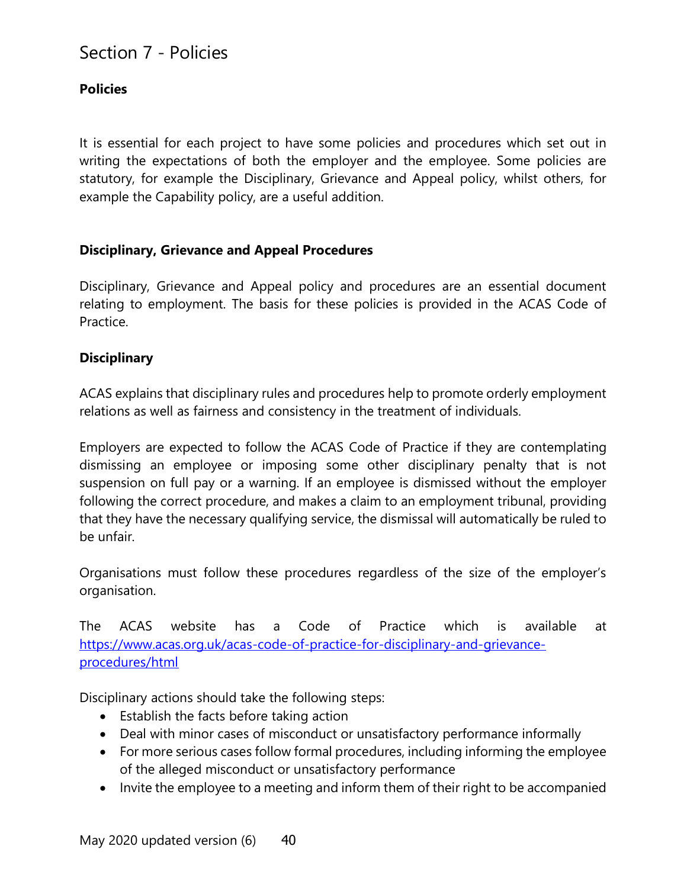# Section 7 - Policies

**Policies**

It is essential for each project to have some policies and procedures which set out in writing the expectations of both the employer and the employee. Some policies are statutory, for example the Disciplinary, Grievance and Appeal policy, whilst others, for example the Capability policy, are a useful addition.

**Disciplinary, Grievance and Appeal Procedures**

Disciplinary, Grievance and Appeal policy and procedures are an essential document relating to employment. The basis for these policies is provided in the ACAS Code of Practice.

**Disciplinary**

ACAS explains that disciplinary rules and procedures help to promote orderly employment relations as well as fairness and consistency in the treatment of individuals.

Employers are expected to follow the ACAS Code of Practice if they are contemplating dismissing an employee or imposing some other disciplinary penalty that is not suspension on full pay or a warning. If an employee is dismissed without the employer following the correct procedure, and makes a claim to an employment tribunal, providing that they have the necessary qualifying service, the dismissal will automatically be ruled to be unfair.

Organisations must follow these procedures regardless of the size of the employer's organisation.

The ACAS website has a Code of Practice which is available at [https://www.acas.org.uk/acas-code-of-practice-for-disciplinary-and-grievance-procedures/html](https://www.acas.org.uk/acas-code-of-practice-for-disciplinary-and-grievance-procedures/html)

Disciplinary actions should take the following steps:

- Establish the facts before taking action
- Deal with minor cases of misconduct or unsatisfactory performance informally
- For more serious cases follow formal procedures, including informing the employee of the alleged misconduct or unsatisfactory performance
- Invite the employee to a meeting and inform them of their right to be accompanied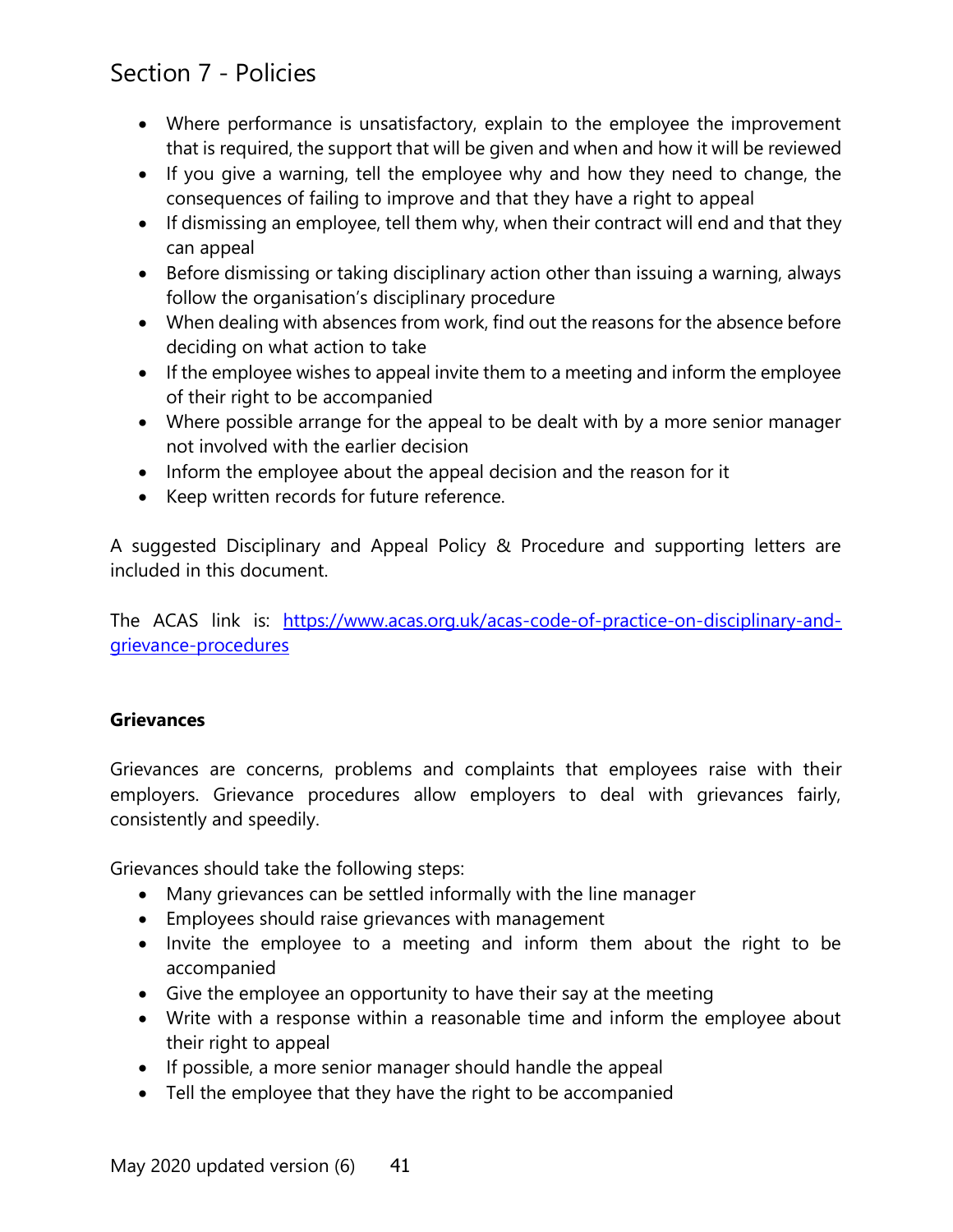# Section 7 - Policies

- Where performance is unsatisfactory, explain to the employee the improvement that is required, the support that will be given and when and how it will be reviewed
- If you give a warning, tell the employee why and how they need to change, the consequences of failing to improve and that they have a right to appeal
- If dismissing an employee, tell them why, when their contract will end and that they can appeal
- Before dismissing or taking disciplinary action other than issuing a warning, always follow the organisation's disciplinary procedure
- When dealing with absences from work, find out the reasons for the absence before deciding on what action to take
- If the employee wishes to appeal invite them to a meeting and inform the employee of their right to be accompanied
- Where possible arrange for the appeal to be dealt with by a more senior manager not involved with the earlier decision
- Inform the employee about the appeal decision and the reason for it
- Keep written records for future reference.

A suggested Disciplinary and Appeal Policy & Procedure and supporting letters are included in this document.

The ACAS link is: [https://www.acas.org.uk/acas-code-of-practice-on-disciplinary-and-grievance-procedures](https://www.acas.org.uk/acas-code-of-practice-on-disciplinary-and-grievance-procedures)

**Grievances**

Grievances are concerns, problems and complaints that employees raise with their employers. Grievance procedures allow employers to deal with grievances fairly, consistently and speedily.

Grievances should take the following steps:

- Many grievances can be settled informally with the line manager
- Employees should raise grievances with management
- Invite the employee to a meeting and inform them about the right to be accompanied
- Give the employee an opportunity to have their say at the meeting
- Write with a response within a reasonable time and inform the employee about their right to appeal
- If possible, a more senior manager should handle the appeal
- Tell the employee that they have the right to be accompanied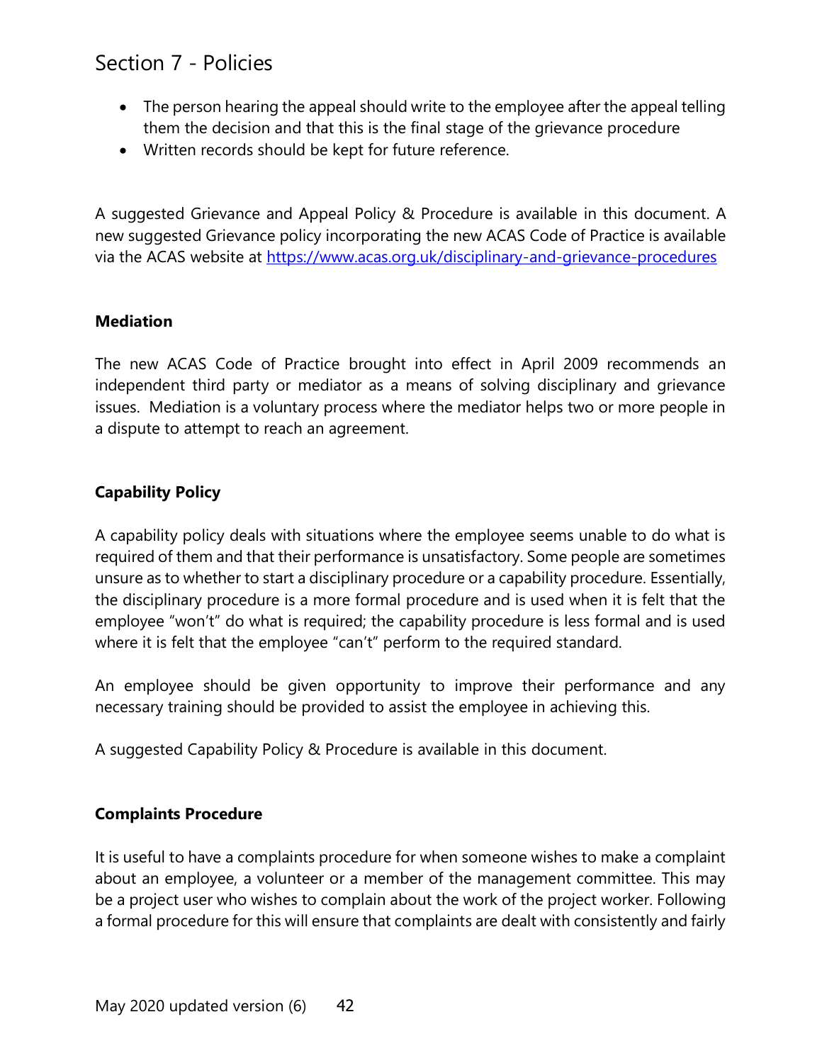## Section 7 - Policies

- The person hearing the appeal should write to the employee after the appeal telling them the decision and that this is the final stage of the grievance procedure
- Written records should be kept for future reference.

A suggested Grievance and Appeal Policy & Procedure is available in this document. A new suggested Grievance policy incorporating the new ACAS Code of Practice is available via the ACAS website at [https://www.acas.org.uk/disciplinary-and-grievance-procedures](https://www.acas.org.uk/disciplinary-and-grievance-procedures)

**Mediation**

The new ACAS Code of Practice brought into effect in April 2009 recommends an independent third party or mediator as a means of solving disciplinary and grievance issues. Mediation is a voluntary process where the mediator helps two or more people in a dispute to attempt to reach an agreement.

**Capability Policy**

A capability policy deals with situations where the employee seems unable to do what is required of them and that their performance is unsatisfactory. Some people are sometimes unsure as to whether to start a disciplinary procedure or a capability procedure. Essentially, the disciplinary procedure is a more formal procedure and is used when it is felt that the employee "won't" do what is required; the capability procedure is less formal and is used where it is felt that the employee "can't" perform to the required standard.

An employee should be given opportunity to improve their performance and any necessary training should be provided to assist the employee in achieving this.

A suggested Capability Policy & Procedure is available in this document.

**Complaints Procedure**

It is useful to have a complaints procedure for when someone wishes to make a complaint about an employee, a volunteer or a member of the management committee. This may be a project user who wishes to complain about the work of the project worker. Following a formal procedure for this will ensure that complaints are dealt with consistently and fairly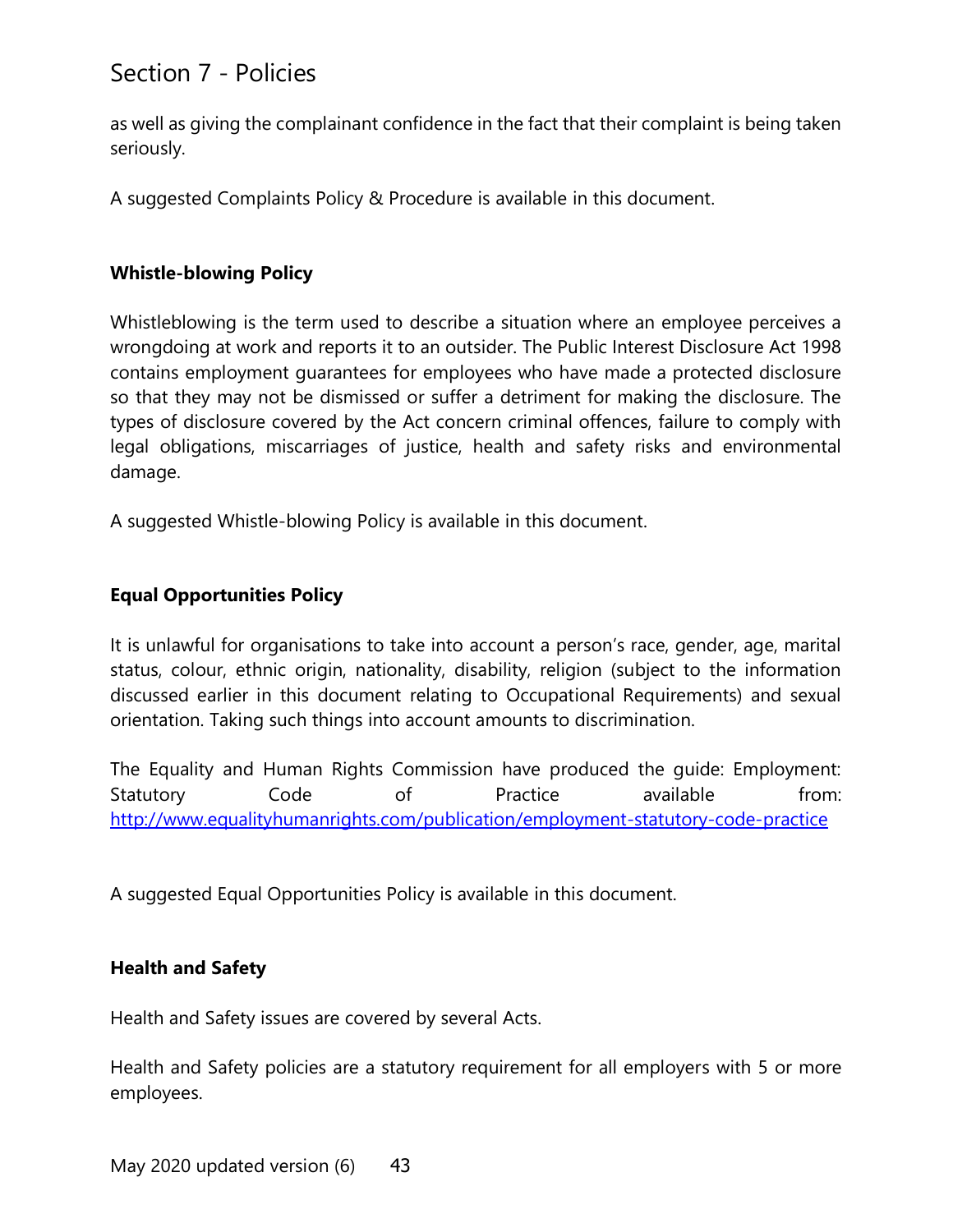as well as giving the complainant confidence in the fact that their complaint is being taken seriously.

A suggested Complaints Policy & Procedure is available in this document.

**Whistle-blowing Policy**

Whistleblowing is the term used to describe a situation where an employee perceives a wrongdoing at work and reports it to an outsider. The Public Interest Disclosure Act 1998 contains employment guarantees for employees who have made a protected disclosure so that they may not be dismissed or suffer a detriment for making the disclosure. The types of disclosure covered by the Act concern criminal offences, failure to comply with legal obligations, miscarriages of justice, health and safety risks and environmental damage.

A suggested Whistle-blowing Policy is available in this document.

**Equal Opportunities Policy**

It is unlawful for organisations to take into account a person's race, gender, age, marital status, colour, ethnic origin, nationality, disability, religion (subject to the information discussed earlier in this document relating to Occupational Requirements) and sexual orientation. Taking such things into account amounts to discrimination.

The Equality and Human Rights Commission have produced the guide: Employment: Statutory Code of Practice available from: [http://www.equalityhumanrights.com/publication/employment-statutory-code-practice](http://www.equalityhumanrights.com/publication/employment-statutory-code-practice)

A suggested Equal Opportunities Policy is available in this document.

**Health and Safety**

Health and Safety issues are covered by several Acts.

Health and Safety policies are a statutory requirement for all employers with 5 or more employees.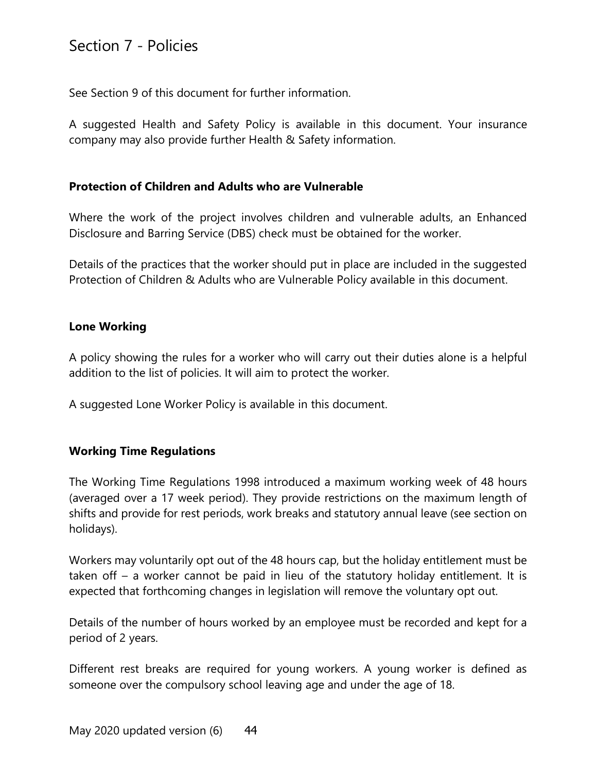# Section 7 - Policies

See Section 9 of this document for further information.

A suggested Health and Safety Policy is available in this document. Your insurance company may also provide further Health & Safety information.

**Protection of Children and Adults who are Vulnerable**

Where the work of the project involves children and vulnerable adults, an Enhanced Disclosure and Barring Service (DBS) check must be obtained for the worker.

Details of the practices that the worker should put in place are included in the suggested Protection of Children & Adults who are Vulnerable Policy available in this document.

**Lone Working**

A policy showing the rules for a worker who will carry out their duties alone is a helpful addition to the list of policies. It will aim to protect the worker.

A suggested Lone Worker Policy is available in this document.

**Working Time Regulations**

The Working Time Regulations 1998 introduced a maximum working week of 48 hours (averaged over a 17 week period). They provide restrictions on the maximum length of shifts and provide for rest periods, work breaks and statutory annual leave (see section on holidays).

Workers may voluntarily opt out of the 48 hours cap, but the holiday entitlement must be taken off – a worker cannot be paid in lieu of the statutory holiday entitlement. It is expected that forthcoming changes in legislation will remove the voluntary opt out.

Details of the number of hours worked by an employee must be recorded and kept for a period of 2 years.

Different rest breaks are required for young workers. A young worker is defined as someone over the compulsory school leaving age and under the age of 18.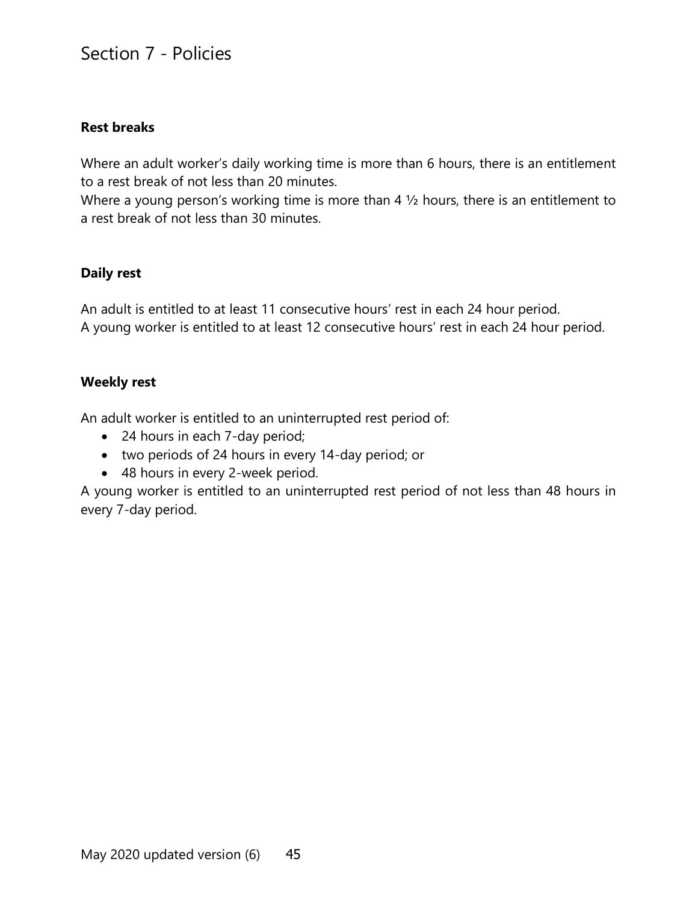# Section 7 - Policies

**Rest breaks**

Where an adult worker's daily working time is more than 6 hours, there is an entitlement to a rest break of not less than 20 minutes.
Where a young person's working time is more than 4 ½ hours, there is an entitlement to a rest break of not less than 30 minutes.

**Daily rest**

An adult is entitled to at least 11 consecutive hours' rest in each 24 hour period.
A young worker is entitled to at least 12 consecutive hours' rest in each 24 hour period.

**Weekly rest**

An adult worker is entitled to an uninterrupted rest period of:

- 24 hours in each 7-day period;
- two periods of 24 hours in every 14-day period; or
- 48 hours in every 2-week period.

A young worker is entitled to an uninterrupted rest period of not less than 48 hours in every 7-day period.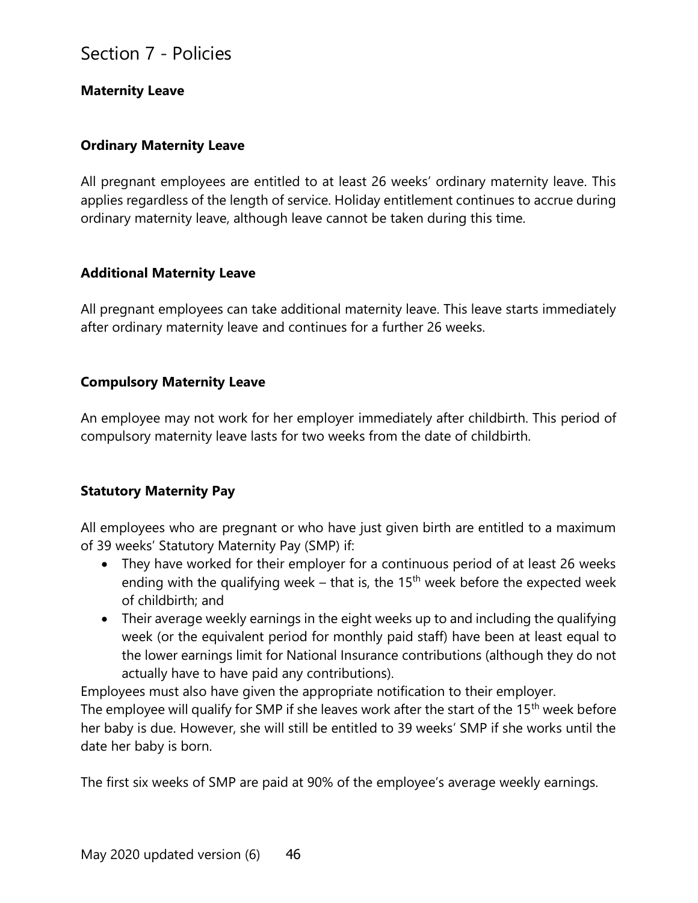# Section 7 - Policies

## Maternity Leave

### Ordinary Maternity Leave

All pregnant employees are entitled to at least 26 weeks' ordinary maternity leave. This applies regardless of the length of service. Holiday entitlement continues to accrue during ordinary maternity leave, although leave cannot be taken during this time.

### Additional Maternity Leave

All pregnant employees can take additional maternity leave. This leave starts immediately after ordinary maternity leave and continues for a further 26 weeks.

### Compulsory Maternity Leave

An employee may not work for her employer immediately after childbirth. This period of compulsory maternity leave lasts for two weeks from the date of childbirth.

### Statutory Maternity Pay

All employees who are pregnant or who have just given birth are entitled to a maximum of 39 weeks' Statutory Maternity Pay (SMP) if:

- They have worked for their employer for a continuous period of at least 26 weeks ending with the qualifying week – that is, the 15th week before the expected week of childbirth; and
- Their average weekly earnings in the eight weeks up to and including the qualifying week (or the equivalent period for monthly paid staff) have been at least equal to the lower earnings limit for National Insurance contributions (although they do not actually have to have paid any contributions).

Employees must also have given the appropriate notification to their employer.
The employee will qualify for SMP if she leaves work after the start of the 15th week before her baby is due. However, she will still be entitled to 39 weeks' SMP if she works until the date her baby is born.

The first six weeks of SMP are paid at 90% of the employee's average weekly earnings.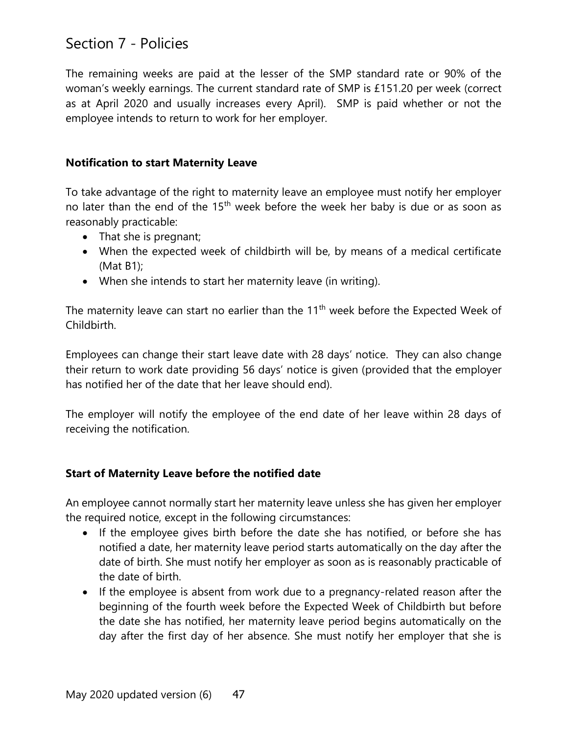The remaining weeks are paid at the lesser of the SMP standard rate or 90% of the woman's weekly earnings. The current standard rate of SMP is £151.20 per week (correct as at April 2020 and usually increases every April). SMP is paid whether or not the employee intends to return to work for her employer.

**Notification to start Maternity Leave**

To take advantage of the right to maternity leave an employee must notify her employer no later than the end of the 15th week before the week her baby is due or as soon as reasonably practicable:

- That she is pregnant;
- When the expected week of childbirth will be, by means of a medical certificate (Mat B1);
- When she intends to start her maternity leave (in writing).

The maternity leave can start no earlier than the 11th week before the Expected Week of Childbirth.

Employees can change their start leave date with 28 days' notice. They can also change their return to work date providing 56 days' notice is given (provided that the employer has notified her of the date that her leave should end).

The employer will notify the employee of the end date of her leave within 28 days of receiving the notification.

**Start of Maternity Leave before the notified date**

An employee cannot normally start her maternity leave unless she has given her employer the required notice, except in the following circumstances:

- If the employee gives birth before the date she has notified, or before she has notified a date, her maternity leave period starts automatically on the day after the date of birth. She must notify her employer as soon as is reasonably practicable of the date of birth.
- If the employee is absent from work due to a pregnancy-related reason after the beginning of the fourth week before the Expected Week of Childbirth but before the date she has notified, her maternity leave period begins automatically on the day after the first day of her absence. She must notify her employer that she is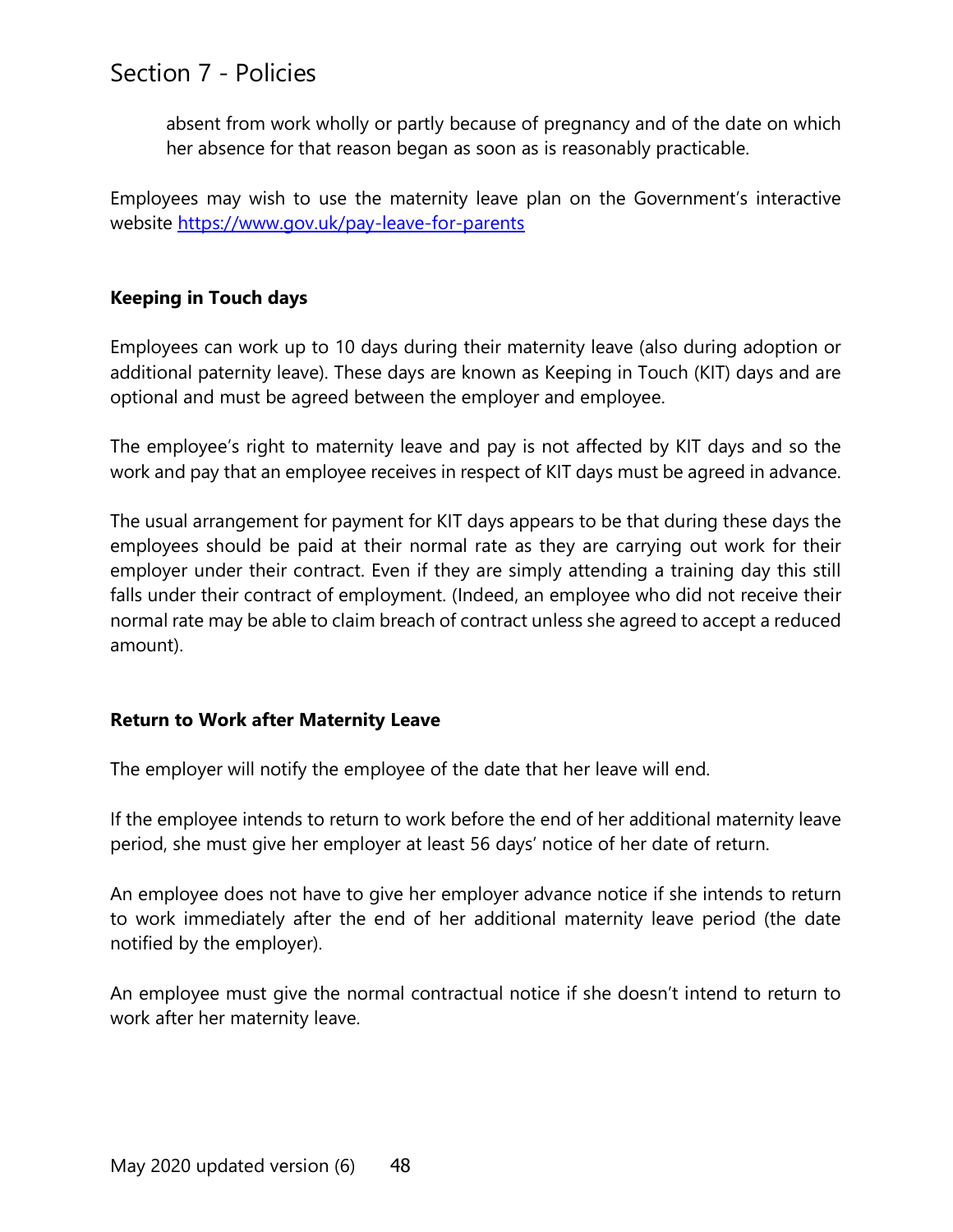absent from work wholly or partly because of pregnancy and of the date on which her absence for that reason began as soon as is reasonably practicable.

Employees may wish to use the maternity leave plan on the Government's interactive website https://www.gov.uk/pay-leave-for-parents

**Keeping in Touch days**

Employees can work up to 10 days during their maternity leave (also during adoption or additional paternity leave). These days are known as Keeping in Touch (KIT) days and are optional and must be agreed between the employer and employee.

The employee's right to maternity leave and pay is not affected by KIT days and so the work and pay that an employee receives in respect of KIT days must be agreed in advance.

The usual arrangement for payment for KIT days appears to be that during these days the employees should be paid at their normal rate as they are carrying out work for their employer under their contract. Even if they are simply attending a training day this still falls under their contract of employment. (Indeed, an employee who did not receive their normal rate may be able to claim breach of contract unless she agreed to accept a reduced amount).

**Return to Work after Maternity Leave**

The employer will notify the employee of the date that her leave will end.

If the employee intends to return to work before the end of her additional maternity leave period, she must give her employer at least 56 days' notice of her date of return.

An employee does not have to give her employer advance notice if she intends to return to work immediately after the end of her additional maternity leave period (the date notified by the employer).

An employee must give the normal contractual notice if she doesn't intend to return to work after her maternity leave.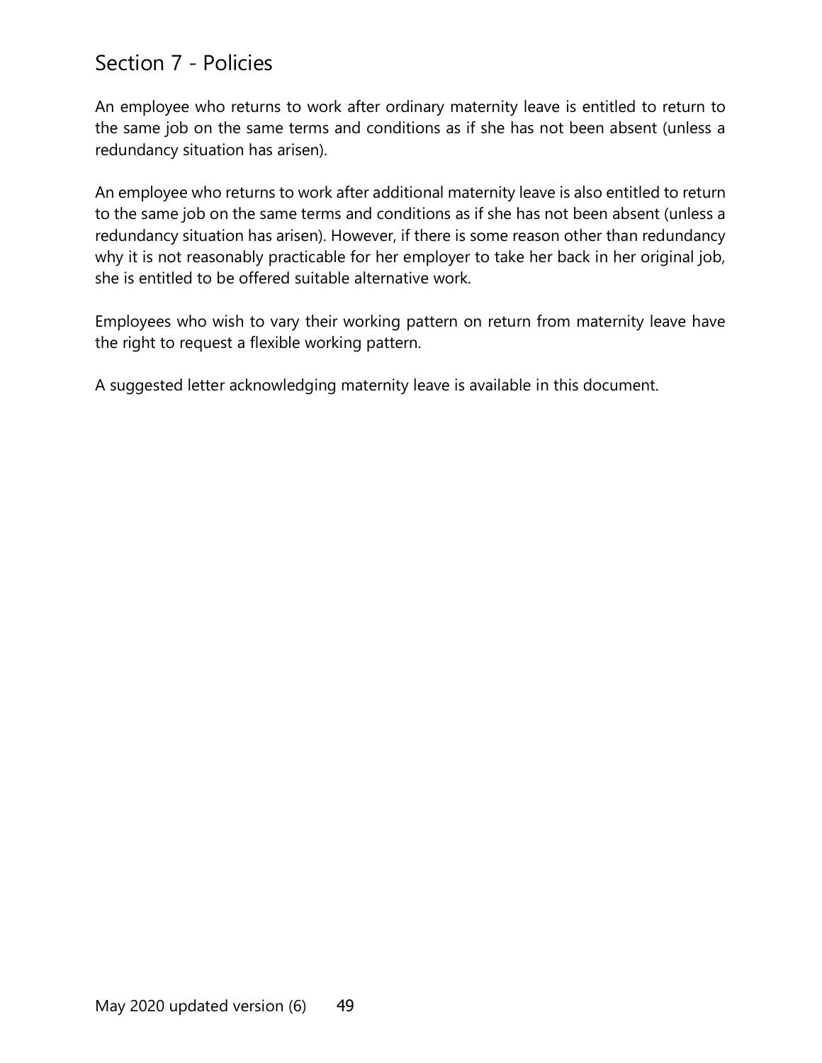## Section 7 - Policies

An employee who returns to work after ordinary maternity leave is entitled to return to the same job on the same terms and conditions as if she has not been absent (unless a redundancy situation has arisen).

An employee who returns to work after additional maternity leave is also entitled to return to the same job on the same terms and conditions as if she has not been absent (unless a redundancy situation has arisen). However, if there is some reason other than redundancy why it is not reasonably practicable for her employer to take her back in her original job, she is entitled to be offered suitable alternative work.

Employees who wish to vary their working pattern on return from maternity leave have the right to request a flexible working pattern.

A suggested letter acknowledging maternity leave is available in this document.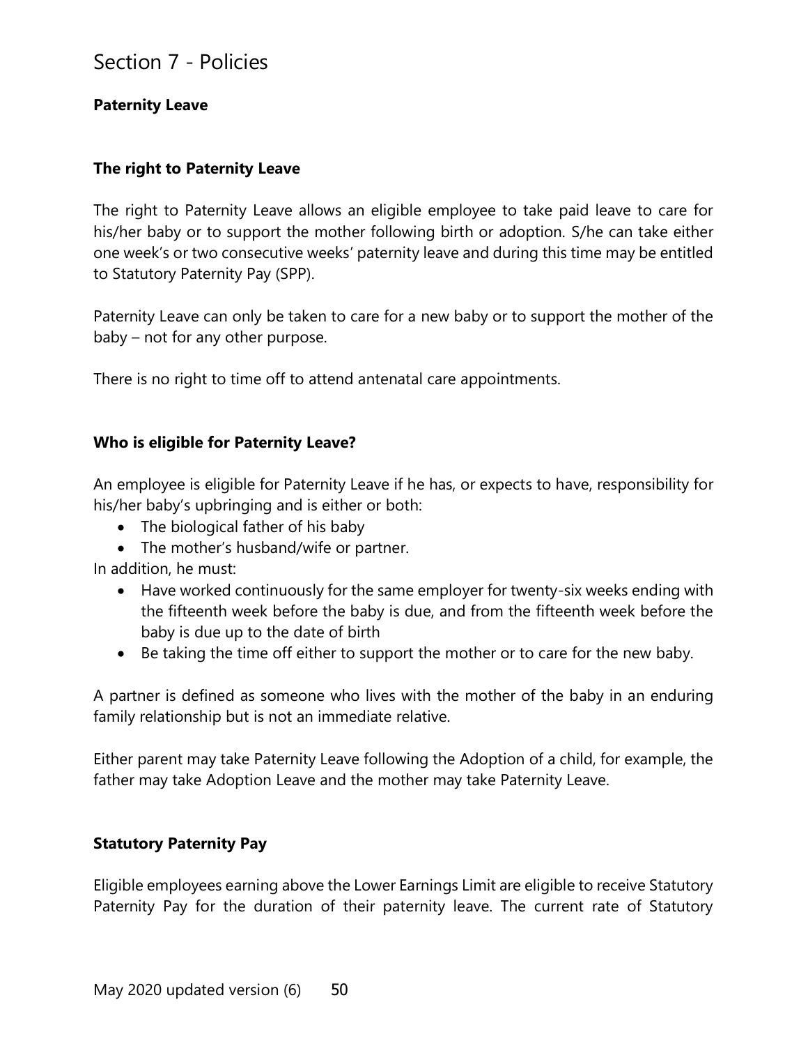# Section 7 - Policies

**Paternity Leave**

**The right to Paternity Leave**

The right to Paternity Leave allows an eligible employee to take paid leave to care for his/her baby or to support the mother following birth or adoption. S/he can take either one week's or two consecutive weeks' paternity leave and during this time may be entitled to Statutory Paternity Pay (SPP).

Paternity Leave can only be taken to care for a new baby or to support the mother of the baby – not for any other purpose.

There is no right to time off to attend antenatal care appointments.

**Who is eligible for Paternity Leave?**

An employee is eligible for Paternity Leave if he has, or expects to have, responsibility for his/her baby's upbringing and is either or both:

- The biological father of his baby
- The mother's husband/wife or partner.

In addition, he must:

- Have worked continuously for the same employer for twenty-six weeks ending with the fifteenth week before the baby is due, and from the fifteenth week before the baby is due up to the date of birth
- Be taking the time off either to support the mother or to care for the new baby.

A partner is defined as someone who lives with the mother of the baby in an enduring family relationship but is not an immediate relative.

Either parent may take Paternity Leave following the Adoption of a child, for example, the father may take Adoption Leave and the mother may take Paternity Leave.

**Statutory Paternity Pay**

Eligible employees earning above the Lower Earnings Limit are eligible to receive Statutory Paternity Pay for the duration of their paternity leave. The current rate of Statutory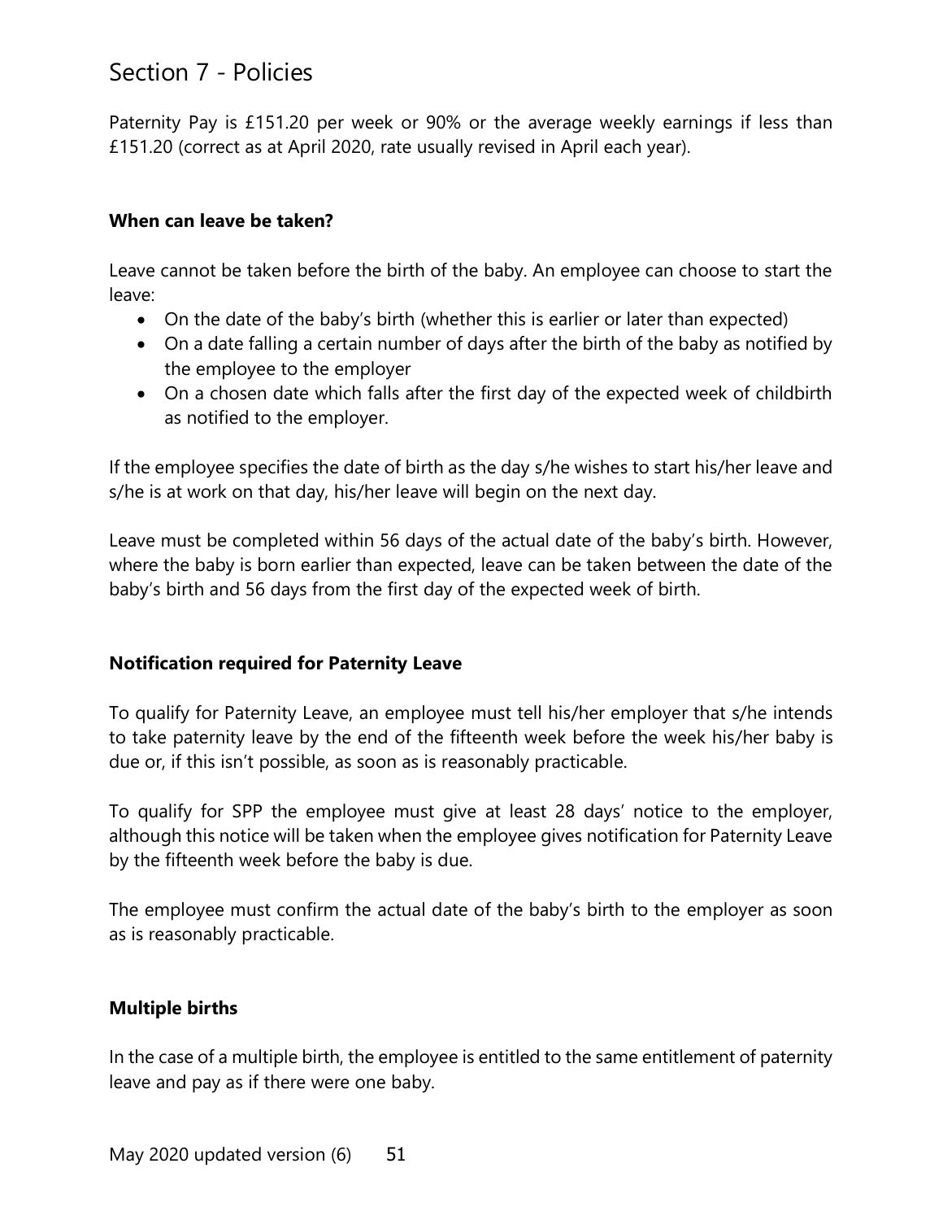# Section 7 - Policies

Paternity Pay is £151.20 per week or 90% or the average weekly earnings if less than £151.20 (correct as at April 2020, rate usually revised in April each year).

**When can leave be taken?**

Leave cannot be taken before the birth of the baby. An employee can choose to start the leave:

- On the date of the baby's birth (whether this is earlier or later than expected)
- On a date falling a certain number of days after the birth of the baby as notified by the employee to the employer
- On a chosen date which falls after the first day of the expected week of childbirth as notified to the employer.

If the employee specifies the date of birth as the day s/he wishes to start his/her leave and s/he is at work on that day, his/her leave will begin on the next day.

Leave must be completed within 56 days of the actual date of the baby's birth. However, where the baby is born earlier than expected, leave can be taken between the date of the baby's birth and 56 days from the first day of the expected week of birth.

**Notification required for Paternity Leave**

To qualify for Paternity Leave, an employee must tell his/her employer that s/he intends to take paternity leave by the end of the fifteenth week before the week his/her baby is due or, if this isn't possible, as soon as is reasonably practicable.

To qualify for SPP the employee must give at least 28 days' notice to the employer, although this notice will be taken when the employee gives notification for Paternity Leave by the fifteenth week before the baby is due.

The employee must confirm the actual date of the baby's birth to the employer as soon as is reasonably practicable.

**Multiple births**

In the case of a multiple birth, the employee is entitled to the same entitlement of paternity leave and pay as if there were one baby.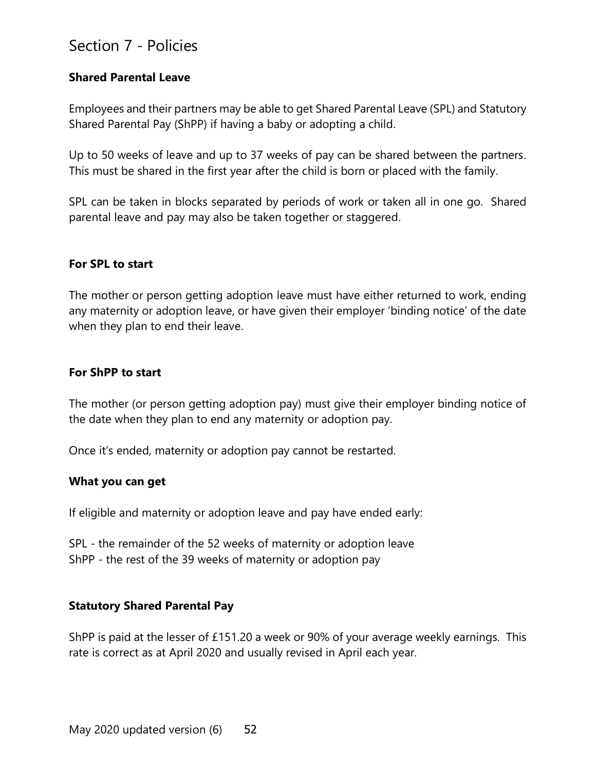# Section 7 - Policies

**Shared Parental Leave**

Employees and their partners may be able to get Shared Parental Leave (SPL) and Statutory Shared Parental Pay (ShPP) if having a baby or adopting a child.

Up to 50 weeks of leave and up to 37 weeks of pay can be shared between the partners. This must be shared in the first year after the child is born or placed with the family.

SPL can be taken in blocks separated by periods of work or taken all in one go. Shared parental leave and pay may also be taken together or staggered.

**For SPL to start**

The mother or person getting adoption leave must have either returned to work, ending any maternity or adoption leave, or have given their employer 'binding notice' of the date when they plan to end their leave.

**For ShPP to start**

The mother (or person getting adoption pay) must give their employer binding notice of the date when they plan to end any maternity or adoption pay.

Once it's ended, maternity or adoption pay cannot be restarted.

**What you can get**

If eligible and maternity or adoption leave and pay have ended early:

SPL - the remainder of the 52 weeks of maternity or adoption leave
ShPP - the rest of the 39 weeks of maternity or adoption pay

**Statutory Shared Parental Pay**

ShPP is paid at the lesser of £151.20 a week or 90% of your average weekly earnings. This rate is correct as at April 2020 and usually revised in April each year.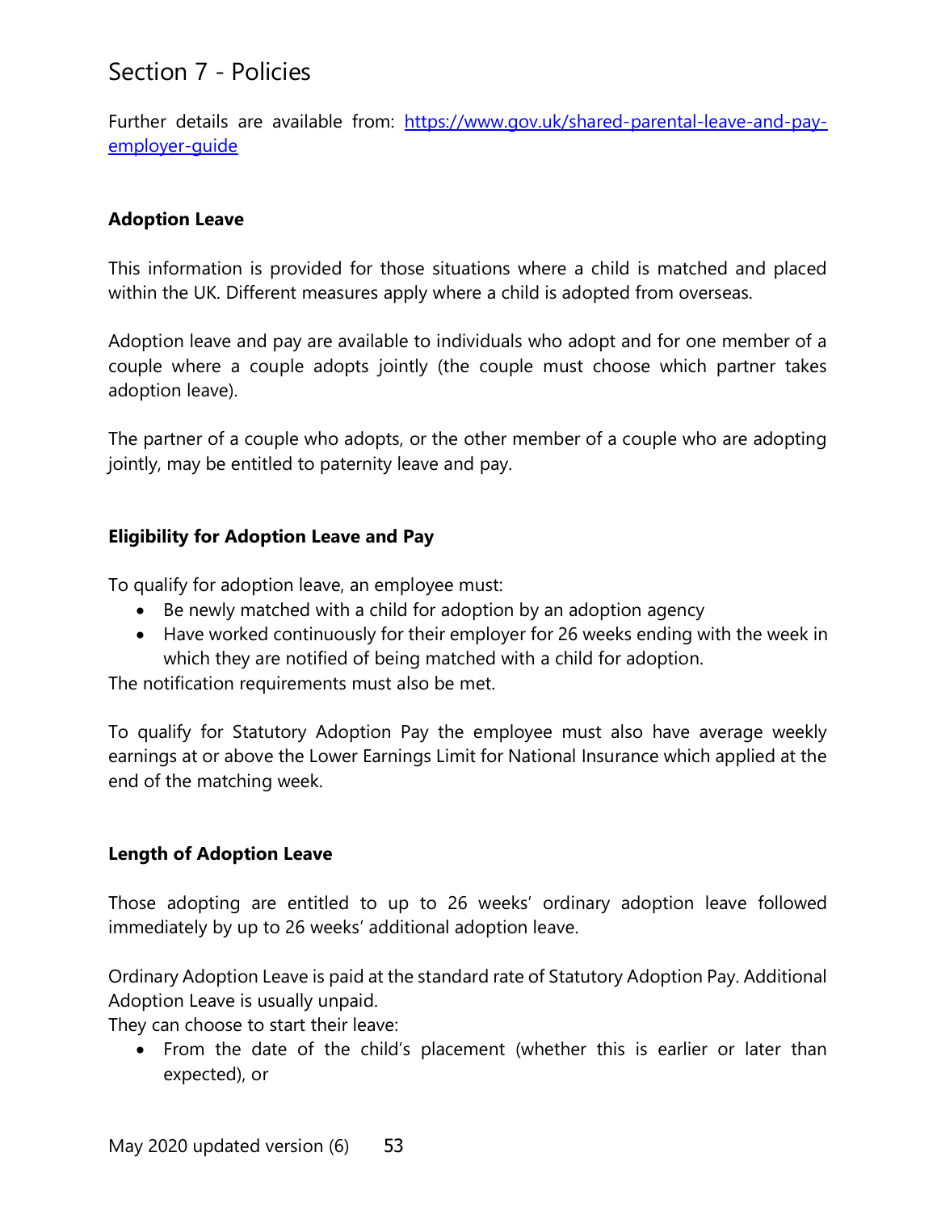Further details are available from: [https://www.gov.uk/shared-parental-leave-and-pay-employer-guide](https://www.gov.uk/shared-parental-leave-and-pay-employer-guide)

**Adoption Leave**

This information is provided for those situations where a child is matched and placed within the UK. Different measures apply where a child is adopted from overseas.

Adoption leave and pay are available to individuals who adopt and for one member of a couple where a couple adopts jointly (the couple must choose which partner takes adoption leave).

The partner of a couple who adopts, or the other member of a couple who are adopting jointly, may be entitled to paternity leave and pay.

**Eligibility for Adoption Leave and Pay**

To qualify for adoption leave, an employee must:

- Be newly matched with a child for adoption by an adoption agency
- Have worked continuously for their employer for 26 weeks ending with the week in which they are notified of being matched with a child for adoption.

The notification requirements must also be met.

To qualify for Statutory Adoption Pay the employee must also have average weekly earnings at or above the Lower Earnings Limit for National Insurance which applied at the end of the matching week.

**Length of Adoption Leave**

Those adopting are entitled to up to 26 weeks' ordinary adoption leave followed immediately by up to 26 weeks' additional adoption leave.

Ordinary Adoption Leave is paid at the standard rate of Statutory Adoption Pay. Additional Adoption Leave is usually unpaid.
They can choose to start their leave:

- From the date of the child's placement (whether this is earlier or later than expected), or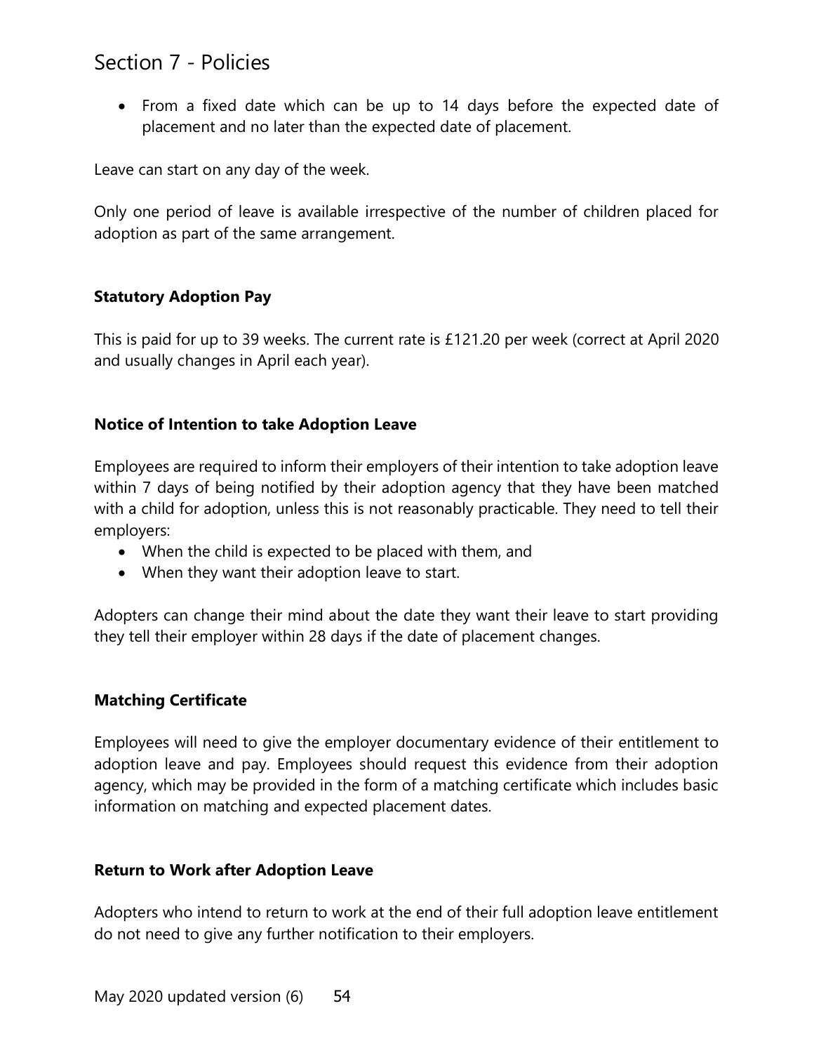# Section 7 - Policies

- From a fixed date which can be up to 14 days before the expected date of placement and no later than the expected date of placement.

Leave can start on any day of the week.

Only one period of leave is available irrespective of the number of children placed for adoption as part of the same arrangement.

**Statutory Adoption Pay**

This is paid for up to 39 weeks. The current rate is £121.20 per week (correct at April 2020 and usually changes in April each year).

**Notice of Intention to take Adoption Leave**

Employees are required to inform their employers of their intention to take adoption leave within 7 days of being notified by their adoption agency that they have been matched with a child for adoption, unless this is not reasonably practicable. They need to tell their employers:

- When the child is expected to be placed with them, and
- When they want their adoption leave to start.

Adopters can change their mind about the date they want their leave to start providing they tell their employer within 28 days if the date of placement changes.

**Matching Certificate**

Employees will need to give the employer documentary evidence of their entitlement to adoption leave and pay. Employees should request this evidence from their adoption agency, which may be provided in the form of a matching certificate which includes basic information on matching and expected placement dates.

**Return to Work after Adoption Leave**

Adopters who intend to return to work at the end of their full adoption leave entitlement do not need to give any further notification to their employers.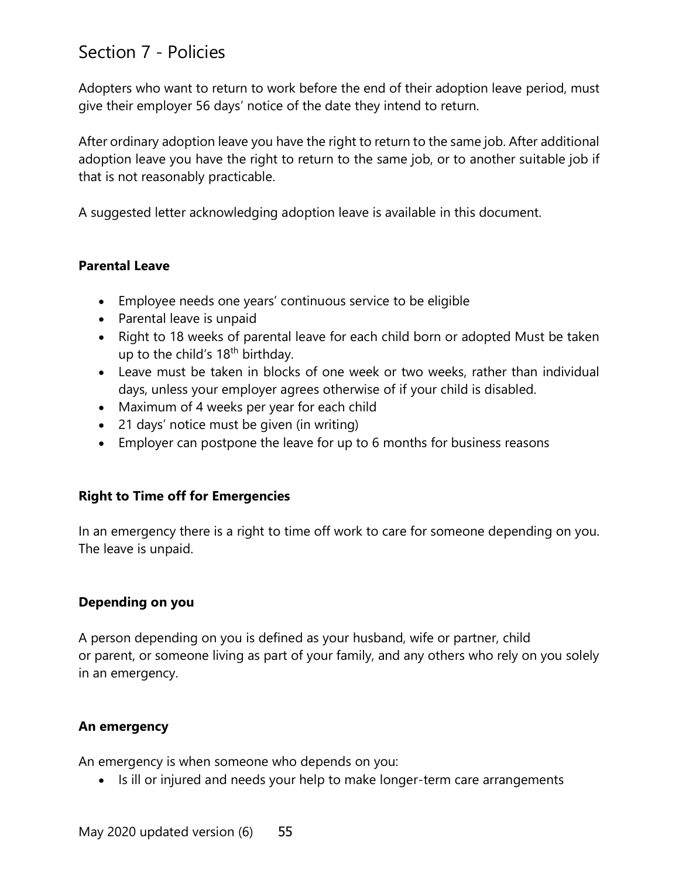## Section 7 - Policies

Adopters who want to return to work before the end of their adoption leave period, must give their employer 56 days' notice of the date they intend to return.

After ordinary adoption leave you have the right to return to the same job. After additional adoption leave you have the right to return to the same job, or to another suitable job if that is not reasonably practicable.

A suggested letter acknowledging adoption leave is available in this document.

**Parental Leave**

- Employee needs one years' continuous service to be eligible
- Parental leave is unpaid
- Right to 18 weeks of parental leave for each child born or adopted Must be taken up to the child's 18th birthday.
- Leave must be taken in blocks of one week or two weeks, rather than individual days, unless your employer agrees otherwise of if your child is disabled.
- Maximum of 4 weeks per year for each child
- 21 days' notice must be given (in writing)
- Employer can postpone the leave for up to 6 months for business reasons

**Right to Time off for Emergencies**

In an emergency there is a right to time off work to care for someone depending on you. The leave is unpaid.

**Depending on you**

A person depending on you is defined as your husband, wife or partner, child or parent, or someone living as part of your family, and any others who rely on you solely in an emergency.

**An emergency**

An emergency is when someone who depends on you:

- Is ill or injured and needs your help to make longer-term care arrangements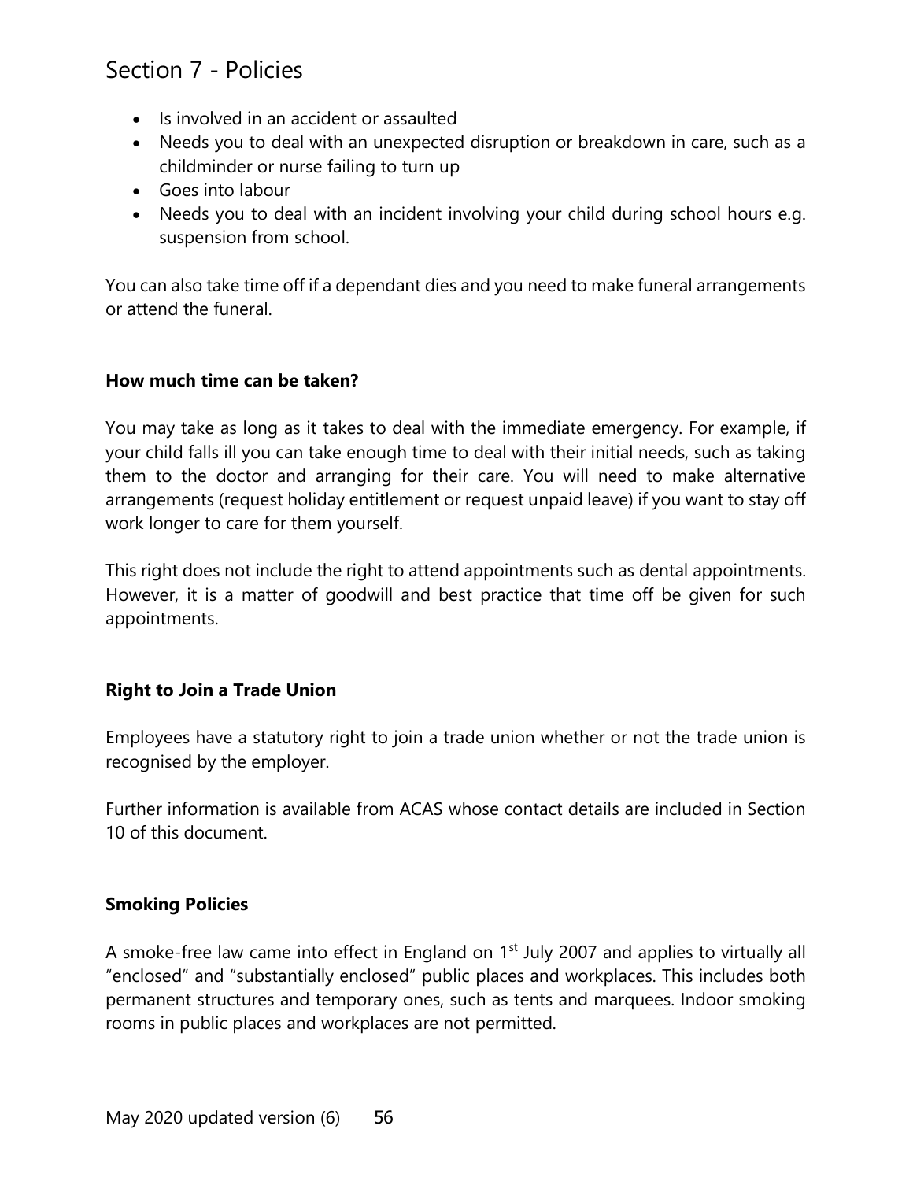- Is involved in an accident or assaulted
- Needs you to deal with an unexpected disruption or breakdown in care, such as a childminder or nurse failing to turn up
- Goes into labour
- Needs you to deal with an incident involving your child during school hours e.g. suspension from school.

You can also take time off if a dependant dies and you need to make funeral arrangements or attend the funeral.

**How much time can be taken?**

You may take as long as it takes to deal with the immediate emergency. For example, if your child falls ill you can take enough time to deal with their initial needs, such as taking them to the doctor and arranging for their care. You will need to make alternative arrangements (request holiday entitlement or request unpaid leave) if you want to stay off work longer to care for them yourself.

This right does not include the right to attend appointments such as dental appointments. However, it is a matter of goodwill and best practice that time off be given for such appointments.

**Right to Join a Trade Union**

Employees have a statutory right to join a trade union whether or not the trade union is recognised by the employer.

Further information is available from ACAS whose contact details are included in Section 10 of this document.

**Smoking Policies**

A smoke-free law came into effect in England on 1st July 2007 and applies to virtually all "enclosed" and "substantially enclosed" public places and workplaces. This includes both permanent structures and temporary ones, such as tents and marquees. Indoor smoking rooms in public places and workplaces are not permitted.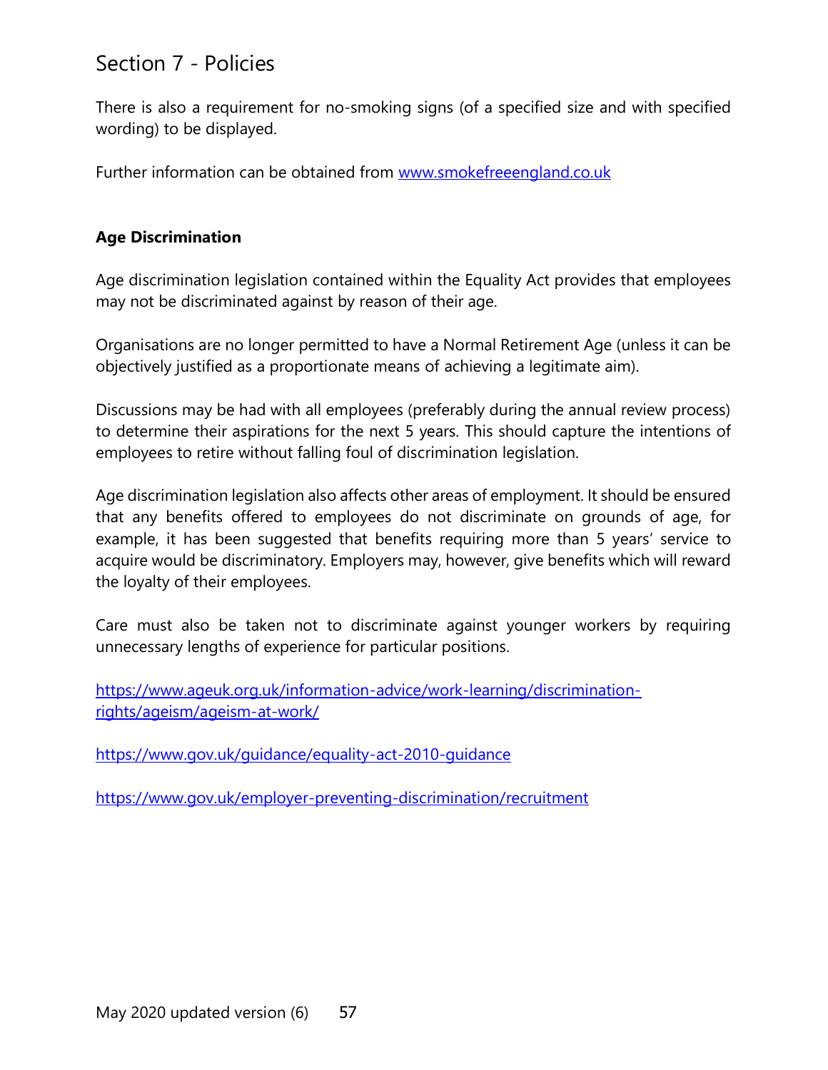# Section 7 - Policies

There is also a requirement for no-smoking signs (of a specified size and with specified wording) to be displayed.

Further information can be obtained from [www.smokefreeengland.co.uk](www.smokefreeengland.co.uk)

**Age Discrimination**

Age discrimination legislation contained within the Equality Act provides that employees may not be discriminated against by reason of their age.

Organisations are no longer permitted to have a Normal Retirement Age (unless it can be objectively justified as a proportionate means of achieving a legitimate aim).

Discussions may be had with all employees (preferably during the annual review process) to determine their aspirations for the next 5 years. This should capture the intentions of employees to retire without falling foul of discrimination legislation.

Age discrimination legislation also affects other areas of employment. It should be ensured that any benefits offered to employees do not discriminate on grounds of age, for example, it has been suggested that benefits requiring more than 5 years' service to acquire would be discriminatory. Employers may, however, give benefits which will reward the loyalty of their employees.

Care must also be taken not to discriminate against younger workers by requiring unnecessary lengths of experience for particular positions.

[https://www.ageuk.org.uk/information-advice/work-learning/discrimination-rights/ageism/ageism-at-work/](https://www.ageuk.org.uk/information-advice/work-learning/discrimination-rights/ageism/ageism-at-work/)

[https://www.gov.uk/guidance/equality-act-2010-guidance](https://www.gov.uk/guidance/equality-act-2010-guidance)

[https://www.gov.uk/employer-preventing-discrimination/recruitment](https://www.gov.uk/employer-preventing-discrimination/recruitment)

May 2020 updated version (6)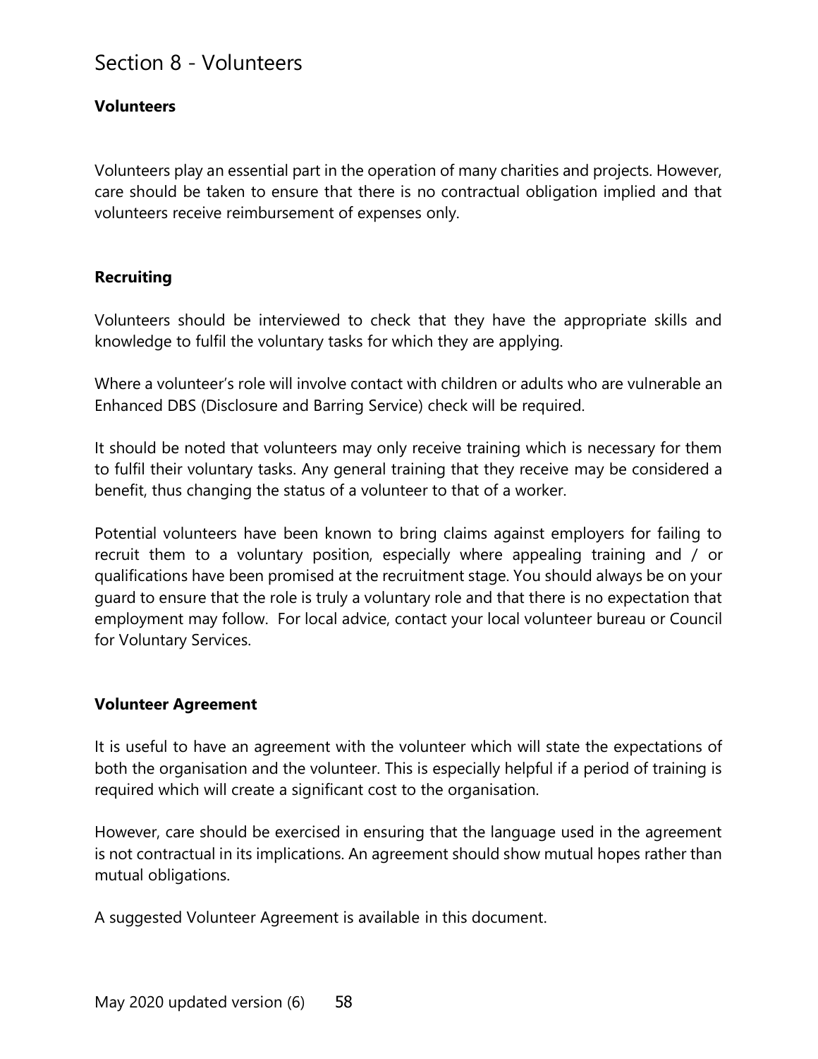# Section 8 - Volunteers

### Volunteers

Volunteers play an essential part in the operation of many charities and projects. However, care should be taken to ensure that there is no contractual obligation implied and that volunteers receive reimbursement of expenses only.

### Recruiting

Volunteers should be interviewed to check that they have the appropriate skills and knowledge to fulfil the voluntary tasks for which they are applying.

Where a volunteer's role will involve contact with children or adults who are vulnerable an Enhanced DBS (Disclosure and Barring Service) check will be required.

It should be noted that volunteers may only receive training which is necessary for them to fulfil their voluntary tasks. Any general training that they receive may be considered a benefit, thus changing the status of a volunteer to that of a worker.

Potential volunteers have been known to bring claims against employers for failing to recruit them to a voluntary position, especially where appealing training and / or qualifications have been promised at the recruitment stage. You should always be on your guard to ensure that the role is truly a voluntary role and that there is no expectation that employment may follow. For local advice, contact your local volunteer bureau or Council for Voluntary Services.

### Volunteer Agreement

It is useful to have an agreement with the volunteer which will state the expectations of both the organisation and the volunteer. This is especially helpful if a period of training is required which will create a significant cost to the organisation.

However, care should be exercised in ensuring that the language used in the agreement is not contractual in its implications. An agreement should show mutual hopes rather than mutual obligations.

A suggested Volunteer Agreement is available in this document.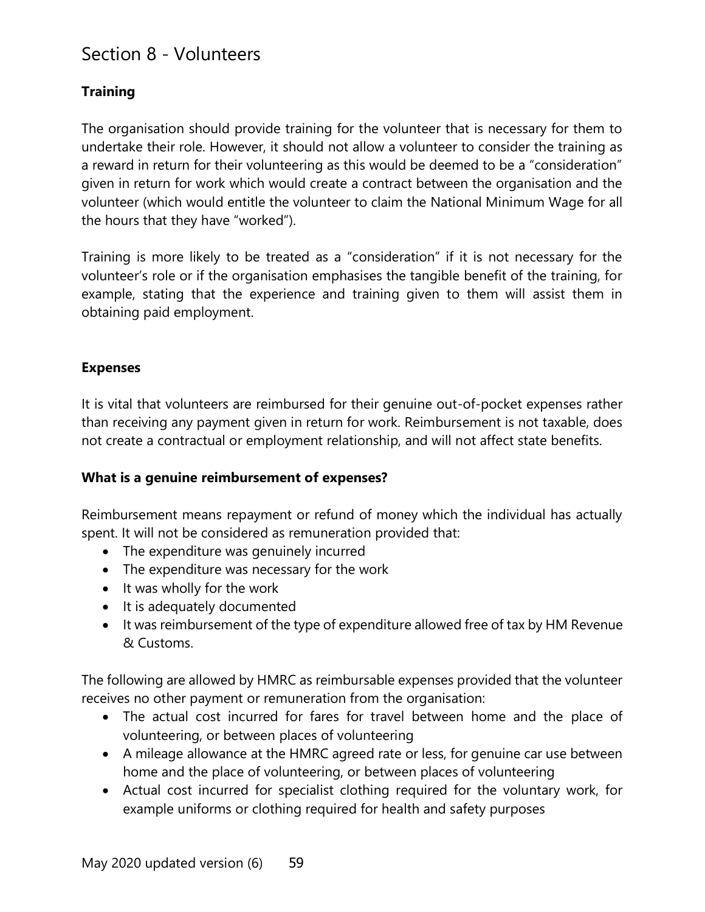# Section 8 - Volunteers

**Training**

The organisation should provide training for the volunteer that is necessary for them to undertake their role. However, it should not allow a volunteer to consider the training as a reward in return for their volunteering as this would be deemed to be a "consideration" given in return for work which would create a contract between the organisation and the volunteer (which would entitle the volunteer to claim the National Minimum Wage for all the hours that they have "worked").

Training is more likely to be treated as a "consideration" if it is not necessary for the volunteer's role or if the organisation emphasises the tangible benefit of the training, for example, stating that the experience and training given to them will assist them in obtaining paid employment.

**Expenses**

It is vital that volunteers are reimbursed for their genuine out-of-pocket expenses rather than receiving any payment given in return for work. Reimbursement is not taxable, does not create a contractual or employment relationship, and will not affect state benefits.

**What is a genuine reimbursement of expenses?**

Reimbursement means repayment or refund of money which the individual has actually spent. It will not be considered as remuneration provided that:

- The expenditure was genuinely incurred
- The expenditure was necessary for the work
- It was wholly for the work
- It is adequately documented
- It was reimbursement of the type of expenditure allowed free of tax by HM Revenue & Customs.

The following are allowed by HMRC as reimbursable expenses provided that the volunteer receives no other payment or remuneration from the organisation:

- The actual cost incurred for fares for travel between home and the place of volunteering, or between places of volunteering
- A mileage allowance at the HMRC agreed rate or less, for genuine car use between home and the place of volunteering, or between places of volunteering
- Actual cost incurred for specialist clothing required for the voluntary work, for example uniforms or clothing required for health and safety purposes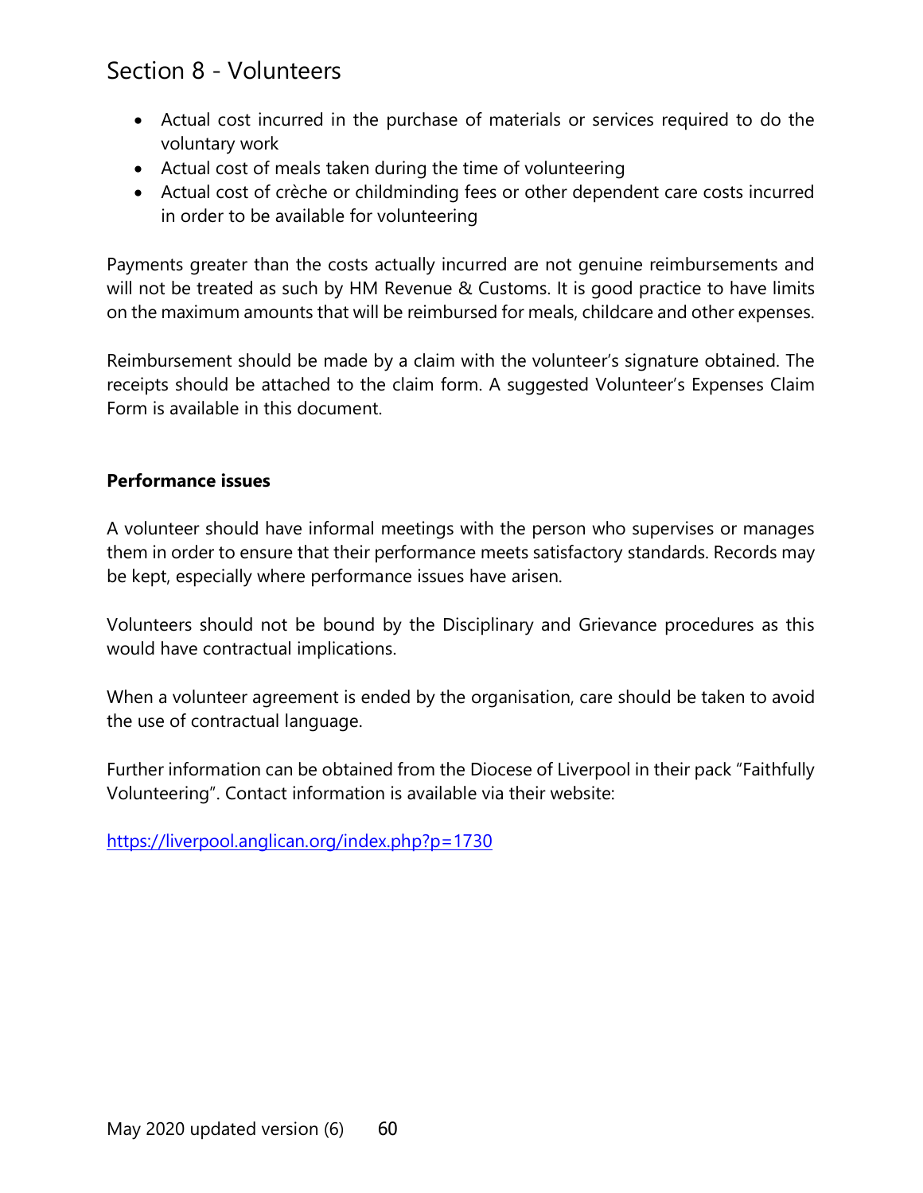- Actual cost incurred in the purchase of materials or services required to do the voluntary work
- Actual cost of meals taken during the time of volunteering
- Actual cost of crèche or childminding fees or other dependent care costs incurred in order to be available for volunteering

Payments greater than the costs actually incurred are not genuine reimbursements and will not be treated as such by HM Revenue & Customs. It is good practice to have limits on the maximum amounts that will be reimbursed for meals, childcare and other expenses.

Reimbursement should be made by a claim with the volunteer's signature obtained. The receipts should be attached to the claim form. A suggested Volunteer's Expenses Claim Form is available in this document.

**Performance issues**

A volunteer should have informal meetings with the person who supervises or manages them in order to ensure that their performance meets satisfactory standards. Records may be kept, especially where performance issues have arisen.

Volunteers should not be bound by the Disciplinary and Grievance procedures as this would have contractual implications.

When a volunteer agreement is ended by the organisation, care should be taken to avoid the use of contractual language.

Further information can be obtained from the Diocese of Liverpool in their pack "Faithfully Volunteering". Contact information is available via their website:

https://liverpool.anglican.org/index.php?p=1730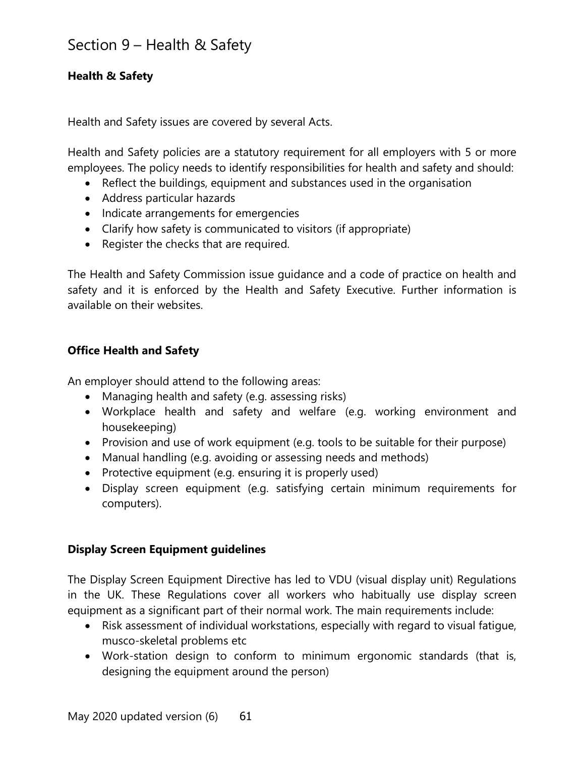# Section 9 – Health & Safety

### Health & Safety

Health and Safety issues are covered by several Acts.

Health and Safety policies are a statutory requirement for all employers with 5 or more employees. The policy needs to identify responsibilities for health and safety and should:

- Reflect the buildings, equipment and substances used in the organisation
- Address particular hazards
- Indicate arrangements for emergencies
- Clarify how safety is communicated to visitors (if appropriate)
- Register the checks that are required.

The Health and Safety Commission issue guidance and a code of practice on health and safety and it is enforced by the Health and Safety Executive. Further information is available on their websites.

### Office Health and Safety

An employer should attend to the following areas:

- Managing health and safety (e.g. assessing risks)
- Workplace health and safety and welfare (e.g. working environment and housekeeping)
- Provision and use of work equipment (e.g. tools to be suitable for their purpose)
- Manual handling (e.g. avoiding or assessing needs and methods)
- Protective equipment (e.g. ensuring it is properly used)
- Display screen equipment (e.g. satisfying certain minimum requirements for computers).

### Display Screen Equipment guidelines

The Display Screen Equipment Directive has led to VDU (visual display unit) Regulations in the UK. These Regulations cover all workers who habitually use display screen equipment as a significant part of their normal work. The main requirements include:

- Risk assessment of individual workstations, especially with regard to visual fatigue, musco-skeletal problems etc
- Work-station design to conform to minimum ergonomic standards (that is, designing the equipment around the person)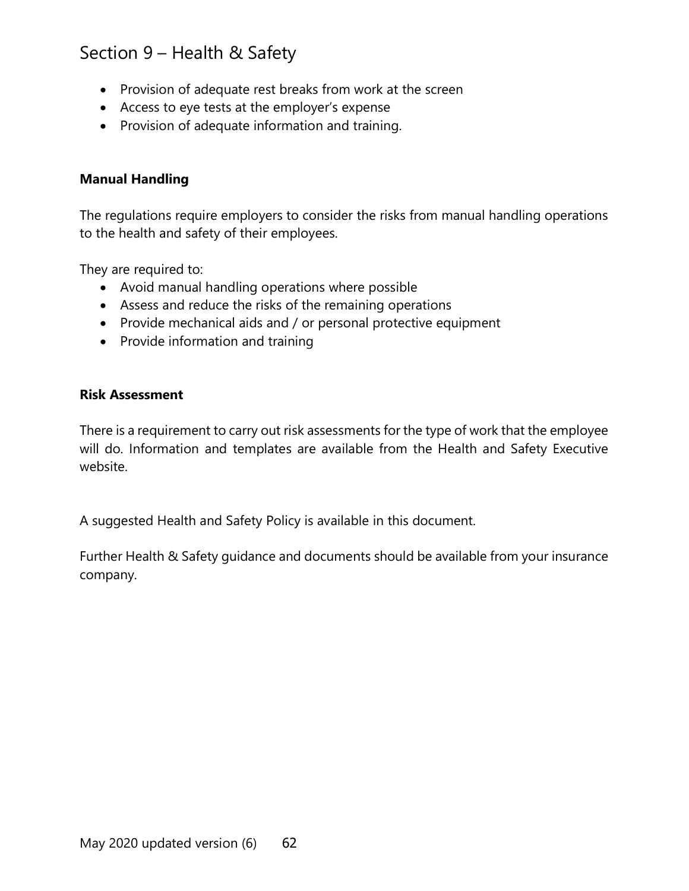- Provision of adequate rest breaks from work at the screen
- Access to eye tests at the employer's expense
- Provision of adequate information and training.

**Manual Handling**

The regulations require employers to consider the risks from manual handling operations to the health and safety of their employees.

They are required to:

- Avoid manual handling operations where possible
- Assess and reduce the risks of the remaining operations
- Provide mechanical aids and / or personal protective equipment
- Provide information and training

**Risk Assessment**

There is a requirement to carry out risk assessments for the type of work that the employee will do. Information and templates are available from the Health and Safety Executive website.

A suggested Health and Safety Policy is available in this document.

Further Health & Safety guidance and documents should be available from your insurance company.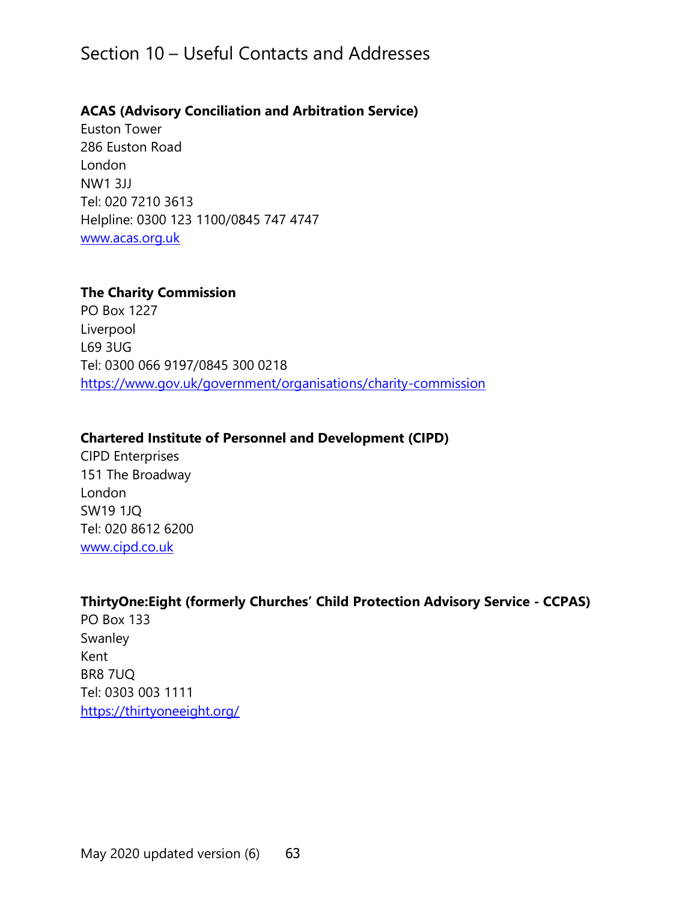## Section 10 – Useful Contacts and Addresses

**ACAS (Advisory Conciliation and Arbitration Service)**
Euston Tower
286 Euston Road
London
NW1 3JJ
Tel: 020 7210 3613
Helpline: 0300 123 1100/0845 747 4747
www.acas.org.uk

**The Charity Commission**
PO Box 1227
Liverpool
L69 3UG
Tel: 0300 066 9197/0845 300 0218
https://www.gov.uk/government/organisations/charity-commission

**Chartered Institute of Personnel and Development (CIPD)**
CIPD Enterprises
151 The Broadway
London
SW19 1JQ
Tel: 020 8612 6200
www.cipd.co.uk

**ThirtyOne:Eight (formerly Churches' Child Protection Advisory Service - CCPAS)**
PO Box 133
Swanley
Kent
BR8 7UQ
Tel: 0303 003 1111
https://thirtyoneeight.org/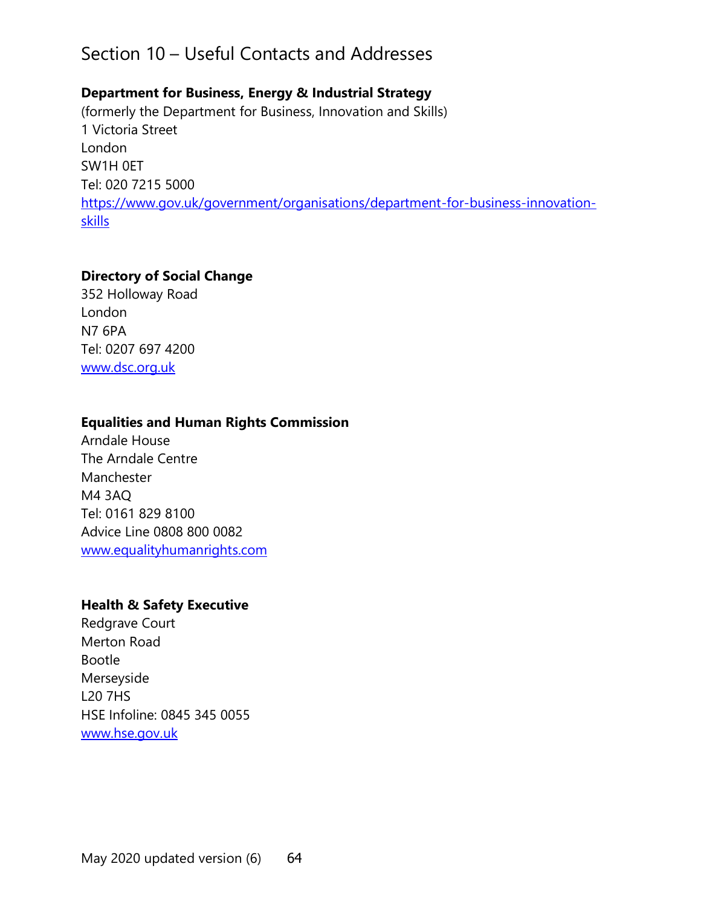# Section 10 – Useful Contacts and Addresses

**Department for Business, Energy & Industrial Strategy**
(formerly the Department for Business, Innovation and Skills)
1 Victoria Street
London
SW1H 0ET
Tel: 020 7215 5000
https://www.gov.uk/government/organisations/department-for-business-innovation-skills

**Directory of Social Change**
352 Holloway Road
London
N7 6PA
Tel: 0207 697 4200
www.dsc.org.uk

**Equalities and Human Rights Commission**
Arndale House
The Arndale Centre
Manchester
M4 3AQ
Tel: 0161 829 8100
Advice Line 0808 800 0082
www.equalityhumanrights.com

**Health & Safety Executive**
Redgrave Court
Merton Road
Bootle
Merseyside
L20 7HS
HSE Infoline: 0845 345 0055
www.hse.gov.uk

May 2020 updated version (6)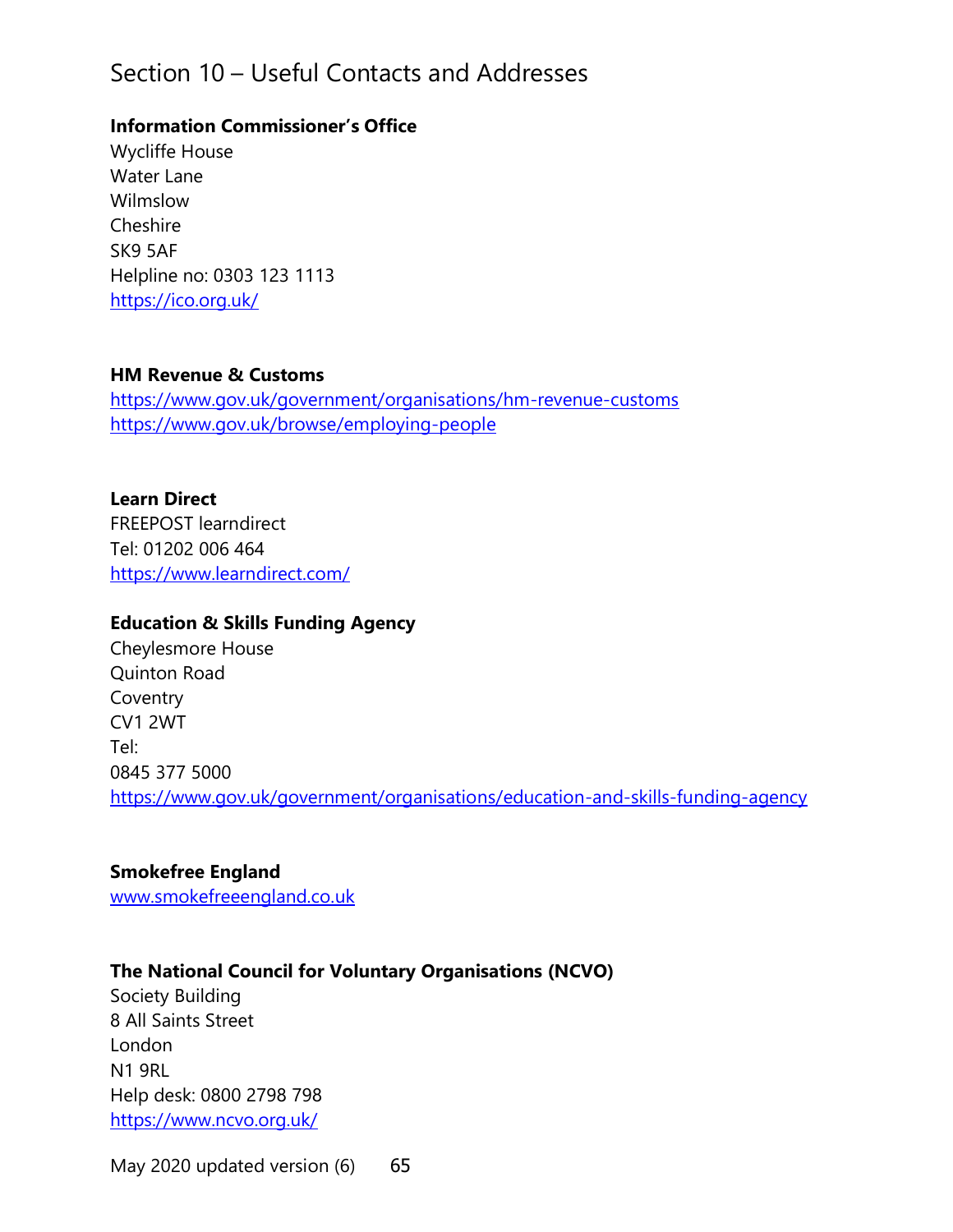# Section 10 – Useful Contacts and Addresses

**Information Commissioner's Office**
Wycliffe House
Water Lane
Wilmslow
Cheshire
SK9 5AF
Helpline no: 0303 123 1113
https://ico.org.uk/

**HM Revenue & Customs**
https://www.gov.uk/government/organisations/hm-revenue-customs
https://www.gov.uk/browse/employing-people

**Learn Direct**
FREEPOST learndirect
Tel: 01202 006 464
https://www.learndirect.com/

**Education & Skills Funding Agency**
Cheylesmore House
Quinton Road
Coventry
CV1 2WT
Tel:
0845 377 5000
https://www.gov.uk/government/organisations/education-and-skills-funding-agency

**Smokefree England**
www.smokefreeengland.co.uk

**The National Council for Voluntary Organisations (NCVO)**
Society Building
8 All Saints Street
London
N1 9RL
Help desk: 0800 2798 798
https://www.ncvo.org.uk/

May 2020 updated version (6)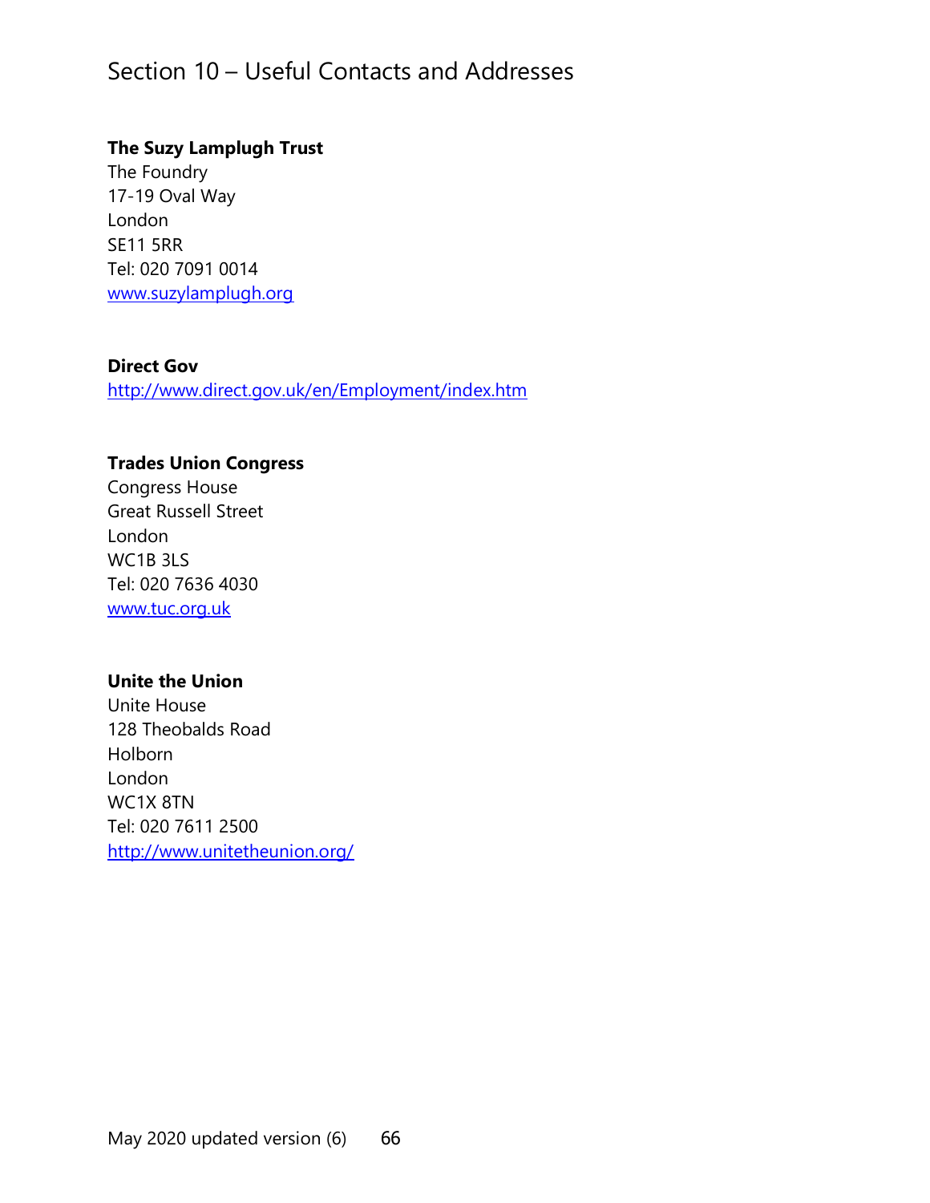# Section 10 – Useful Contacts and Addresses

**The Suzy Lamplugh Trust**
The Foundry
17-19 Oval Way
London
SE11 5RR
Tel: 020 7091 0014
www.suzylamplugh.org

**Direct Gov**
http://www.direct.gov.uk/en/Employment/index.htm

**Trades Union Congress**
Congress House
Great Russell Street
London
WC1B 3LS
Tel: 020 7636 4030
www.tuc.org.uk

**Unite the Union**
Unite House
128 Theobalds Road
Holborn
London
WC1X 8TN
Tel: 020 7611 2500
http://www.unitetheunion.org/